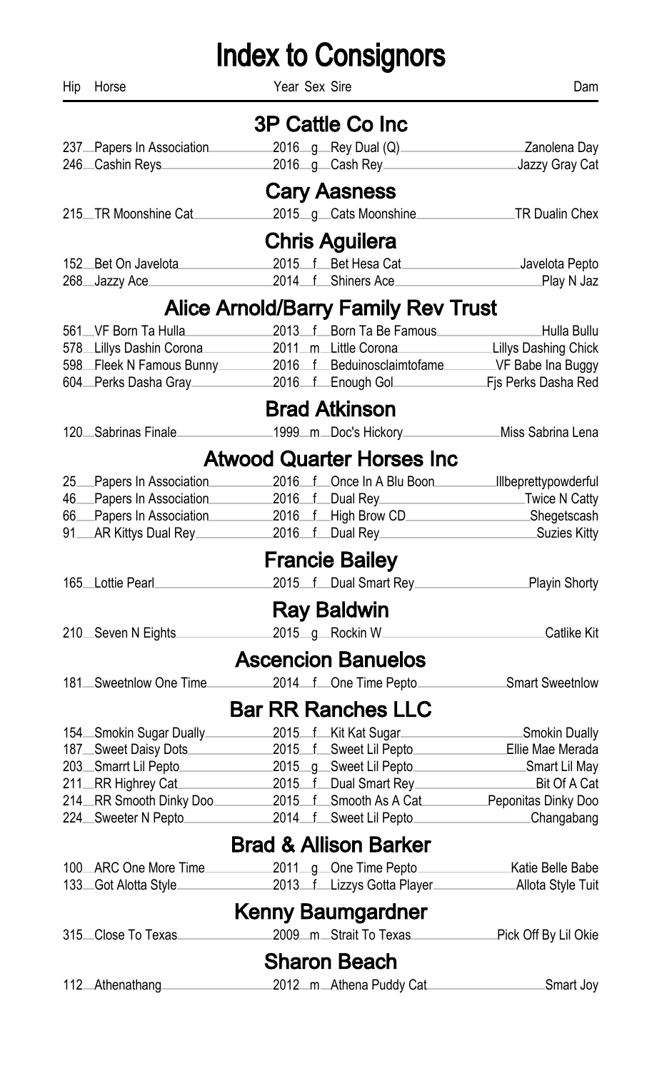# Index to Consignors

| Hip | Horse | Year | Sex | Sire | Dam |
|---|---|---|---|---|---|

## 3P Cattle Co Inc

| Hip | Horse | Year | Sex | Sire | Dam |
|---|---|---|---|---|---|
| 237 | Papers In Association | 2016 | g | Rey Dual (Q) | Zanolena Day |
| 246 | Cashin Reys | 2016 | g | Cash Rey | Jazzy Gray Cat |

## Cary Aasness

| Hip | Horse | Year | Sex | Sire | Dam |
|---|---|---|---|---|---|
| 215 | TR Moonshine Cat | 2015 | g | Cats Moonshine | TR Dualin Chex |

## Chris Aguilera

| Hip | Horse | Year | Sex | Sire | Dam |
|---|---|---|---|---|---|
| 152 | Bet On Javelota | 2015 | f | Bet Hesa Cat | Javelota Pepto |
| 268 | Jazzy Ace | 2014 | f | Shiners Ace | Play N Jaz |

## Alice Arnold/Barry Family Rev Trust

| Hip | Horse | Year | Sex | Sire | Dam |
|---|---|---|---|---|---|
| 561 | VF Born Ta Hulla | 2013 | f | Born Ta Be Famous | Hulla Bullu |
| 578 | Lillys Dashin Corona | 2011 | m | Little Corona | Lillys Dashing Chick |
| 598 | Fleek N Famous Bunny | 2016 | f | Beduinosclaimtofame | VF Babe Ina Buggy |
| 604 | Perks Dasha Gray | 2016 | f | Enough Gol | Fjs Perks Dasha Red |

## Brad Atkinson

| Hip | Horse | Year | Sex | Sire | Dam |
|---|---|---|---|---|---|
| 120 | Sabrinas Finale | 1999 | m | Doc's Hickory | Miss Sabrina Lena |

## Atwood Quarter Horses Inc

| Hip | Horse | Year | Sex | Sire | Dam |
|---|---|---|---|---|---|
| 25 | Papers In Association | 2016 | f | Once In A Blu Boon | Illbeprettypowderful |
| 46 | Papers In Association | 2016 | f | Dual Rey | Twice N Catty |
| 66 | Papers In Association | 2016 | f | High Brow CD | Shegetscash |
| 91 | AR Kittys Dual Rey | 2016 | f | Dual Rey | Suzies Kitty |

## Francie Bailey

| Hip | Horse | Year | Sex | Sire | Dam |
|---|---|---|---|---|---|
| 165 | Lottie Pearl | 2015 | f | Dual Smart Rey | Playin Shorty |

## Ray Baldwin

| Hip | Horse | Year | Sex | Sire | Dam |
|---|---|---|---|---|---|
| 210 | Seven N Eights | 2015 | g | Rockin W | Catlike Kit |

## Ascencion Banuelos

| Hip | Horse | Year | Sex | Sire | Dam |
|---|---|---|---|---|---|
| 181 | Sweetnlow One Time | 2014 | f | One Time Pepto | Smart Sweetnlow |

## Bar RR Ranches LLC

| Hip | Horse | Year | Sex | Sire | Dam |
|---|---|---|---|---|---|
| 154 | Smokin Sugar Dually | 2015 | f | Kit Kat Sugar | Smokin Dually |
| 187 | Sweet Daisy Dots | 2015 | f | Sweet Lil Pepto | Ellie Mae Merada |
| 203 | Smarrt Lil Pepto | 2015 | g | Sweet Lil Pepto | Smart Lil May |
| 211 | RR Highrey Cat | 2015 | f | Dual Smart Rey | Bit Of A Cat |
| 214 | RR Smooth Dinky Doo | 2015 | f | Smooth As A Cat | Peponitas Dinky Doo |
| 224 | Sweeter N Pepto | 2014 | f | Sweet Lil Pepto | Changabang |

## Brad & Allison Barker

| Hip | Horse | Year | Sex | Sire | Dam |
|---|---|---|---|---|---|
| 100 | ARC One More Time | 2011 | g | One Time Pepto | Katie Belle Babe |
| 133 | Got Alotta Style | 2013 | f | Lizzys Gotta Player | Allota Style Tuit |

## Kenny Baumgardner

| Hip | Horse | Year | Sex | Sire | Dam |
|---|---|---|---|---|---|
| 315 | Close To Texas | 2009 | m | Strait To Texas | Pick Off By Lil Okie |

## Sharon Beach

| Hip | Horse | Year | Sex | Sire | Dam |
|---|---|---|---|---|---|
| 112 | Athenathang | 2012 | m | Athena Puddy Cat | Smart Joy |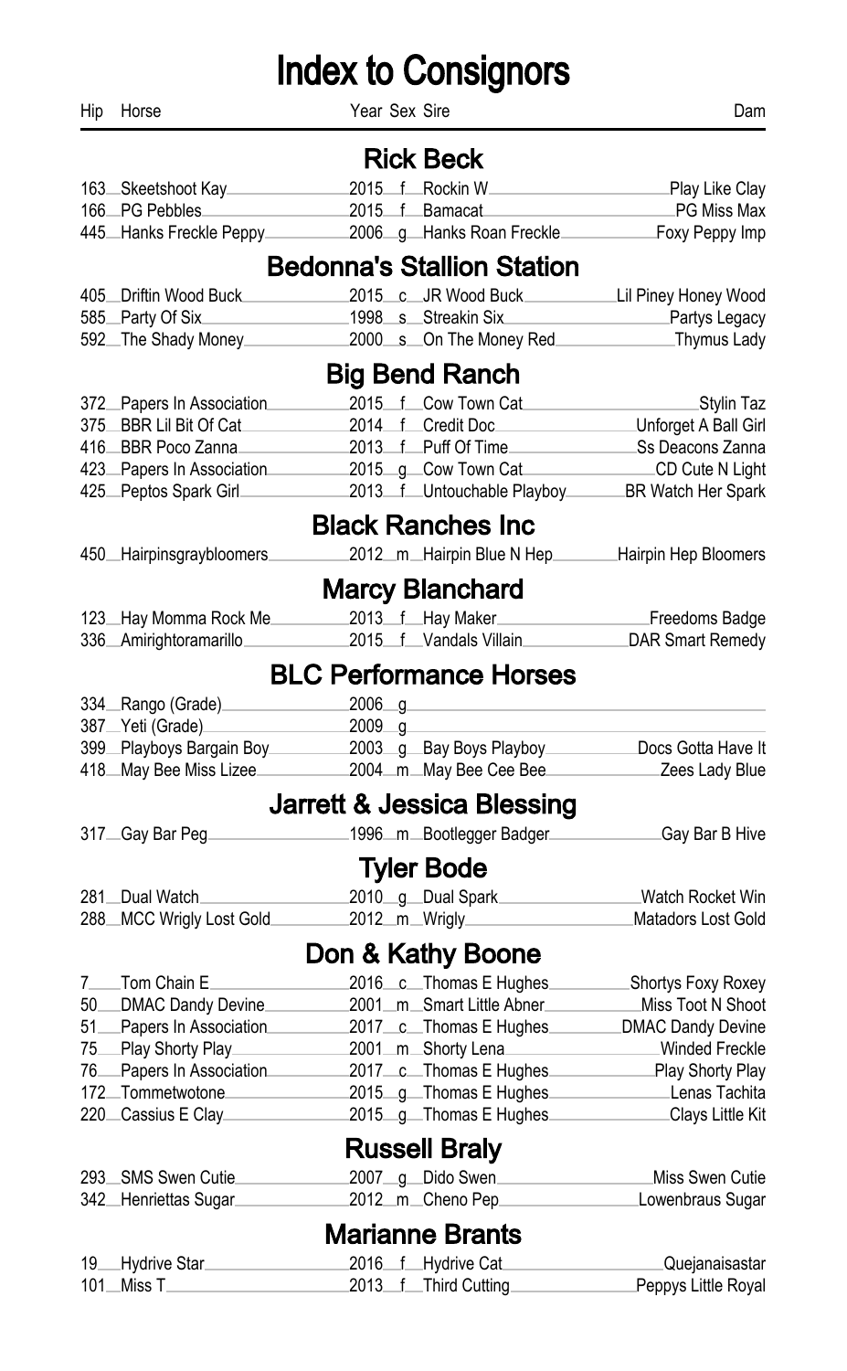# Index to Consignors

| Hip | Horse | Year | Sex | Sire | Dam |
|---|---|---|---|---|---|

## Rick Beck

| Hip | Horse | Year | Sex | Sire | Dam |
|---|---|---|---|---|---|
| 163 | Skeetshoot Kay | 2015 | f | Rockin W | Play Like Clay |
| 166 | PG Pebbles | 2015 | f | Bamacat | PG Miss Max |
| 445 | Hanks Freckle Peppy | 2006 | g | Hanks Roan Freckle | Foxy Peppy Imp |

## Bedonna's Stallion Station

| Hip | Horse | Year | Sex | Sire | Dam |
|---|---|---|---|---|---|
| 405 | Driftin Wood Buck | 2015 | c | JR Wood Buck | Lil Piney Honey Wood |
| 585 | Party Of Six | 1998 | s | Streakin Six | Partys Legacy |
| 592 | The Shady Money | 2000 | s | On The Money Red | Thymus Lady |

## Big Bend Ranch

| Hip | Horse | Year | Sex | Sire | Dam |
|---|---|---|---|---|---|
| 372 | Papers In Association | 2015 | f | Cow Town Cat | Stylin Taz |
| 375 | BBR Lil Bit Of Cat | 2014 | f | Credit Doc | Unforget A Ball Girl |
| 416 | BBR Poco Zanna | 2013 | f | Puff Of Time | Ss Deacons Zanna |
| 423 | Papers In Association | 2015 | g | Cow Town Cat | CD Cute N Light |
| 425 | Peptos Spark Girl | 2013 | f | Untouchable Playboy | BR Watch Her Spark |

## Black Ranches Inc

| Hip | Horse | Year | Sex | Sire | Dam |
|---|---|---|---|---|---|
| 450 | Hairpinsgraybloomers | 2012 | m | Hairpin Blue N Hep | Hairpin Hep Bloomers |

## Marcy Blanchard

| Hip | Horse | Year | Sex | Sire | Dam |
|---|---|---|---|---|---|
| 123 | Hay Momma Rock Me | 2013 | f | Hay Maker | Freedoms Badge |
| 336 | Amirightoramarillo | 2015 | f | Vandals Villain | DAR Smart Remedy |

## BLC Performance Horses

| Hip | Horse | Year | Sex | Sire | Dam |
|---|---|---|---|---|---|
| 334 | Rango (Grade) | 2006 | g | | |
| 387 | Yeti (Grade) | 2009 | g | | |
| 399 | Playboys Bargain Boy | 2003 | g | Bay Boys Playboy | Docs Gotta Have It |
| 418 | May Bee Miss Lizee | 2004 | m | May Bee Cee Bee | Zees Lady Blue |

## Jarrett & Jessica Blessing

| Hip | Horse | Year | Sex | Sire | Dam |
|---|---|---|---|---|---|
| 317 | Gay Bar Peg | 1996 | m | Bootlegger Badger | Gay Bar B Hive |

## Tyler Bode

| Hip | Horse | Year | Sex | Sire | Dam |
|---|---|---|---|---|---|
| 281 | Dual Watch | 2010 | g | Dual Spark | Watch Rocket Win |
| 288 | MCC Wrigly Lost Gold | 2012 | m | Wrigly | Matadors Lost Gold |

## Don & Kathy Boone

| Hip | Horse | Year | Sex | Sire | Dam |
|---|---|---|---|---|---|
| 7 | Tom Chain E | 2016 | c | Thomas E Hughes | Shortys Foxy Roxey |
| 50 | DMAC Dandy Devine | 2001 | m | Smart Little Abner | Miss Toot N Shoot |
| 51 | Papers In Association | 2017 | c | Thomas E Hughes | DMAC Dandy Devine |
| 75 | Play Shorty Play | 2001 | m | Shorty Lena | Winded Freckle |
| 76 | Papers In Association | 2017 | c | Thomas E Hughes | Play Shorty Play |
| 172 | Tommetwotone | 2015 | g | Thomas E Hughes | Lenas Tachita |
| 220 | Cassius E Clay | 2015 | g | Thomas E Hughes | Clays Little Kit |

## Russell Braly

| Hip | Horse | Year | Sex | Sire | Dam |
|---|---|---|---|---|---|
| 293 | SMS Swen Cutie | 2007 | g | Dido Swen | Miss Swen Cutie |
| 342 | Henriettas Sugar | 2012 | m | Cheno Pep | Lowenbraus Sugar |

## Marianne Brants

| Hip | Horse | Year | Sex | Sire | Dam |
|---|---|---|---|---|---|
| 19 | Hydrive Star | 2016 | f | Hydrive Cat | Quejanaisastar |
| 101 | Miss T | 2013 | f | Third Cutting | Peppys Little Royal |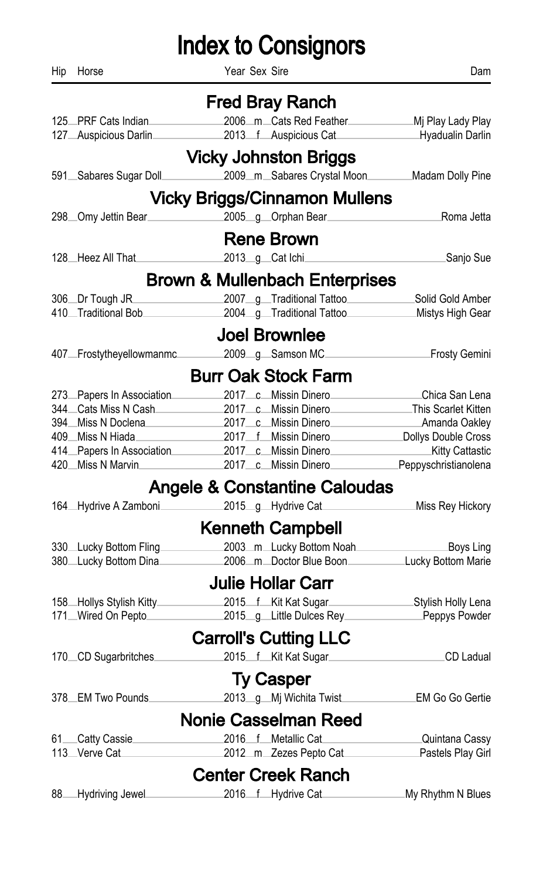# Index to Consignors

| Hip | Horse | Year | Sex | Sire | Dam |
|---|---|---|---|---|---|

## Fred Bray Ranch

| Hip | Horse | Year | Sex | Sire | Dam |
|---|---|---|---|---|---|
| 125 | PRF Cats Indian | 2006 | m | Cats Red Feather | Mj Play Lady Play |
| 127 | Auspicious Darlin | 2013 | f | Auspicious Cat | Hyadualin Darlin |

## Vicky Johnston Briggs

| Hip | Horse | Year | Sex | Sire | Dam |
|---|---|---|---|---|---|
| 591 | Sabares Sugar Doll | 2009 | m | Sabares Crystal Moon | Madam Dolly Pine |

## Vicky Briggs/Cinnamon Mullens

| Hip | Horse | Year | Sex | Sire | Dam |
|---|---|---|---|---|---|
| 298 | Omy Jettin Bear | 2005 | g | Orphan Bear | Roma Jetta |

## Rene Brown

| Hip | Horse | Year | Sex | Sire | Dam |
|---|---|---|---|---|---|
| 128 | Heez All That | 2013 | g | Cat Ichi | Sanjo Sue |

## Brown & Mullenbach Enterprises

| Hip | Horse | Year | Sex | Sire | Dam |
|---|---|---|---|---|---|
| 306 | Dr Tough JR | 2007 | g | Traditional Tattoo | Solid Gold Amber |
| 410 | Traditional Bob | 2004 | g | Traditional Tattoo | Mistys High Gear |

## Joel Brownlee

| Hip | Horse | Year | Sex | Sire | Dam |
|---|---|---|---|---|---|
| 407 | Frostytheyellowmanmc | 2009 | g | Samson MC | Frosty Gemini |

## Burr Oak Stock Farm

| Hip | Horse | Year | Sex | Sire | Dam |
|---|---|---|---|---|---|
| 273 | Papers In Association | 2017 | c | Missin Dinero | Chica San Lena |
| 344 | Cats Miss N Cash | 2017 | c | Missin Dinero | This Scarlet Kitten |
| 394 | Miss N Doclena | 2017 | c | Missin Dinero | Amanda Oakley |
| 409 | Miss N Hiada | 2017 | f | Missin Dinero | Dollys Double Cross |
| 414 | Papers In Association | 2017 | c | Missin Dinero | Kitty Cattastic |
| 420 | Miss N Marvin | 2017 | c | Missin Dinero | Peppyschristianolena |

## Angele & Constantine Caloudas

| Hip | Horse | Year | Sex | Sire | Dam |
|---|---|---|---|---|---|
| 164 | Hydrive A Zamboni | 2015 | g | Hydrive Cat | Miss Rey Hickory |

## Kenneth Campbell

| Hip | Horse | Year | Sex | Sire | Dam |
|---|---|---|---|---|---|
| 330 | Lucky Bottom Fling | 2003 | m | Lucky Bottom Noah | Boys Ling |
| 380 | Lucky Bottom Dina | 2006 | m | Doctor Blue Boon | Lucky Bottom Marie |

## Julie Hollar Carr

| Hip | Horse | Year | Sex | Sire | Dam |
|---|---|---|---|---|---|
| 158 | Hollys Stylish Kitty | 2015 | f | Kit Kat Sugar | Stylish Holly Lena |
| 171 | Wired On Pepto | 2015 | g | Little Dulces Rey | Peppys Powder |

## Carroll's Cutting LLC

| Hip | Horse | Year | Sex | Sire | Dam |
|---|---|---|---|---|---|
| 170 | CD Sugarbritches | 2015 | f | Kit Kat Sugar | CD Ladual |

## Ty Casper

| Hip | Horse | Year | Sex | Sire | Dam |
|---|---|---|---|---|---|
| 378 | EM Two Pounds | 2013 | g | Mj Wichita Twist | EM Go Go Gertie |

## Nonie Casselman Reed

| Hip | Horse | Year | Sex | Sire | Dam |
|---|---|---|---|---|---|
| 61 | Catty Cassie | 2016 | f | Metallic Cat | Quintana Cassy |
| 113 | Verve Cat | 2012 | m | Zezes Pepto Cat | Pastels Play Girl |

## Center Creek Ranch

| Hip | Horse | Year | Sex | Sire | Dam |
|---|---|---|---|---|---|
| 88 | Hydriving Jewel | 2016 | f | Hydrive Cat | My Rhythm N Blues |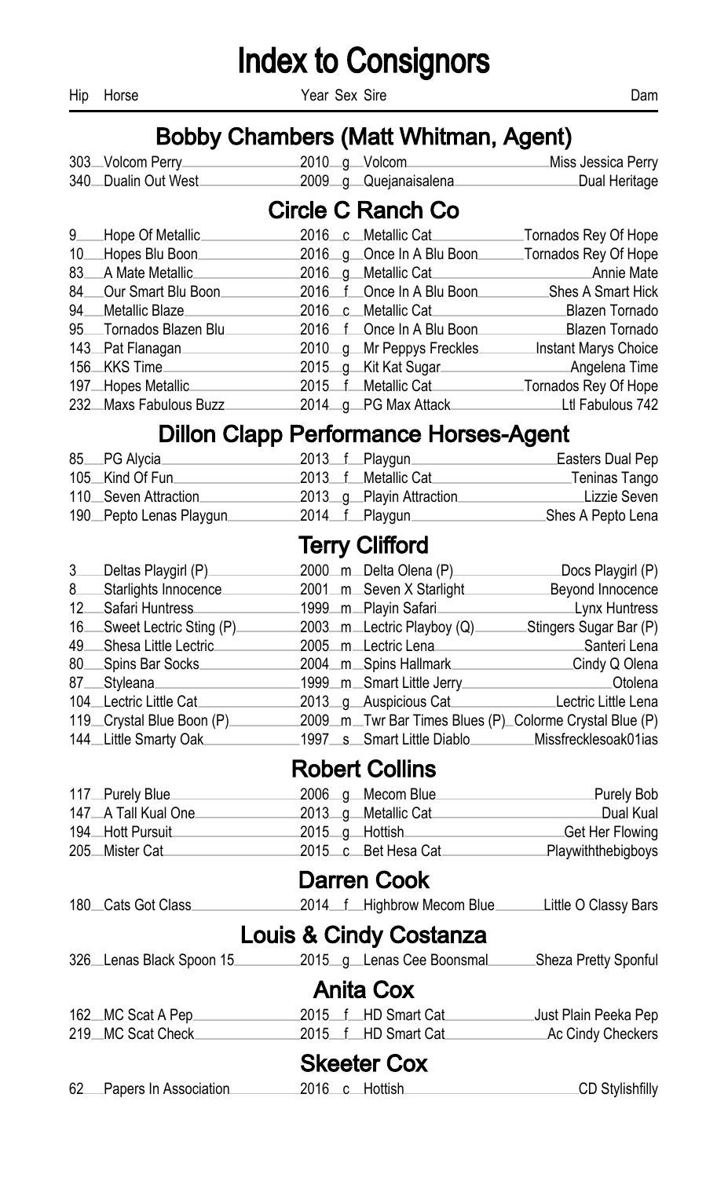# Index to Consignors

| Hip | Horse | Year | Sex | Sire | Dam |
|---|---|---|---|---|---|

## Bobby Chambers (Matt Whitman, Agent)

| Hip | Horse | Year | Sex | Sire | Dam |
|---|---|---|---|---|---|
| 303 | Volcom Perry | 2010 | g | Volcom | Miss Jessica Perry |
| 340 | Dualin Out West | 2009 | g | Quejanaisalena | Dual Heritage |

## Circle C Ranch Co

| Hip | Horse | Year | Sex | Sire | Dam |
|---|---|---|---|---|---|
| 9 | Hope Of Metallic | 2016 | c | Metallic Cat | Tornados Rey Of Hope |
| 10 | Hopes Blu Boon | 2016 | g | Once In A Blu Boon | Tornados Rey Of Hope |
| 83 | A Mate Metallic | 2016 | g | Metallic Cat | Annie Mate |
| 84 | Our Smart Blu Boon | 2016 | f | Once In A Blu Boon | Shes A Smart Hick |
| 94 | Metallic Blaze | 2016 | c | Metallic Cat | Blazen Tornado |
| 95 | Tornados Blazen Blu | 2016 | f | Once In A Blu Boon | Blazen Tornado |
| 143 | Pat Flanagan | 2010 | g | Mr Peppys Freckles | Instant Marys Choice |
| 156 | KKS Time | 2015 | g | Kit Kat Sugar | Angelena Time |
| 197 | Hopes Metallic | 2015 | f | Metallic Cat | Tornados Rey Of Hope |
| 232 | Maxs Fabulous Buzz | 2014 | g | PG Max Attack | Ltl Fabulous 742 |

## Dillon Clapp Performance Horses-Agent

| Hip | Horse | Year | Sex | Sire | Dam |
|---|---|---|---|---|---|
| 85 | PG Alycia | 2013 | f | Playgun | Easters Dual Pep |
| 105 | Kind Of Fun | 2013 | f | Metallic Cat | Teninas Tango |
| 110 | Seven Attraction | 2013 | g | Playin Attraction | Lizzie Seven |
| 190 | Pepto Lenas Playgun | 2014 | f | Playgun | Shes A Pepto Lena |

## Terry Clifford

| Hip | Horse | Year | Sex | Sire | Dam |
|---|---|---|---|---|---|
| 3 | Deltas Playgirl (P) | 2000 | m | Delta Olena (P) | Docs Playgirl (P) |
| 8 | Starlights Innocence | 2001 | m | Seven X Starlight | Beyond Innocence |
| 12 | Safari Huntress | 1999 | m | Playin Safari | Lynx Huntress |
| 16 | Sweet Lectric Sting (P) | 2003 | m | Lectric Playboy (Q) | Stingers Sugar Bar (P) |
| 49 | Shesa Little Lectric | 2005 | m | Lectric Lena | Santeri Lena |
| 80 | Spins Bar Socks | 2004 | m | Spins Hallmark | Cindy Q Olena |
| 87 | Styleana | 1999 | m | Smart Little Jerry | Otolena |
| 104 | Lectric Little Cat | 2013 | g | Auspicious Cat | Lectric Little Lena |
| 119 | Crystal Blue Boon (P) | 2009 | m | Twr Bar Times Blues (P) | Colorme Crystal Blue (P) |
| 144 | Little Smarty Oak | 1997 | s | Smart Little Diablo | Missfrecklesoak01ias |

## Robert Collins

| Hip | Horse | Year | Sex | Sire | Dam |
|---|---|---|---|---|---|
| 117 | Purely Blue | 2006 | g | Mecom Blue | Purely Bob |
| 147 | A Tall Kual One | 2013 | g | Metallic Cat | Dual Kual |
| 194 | Hott Pursuit | 2015 | g | Hottish | Get Her Flowing |
| 205 | Mister Cat | 2015 | c | Bet Hesa Cat | Playwiththebigboys |

## Darren Cook

| Hip | Horse | Year | Sex | Sire | Dam |
|---|---|---|---|---|---|
| 180 | Cats Got Class | 2014 | f | Highbrow Mecom Blue | Little O Classy Bars |

## Louis & Cindy Costanza

| Hip | Horse | Year | Sex | Sire | Dam |
|---|---|---|---|---|---|
| 326 | Lenas Black Spoon 15 | 2015 | g | Lenas Cee Boonsmal | Sheza Pretty Sponful |

## Anita Cox

| Hip | Horse | Year | Sex | Sire | Dam |
|---|---|---|---|---|---|
| 162 | MC Scat A Pep | 2015 | f | HD Smart Cat | Just Plain Peeka Pep |
| 219 | MC Scat Check | 2015 | f | HD Smart Cat | Ac Cindy Checkers |

## Skeeter Cox

| Hip | Horse | Year | Sex | Sire | Dam |
|---|---|---|---|---|---|
| 62 | Papers In Association | 2016 | c | Hottish | CD Stylishfilly |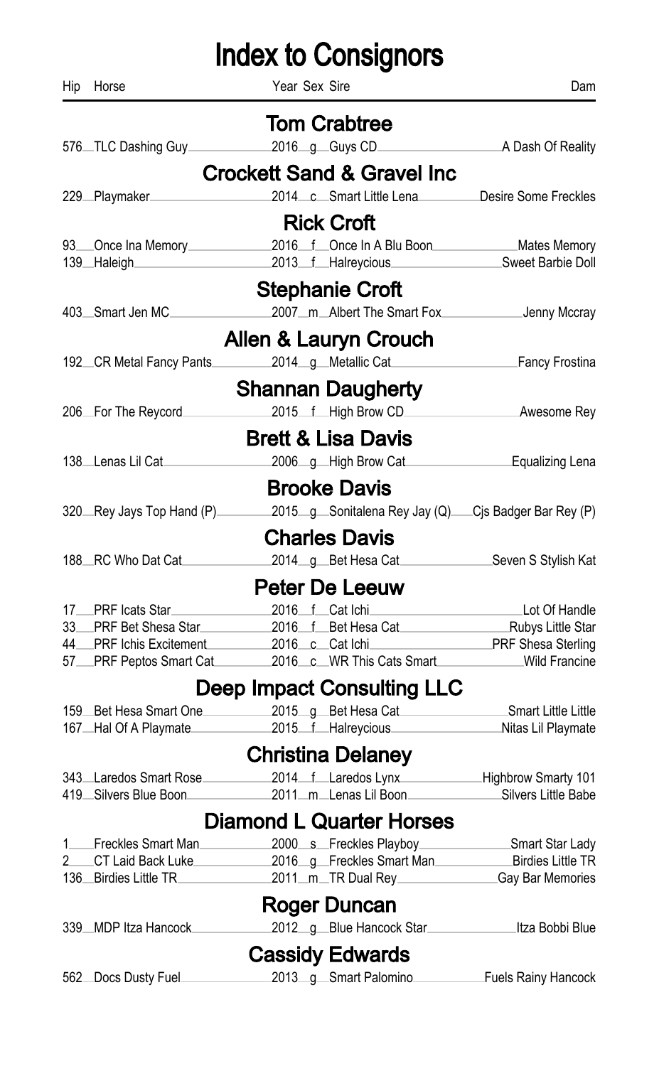# Index to Consignors

| Hip | Horse | Year | Sex | Sire | Dam |
|---|---|---|---|---|---|

## Tom Crabtree

| Hip | Horse | Year | Sex | Sire | Dam |
|---|---|---|---|---|---|
| 576 | TLC Dashing Guy | 2016 | g | Guys CD | A Dash Of Reality |

## Crockett Sand & Gravel Inc

| Hip | Horse | Year | Sex | Sire | Dam |
|---|---|---|---|---|---|
| 229 | Playmaker | 2014 | c | Smart Little Lena | Desire Some Freckles |

## Rick Croft

| Hip | Horse | Year | Sex | Sire | Dam |
|---|---|---|---|---|---|
| 93 | Once Ina Memory | 2016 | f | Once In A Blu Boon | Mates Memory |
| 139 | Haleigh | 2013 | f | Halreycious | Sweet Barbie Doll |

## Stephanie Croft

| Hip | Horse | Year | Sex | Sire | Dam |
|---|---|---|---|---|---|
| 403 | Smart Jen MC | 2007 | m | Albert The Smart Fox | Jenny Mccray |

## Allen & Lauryn Crouch

| Hip | Horse | Year | Sex | Sire | Dam |
|---|---|---|---|---|---|
| 192 | CR Metal Fancy Pants | 2014 | g | Metallic Cat | Fancy Frostina |

## Shannan Daugherty

| Hip | Horse | Year | Sex | Sire | Dam |
|---|---|---|---|---|---|
| 206 | For The Reycord | 2015 | f | High Brow CD | Awesome Rey |

## Brett & Lisa Davis

| Hip | Horse | Year | Sex | Sire | Dam |
|---|---|---|---|---|---|
| 138 | Lenas Lil Cat | 2006 | g | High Brow Cat | Equalizing Lena |

## Brooke Davis

| Hip | Horse | Year | Sex | Sire | Dam |
|---|---|---|---|---|---|
| 320 | Rey Jays Top Hand (P) | 2015 | g | Sonitalena Rey Jay (Q) | Cjs Badger Bar Rey (P) |

## Charles Davis

| Hip | Horse | Year | Sex | Sire | Dam |
|---|---|---|---|---|---|
| 188 | RC Who Dat Cat | 2014 | g | Bet Hesa Cat | Seven S Stylish Kat |

## Peter De Leeuw

| Hip | Horse | Year | Sex | Sire | Dam |
|---|---|---|---|---|---|
| 17 | PRF Icats Star | 2016 | f | Cat Ichi | Lot Of Handle |
| 33 | PRF Bet Shesa Star | 2016 | f | Bet Hesa Cat | Rubys Little Star |
| 44 | PRF Ichis Excitement | 2016 | c | Cat Ichi | PRF Shesa Sterling |
| 57 | PRF Peptos Smart Cat | 2016 | c | WR This Cats Smart | Wild Francine |

## Deep Impact Consulting LLC

| Hip | Horse | Year | Sex | Sire | Dam |
|---|---|---|---|---|---|
| 159 | Bet Hesa Smart One | 2015 | g | Bet Hesa Cat | Smart Little Little |
| 167 | Hal Of A Playmate | 2015 | f | Halreycious | Nitas Lil Playmate |

## Christina Delaney

| Hip | Horse | Year | Sex | Sire | Dam |
|---|---|---|---|---|---|
| 343 | Laredos Smart Rose | 2014 | f | Laredos Lynx | Highbrow Smarty 101 |
| 419 | Silvers Blue Boon | 2011 | m | Lenas Lil Boon | Silvers Little Babe |

## Diamond L Quarter Horses

| Hip | Horse | Year | Sex | Sire | Dam |
|---|---|---|---|---|---|
| 1 | Freckles Smart Man | 2000 | s | Freckles Playboy | Smart Star Lady |
| 2 | CT Laid Back Luke | 2016 | g | Freckles Smart Man | Birdies Little TR |
| 136 | Birdies Little TR | 2011 | m | TR Dual Rey | Gay Bar Memories |

## Roger Duncan

| Hip | Horse | Year | Sex | Sire | Dam |
|---|---|---|---|---|---|
| 339 | MDP Itza Hancock | 2012 | g | Blue Hancock Star | Itza Bobbi Blue |

## Cassidy Edwards

| Hip | Horse | Year | Sex | Sire | Dam |
|---|---|---|---|---|---|
| 562 | Docs Dusty Fuel | 2013 | g | Smart Palomino | Fuels Rainy Hancock |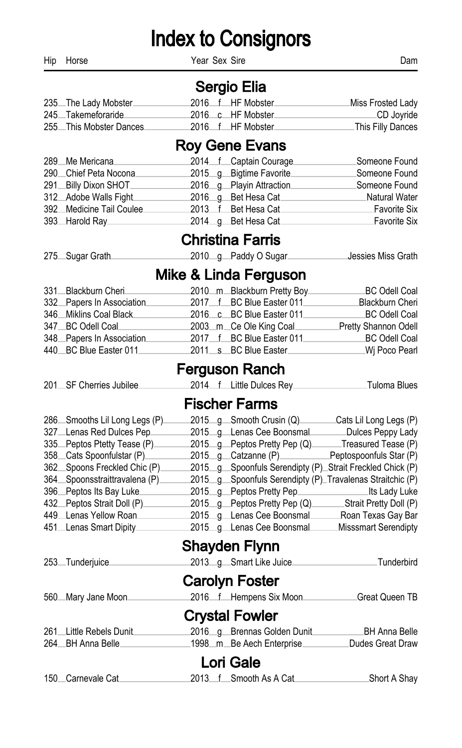# Index to Consignors

| Hip | Horse | Year | Sex | Sire | Dam |
|---|---|---|---|---|---|

## Sergio Elia

| Hip | Horse | Year | Sex | Sire | Dam |
|---|---|---|---|---|---|
| 235 | The Lady Mobster | 2016 | f | HF Mobster | Miss Frosted Lady |
| 245 | Takemeforaride | 2016 | c | HF Mobster | CD Joyride |
| 255 | This Mobster Dances | 2016 | f | HF Mobster | This Filly Dances |

## Roy Gene Evans

| Hip | Horse | Year | Sex | Sire | Dam |
|---|---|---|---|---|---|
| 289 | Me Mericana | 2014 | f | Captain Courage | Someone Found |
| 290 | Chief Peta Nocona | 2015 | g | Bigtime Favorite | Someone Found |
| 291 | Billy Dixon SHOT | 2016 | g | Playin Attraction | Someone Found |
| 312 | Adobe Walls Fight | 2016 | g | Bet Hesa Cat | Natural Water |
| 392 | Medicine Tail Coulee | 2013 | f | Bet Hesa Cat | Favorite Six |
| 393 | Harold Ray | 2014 | g | Bet Hesa Cat | Favorite Six |

## Christina Farris

| Hip | Horse | Year | Sex | Sire | Dam |
|---|---|---|---|---|---|
| 275 | Sugar Grath | 2010 | g | Paddy O Sugar | Jessies Miss Grath |

## Mike & Linda Ferguson

| Hip | Horse | Year | Sex | Sire | Dam |
|---|---|---|---|---|---|
| 331 | Blackburn Cheri | 2010 | m | Blackburn Pretty Boy | BC Odell Coal |
| 332 | Papers In Association | 2017 | f | BC Blue Easter 011 | Blackburn Cheri |
| 346 | Miklins Coal Black | 2016 | c | BC Blue Easter 011 | BC Odell Coal |
| 347 | BC Odell Coal | 2003 | m | Ce Ole King Coal | Pretty Shannon Odell |
| 348 | Papers In Association | 2017 | f | BC Blue Easter 011 | BC Odell Coal |
| 440 | BC Blue Easter 011 | 2011 | s | BC Blue Easter | Wj Poco Pearl |

## Ferguson Ranch

| Hip | Horse | Year | Sex | Sire | Dam |
|---|---|---|---|---|---|
| 201 | SF Cherries Jubilee | 2014 | f | Little Dulces Rey | Tuloma Blues |

## Fischer Farms

| Hip | Horse | Year | Sex | Sire | Dam |
|---|---|---|---|---|---|
| 286 | Smooths Lil Long Legs (P) | 2015 | g | Smooth Crusin (Q) | Cats Lil Long Legs (P) |
| 327 | Lenas Red Dulces Pep | 2015 | g | Lenas Cee Boonsmal | Dulces Peppy Lady |
| 335 | Peptos Ptetty Tease (P) | 2015 | g | Peptos Pretty Pep (Q) | Treasured Tease (P) |
| 358 | Cats Spoonfulstar (P) | 2015 | g | Catzanne (P) | Peptospoonfuls Star (P) |
| 362 | Spoons Freckled Chic (P) | 2015 | g | Spoonfuls Serendipty (P) | Strait Freckled Chick (P) |
| 364 | Spoonsstraittravalena (P) | 2015 | g | Spoonfuls Serendipty (P) | Travalenas Straitchic (P) |
| 396 | Peptos Its Bay Luke | 2015 | g | Peptos Pretty Pep | Its Lady Luke |
| 432 | Peptos Strait Doll (P) | 2015 | g | Peptos Pretty Pep (Q) | Strait Pretty Doll (P) |
| 449 | Lenas Yellow Roan | 2015 | g | Lenas Cee Boonsmal | Roan Texas Gay Bar |
| 451 | Lenas Smart Dipity | 2015 | g | Lenas Cee Boonsmal | Misssmart Serendipty |

## Shayden Flynn

| Hip | Horse | Year | Sex | Sire | Dam |
|---|---|---|---|---|---|
| 253 | Tunderjuice | 2013 | g | Smart Like Juice | Tunderbird |

## Carolyn Foster

| Hip | Horse | Year | Sex | Sire | Dam |
|---|---|---|---|---|---|
| 560 | Mary Jane Moon | 2016 | f | Hempens Six Moon | Great Queen TB |

## Crystal Fowler

| Hip | Horse | Year | Sex | Sire | Dam |
|---|---|---|---|---|---|
| 261 | Little Rebels Dunit | 2016 | g | Brennas Golden Dunit | BH Anna Belle |
| 264 | BH Anna Belle | 1998 | m | Be Aech Enterprise | Dudes Great Draw |

## Lori Gale

| Hip | Horse | Year | Sex | Sire | Dam |
|---|---|---|---|---|---|
| 150 | Carnevale Cat | 2013 | f | Smooth As A Cat | Short A Shay |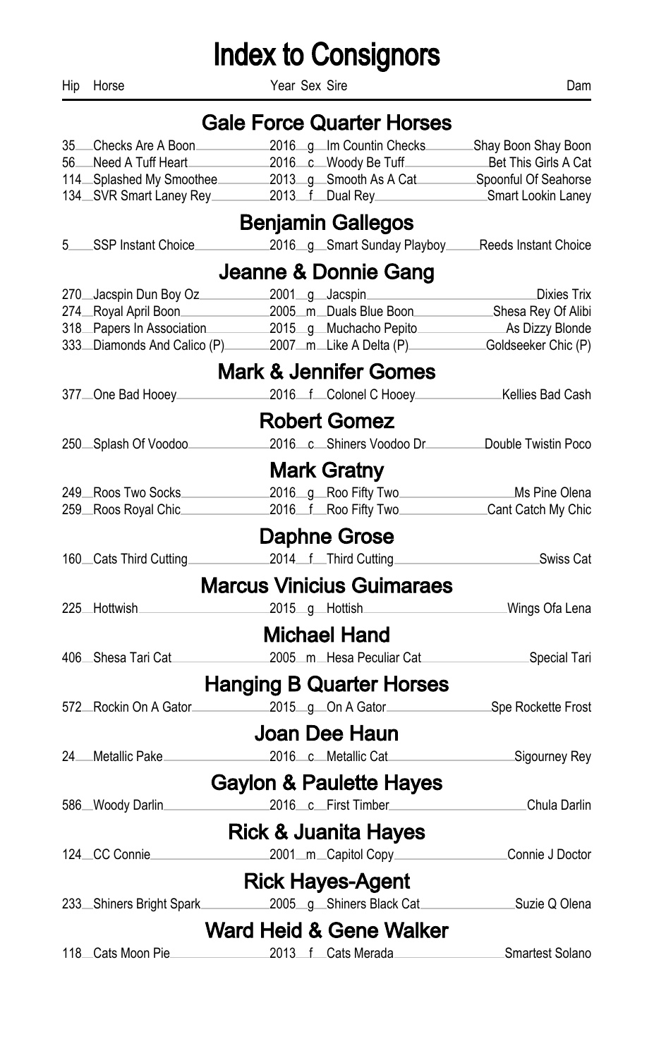# Index to Consignors

| Hip | Horse | Year | Sex | Sire | Dam |
|---|---|---|---|---|---|

## Gale Force Quarter Horses

| Hip | Horse | Year | Sex | Sire | Dam |
|---|---|---|---|---|---|
| 35 | Checks Are A Boon | 2016 | g | Im Countin Checks | Shay Boon Shay Boon |
| 56 | Need A Tuff Heart | 2016 | c | Woody Be Tuff | Bet This Girls A Cat |
| 114 | Splashed My Smoothee | 2013 | g | Smooth As A Cat | Spoonful Of Seahorse |
| 134 | SVR Smart Laney Rey | 2013 | f | Dual Rey | Smart Lookin Laney |

## Benjamin Gallegos

| Hip | Horse | Year | Sex | Sire | Dam |
|---|---|---|---|---|---|
| 5 | SSP Instant Choice | 2016 | g | Smart Sunday Playboy | Reeds Instant Choice |

## Jeanne & Donnie Gang

| Hip | Horse | Year | Sex | Sire | Dam |
|---|---|---|---|---|---|
| 270 | Jacspin Dun Boy Oz | 2001 | g | Jacspin | Dixies Trix |
| 274 | Royal April Boon | 2005 | m | Duals Blue Boon | Shesa Rey Of Alibi |
| 318 | Papers In Association | 2015 | g | Muchacho Pepito | As Dizzy Blonde |
| 333 | Diamonds And Calico (P) | 2007 | m | Like A Delta (P) | Goldseeker Chic (P) |

## Mark & Jennifer Gomes

| Hip | Horse | Year | Sex | Sire | Dam |
|---|---|---|---|---|---|
| 377 | One Bad Hooey | 2016 | f | Colonel C Hooey | Kellies Bad Cash |

## Robert Gomez

| Hip | Horse | Year | Sex | Sire | Dam |
|---|---|---|---|---|---|
| 250 | Splash Of Voodoo | 2016 | c | Shiners Voodoo Dr | Double Twistin Poco |

## Mark Gratny

| Hip | Horse | Year | Sex | Sire | Dam |
|---|---|---|---|---|---|
| 249 | Roos Two Socks | 2016 | g | Roo Fifty Two | Ms Pine Olena |
| 259 | Roos Royal Chic | 2016 | f | Roo Fifty Two | Cant Catch My Chic |

## Daphne Grose

| Hip | Horse | Year | Sex | Sire | Dam |
|---|---|---|---|---|---|
| 160 | Cats Third Cutting | 2014 | f | Third Cutting | Swiss Cat |

## Marcus Vinicius Guimaraes

| Hip | Horse | Year | Sex | Sire | Dam |
|---|---|---|---|---|---|
| 225 | Hottwish | 2015 | g | Hottish | Wings Ofa Lena |

## Michael Hand

| Hip | Horse | Year | Sex | Sire | Dam |
|---|---|---|---|---|---|
| 406 | Shesa Tari Cat | 2005 | m | Hesa Peculiar Cat | Special Tari |

## Hanging B Quarter Horses

| Hip | Horse | Year | Sex | Sire | Dam |
|---|---|---|---|---|---|
| 572 | Rockin On A Gator | 2015 | g | On A Gator | Spe Rockette Frost |

## Joan Dee Haun

| Hip | Horse | Year | Sex | Sire | Dam |
|---|---|---|---|---|---|
| 24 | Metallic Pake | 2016 | c | Metallic Cat | Sigourney Rey |

## Gaylon & Paulette Hayes

| Hip | Horse | Year | Sex | Sire | Dam |
|---|---|---|---|---|---|
| 586 | Woody Darlin | 2016 | c | First Timber | Chula Darlin |

## Rick & Juanita Hayes

| Hip | Horse | Year | Sex | Sire | Dam |
|---|---|---|---|---|---|
| 124 | CC Connie | 2001 | m | Capitol Copy | Connie J Doctor |

## Rick Hayes-Agent

| Hip | Horse | Year | Sex | Sire | Dam |
|---|---|---|---|---|---|
| 233 | Shiners Bright Spark | 2005 | g | Shiners Black Cat | Suzie Q Olena |

## Ward Heid & Gene Walker

| Hip | Horse | Year | Sex | Sire | Dam |
|---|---|---|---|---|---|
| 118 | Cats Moon Pie | 2013 | f | Cats Merada | Smartest Solano |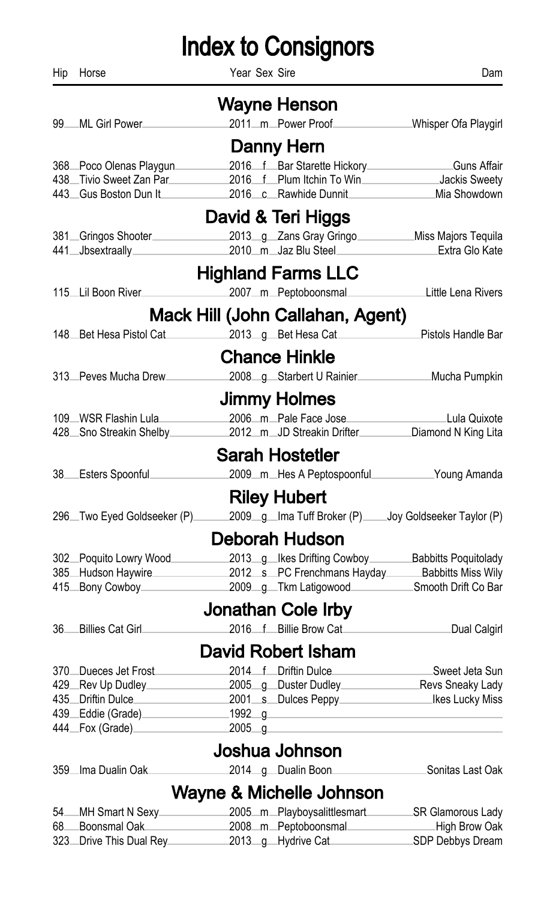# Index to Consignors

| Hip | Horse | Year | Sex | Sire | Dam |
|---|---|---|---|---|---|

## Wayne Henson

| Hip | Horse | Year | Sex | Sire | Dam |
|---|---|---|---|---|---|
| 99 | ML Girl Power | 2011 | m | Power Proof | Whisper Ofa Playgirl |

## Danny Hern

| Hip | Horse | Year | Sex | Sire | Dam |
|---|---|---|---|---|---|
| 368 | Poco Olenas Playgun | 2016 | f | Bar Starette Hickory | Guns Affair |
| 438 | Tivio Sweet Zan Par | 2016 | f | Plum Itchin To Win | Jackis Sweety |
| 443 | Gus Boston Dun It | 2016 | c | Rawhide Dunnit | Mia Showdown |

## David & Teri Higgs

| Hip | Horse | Year | Sex | Sire | Dam |
|---|---|---|---|---|---|
| 381 | Gringos Shooter | 2013 | g | Zans Gray Gringo | Miss Majors Tequila |
| 441 | Jbsextraally | 2010 | m | Jaz Blu Steel | Extra Glo Kate |

## Highland Farms LLC

| Hip | Horse | Year | Sex | Sire | Dam |
|---|---|---|---|---|---|
| 115 | Lil Boon River | 2007 | m | Peptoboonsmal | Little Lena Rivers |

## Mack Hill (John Callahan, Agent)

| Hip | Horse | Year | Sex | Sire | Dam |
|---|---|---|---|---|---|
| 148 | Bet Hesa Pistol Cat | 2013 | g | Bet Hesa Cat | Pistols Handle Bar |

## Chance Hinkle

| Hip | Horse | Year | Sex | Sire | Dam |
|---|---|---|---|---|---|
| 313 | Peves Mucha Drew | 2008 | g | Starbert U Rainier | Mucha Pumpkin |

## Jimmy Holmes

| Hip | Horse | Year | Sex | Sire | Dam |
|---|---|---|---|---|---|
| 109 | WSR Flashin Lula | 2006 | m | Pale Face Jose | Lula Quixote |
| 428 | Sno Streakin Shelby | 2012 | m | JD Streakin Drifter | Diamond N King Lita |

## Sarah Hostetler

| Hip | Horse | Year | Sex | Sire | Dam |
|---|---|---|---|---|---|
| 38 | Esters Spoonful | 2009 | m | Hes A Peptospoonful | Young Amanda |

## Riley Hubert

| Hip | Horse | Year | Sex | Sire | Dam |
|---|---|---|---|---|---|
| 296 | Two Eyed Goldseeker (P) | 2009 | g | Ima Tuff Broker (P) | Joy Goldseeker Taylor (P) |

## Deborah Hudson

| Hip | Horse | Year | Sex | Sire | Dam |
|---|---|---|---|---|---|
| 302 | Poquito Lowry Wood | 2013 | g | Ikes Drifting Cowboy | Babbitts Poquitolady |
| 385 | Hudson Haywire | 2012 | s | PC Frenchmans Hayday | Babbitts Miss Wily |
| 415 | Bony Cowboy | 2009 | g | Tkm Latigowood | Smooth Drift Co Bar |

## Jonathan Cole Irby

| Hip | Horse | Year | Sex | Sire | Dam |
|---|---|---|---|---|---|
| 36 | Billies Cat Girl | 2016 | f | Billie Brow Cat | Dual Calgirl |

## David Robert Isham

| Hip | Horse | Year | Sex | Sire | Dam |
|---|---|---|---|---|---|
| 370 | Dueces Jet Frost | 2014 | f | Driftin Dulce | Sweet Jeta Sun |
| 429 | Rev Up Dudley | 2005 | g | Duster Dudley | Revs Sneaky Lady |
| 435 | Driftin Dulce | 2001 | s | Dulces Peppy | Ikes Lucky Miss |
| 439 | Eddie (Grade) | 1992 | g | | |
| 444 | Fox (Grade) | 2005 | g | | |

## Joshua Johnson

| Hip | Horse | Year | Sex | Sire | Dam |
|---|---|---|---|---|---|
| 359 | Ima Dualin Oak | 2014 | g | Dualin Boon | Sonitas Last Oak |

## Wayne & Michelle Johnson

| Hip | Horse | Year | Sex | Sire | Dam |
|---|---|---|---|---|---|
| 54 | MH Smart N Sexy | 2005 | m | Playboysalittlesmart | SR Glamorous Lady |
| 68 | Boonsmal Oak | 2008 | m | Peptoboonsmal | High Brow Oak |
| 323 | Drive This Dual Rey | 2013 | g | Hydrive Cat | SDP Debbys Dream |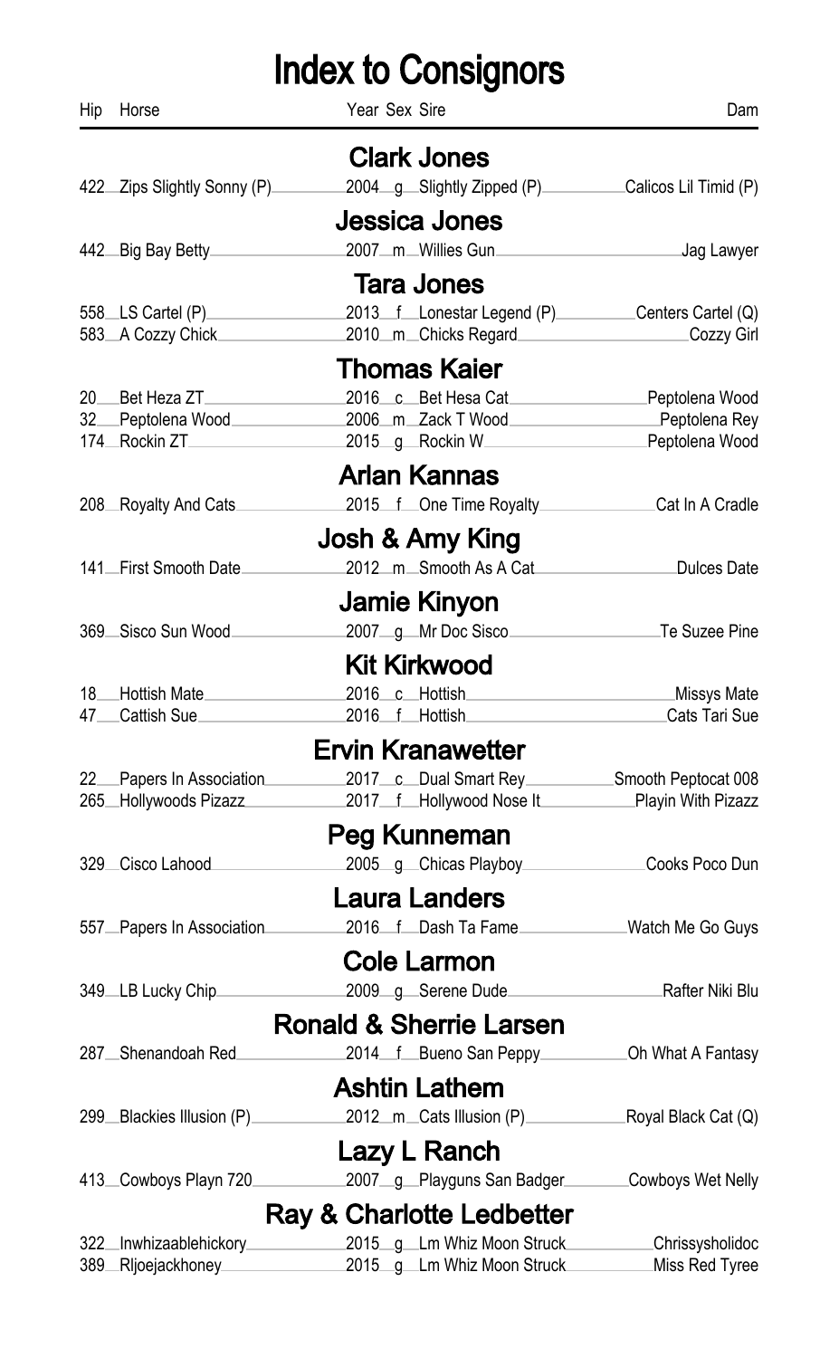# Index to Consignors

| Hip | Horse | Year | Sex | Sire | Dam |
|---|---|---|---|---|---|

## Clark Jones

| Hip | Horse | Year | Sex | Sire | Dam |
|---|---|---|---|---|---|
| 422 | Zips Slightly Sonny (P) | 2004 | g | Slightly Zipped (P) | Calicos Lil Timid (P) |

## Jessica Jones

| Hip | Horse | Year | Sex | Sire | Dam |
|---|---|---|---|---|---|
| 442 | Big Bay Betty | 2007 | m | Willies Gun | Jag Lawyer |

## Tara Jones

| Hip | Horse | Year | Sex | Sire | Dam |
|---|---|---|---|---|---|
| 558 | LS Cartel (P) | 2013 | f | Lonestar Legend (P) | Centers Cartel (Q) |
| 583 | A Cozzy Chick | 2010 | m | Chicks Regard | Cozzy Girl |

## Thomas Kaier

| Hip | Horse | Year | Sex | Sire | Dam |
|---|---|---|---|---|---|
| 20 | Bet Heza ZT | 2016 | c | Bet Hesa Cat | Peptolena Wood |
| 32 | Peptolena Wood | 2006 | m | Zack T Wood | Peptolena Rey |
| 174 | Rockin ZT | 2015 | g | Rockin W | Peptolena Wood |

## Arlan Kannas

| Hip | Horse | Year | Sex | Sire | Dam |
|---|---|---|---|---|---|
| 208 | Royalty And Cats | 2015 | f | One Time Royalty | Cat In A Cradle |

## Josh & Amy King

| Hip | Horse | Year | Sex | Sire | Dam |
|---|---|---|---|---|---|
| 141 | First Smooth Date | 2012 | m | Smooth As A Cat | Dulces Date |

## Jamie Kinyon

| Hip | Horse | Year | Sex | Sire | Dam |
|---|---|---|---|---|---|
| 369 | Sisco Sun Wood | 2007 | g | Mr Doc Sisco | Te Suzee Pine |

## Kit Kirkwood

| Hip | Horse | Year | Sex | Sire | Dam |
|---|---|---|---|---|---|
| 18 | Hottish Mate | 2016 | c | Hottish | Missys Mate |
| 47 | Cattish Sue | 2016 | f | Hottish | Cats Tari Sue |

## Ervin Kranawetter

| Hip | Horse | Year | Sex | Sire | Dam |
|---|---|---|---|---|---|
| 22 | Papers In Association | 2017 | c | Dual Smart Rey | Smooth Peptocat 008 |
| 265 | Hollywoods Pizazz | 2017 | f | Hollywood Nose It | Playin With Pizazz |

## Peg Kunneman

| Hip | Horse | Year | Sex | Sire | Dam |
|---|---|---|---|---|---|
| 329 | Cisco Lahood | 2005 | g | Chicas Playboy | Cooks Poco Dun |

## Laura Landers

| Hip | Horse | Year | Sex | Sire | Dam |
|---|---|---|---|---|---|
| 557 | Papers In Association | 2016 | f | Dash Ta Fame | Watch Me Go Guys |

## Cole Larmon

| Hip | Horse | Year | Sex | Sire | Dam |
|---|---|---|---|---|---|
| 349 | LB Lucky Chip | 2009 | g | Serene Dude | Rafter Niki Blu |

## Ronald & Sherrie Larsen

| Hip | Horse | Year | Sex | Sire | Dam |
|---|---|---|---|---|---|
| 287 | Shenandoah Red | 2014 | f | Bueno San Peppy | Oh What A Fantasy |

## Ashtin Lathem

| Hip | Horse | Year | Sex | Sire | Dam |
|---|---|---|---|---|---|
| 299 | Blackies Illusion (P) | 2012 | m | Cats Illusion (P) | Royal Black Cat (Q) |

## Lazy L Ranch

| Hip | Horse | Year | Sex | Sire | Dam |
|---|---|---|---|---|---|
| 413 | Cowboys Playn 720 | 2007 | g | Playguns San Badger | Cowboys Wet Nelly |

## Ray & Charlotte Ledbetter

| Hip | Horse | Year | Sex | Sire | Dam |
|---|---|---|---|---|---|
| 322 | Inwhizaablehickory | 2015 | g | Lm Whiz Moon Struck | Chrissysholidoc |
| 389 | Rljoejackhoney | 2015 | g | Lm Whiz Moon Struck | Miss Red Tyree |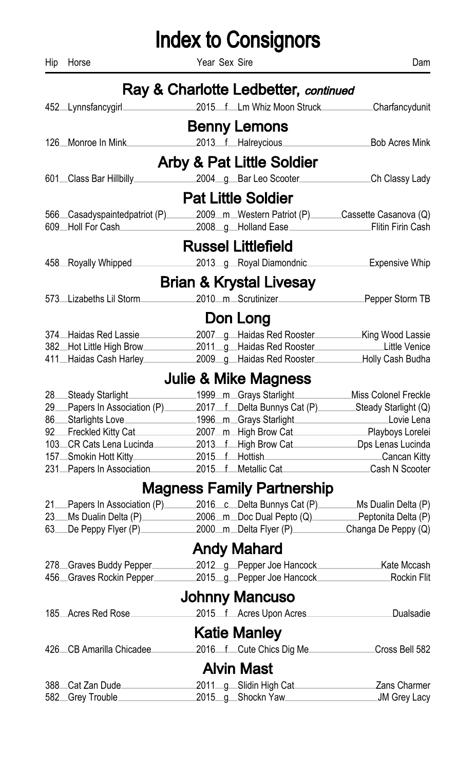# Index to Consignors

| Hip | Horse | Year | Sex | Sire | Dam |
|---|---|---|---|---|---|

## Ray & Charlotte Ledbetter, *continued*

| Hip | Horse | Year | Sex | Sire | Dam |
|---|---|---|---|---|---|
| 452 | Lynnsfancygirl | 2015 | f | Lm Whiz Moon Struck | Charfancydunit |

## Benny Lemons

| Hip | Horse | Year | Sex | Sire | Dam |
|---|---|---|---|---|---|
| 126 | Monroe In Mink | 2013 | f | Halreycious | Bob Acres Mink |

## Arby & Pat Little Soldier

| Hip | Horse | Year | Sex | Sire | Dam |
|---|---|---|---|---|---|
| 601 | Class Bar Hillbilly | 2004 | g | Bar Leo Scooter | Ch Classy Lady |

## Pat Little Soldier

| Hip | Horse | Year | Sex | Sire | Dam |
|---|---|---|---|---|---|
| 566 | Casadyspaintedpatriot (P) | 2009 | m | Western Patriot (P) | Cassette Casanova (Q) |
| 609 | Holl For Cash | 2008 | g | Holland Ease | Flitin Firin Cash |

## Russel Littlefield

| Hip | Horse | Year | Sex | Sire | Dam |
|---|---|---|---|---|---|
| 458 | Royally Whipped | 2013 | g | Royal Diamondnic | Expensive Whip |

## Brian & Krystal Livesay

| Hip | Horse | Year | Sex | Sire | Dam |
|---|---|---|---|---|---|
| 573 | Lizabeths Lil Storm | 2010 | m | Scrutinizer | Pepper Storm TB |

## Don Long

| Hip | Horse | Year | Sex | Sire | Dam |
|---|---|---|---|---|---|
| 374 | Haidas Red Lassie | 2007 | g | Haidas Red Rooster | King Wood Lassie |
| 382 | Hot Little High Brow | 2011 | g | Haidas Red Rooster | Little Venice |
| 411 | Haidas Cash Harley | 2009 | g | Haidas Red Rooster | Holly Cash Budha |

## Julie & Mike Magness

| Hip | Horse | Year | Sex | Sire | Dam |
|---|---|---|---|---|---|
| 28 | Steady Starlight | 1999 | m | Grays Starlight | Miss Colonel Freckle |
| 29 | Papers In Association (P) | 2017 | f | Delta Bunnys Cat (P) | Steady Starlight (Q) |
| 86 | Starlights Love | 1996 | m | Grays Starlight | Lovie Lena |
| 92 | Freckled Kitty Cat | 2007 | m | High Brow Cat | Playboys Lorelei |
| 103 | CR Cats Lena Lucinda | 2013 | f | High Brow Cat | Dps Lenas Lucinda |
| 157 | Smokin Hott Kitty | 2015 | f | Hottish | Cancan Kitty |
| 231 | Papers In Association | 2015 | f | Metallic Cat | Cash N Scooter |

## Magness Family Partnership

| Hip | Horse | Year | Sex | Sire | Dam |
|---|---|---|---|---|---|
| 21 | Papers In Association (P) | 2016 | c | Delta Bunnys Cat (P) | Ms Dualin Delta (P) |
| 23 | Ms Dualin Delta (P) | 2006 | m | Doc Dual Pepto (Q) | Peptonita Delta (P) |
| 63 | De Peppy Flyer (P) | 2000 | m | Delta Flyer (P) | Changa De Peppy (Q) |

## Andy Mahard

| Hip | Horse | Year | Sex | Sire | Dam |
|---|---|---|---|---|---|
| 278 | Graves Buddy Pepper | 2012 | g | Pepper Joe Hancock | Kate Mccash |
| 456 | Graves Rockin Pepper | 2015 | g | Pepper Joe Hancock | Rockin Flit |

## Johnny Mancuso

| Hip | Horse | Year | Sex | Sire | Dam |
|---|---|---|---|---|---|
| 185 | Acres Red Rose | 2015 | f | Acres Upon Acres | Dualsadie |

## Katie Manley

| Hip | Horse | Year | Sex | Sire | Dam |
|---|---|---|---|---|---|
| 426 | CB Amarilla Chicadee | 2016 | f | Cute Chics Dig Me | Cross Bell 582 |

## Alvin Mast

| Hip | Horse | Year | Sex | Sire | Dam |
|---|---|---|---|---|---|
| 388 | Cat Zan Dude | 2011 | g | Slidin High Cat | Zans Charmer |
| 582 | Grey Trouble | 2015 | g | Shockn Yaw | JM Grey Lacy |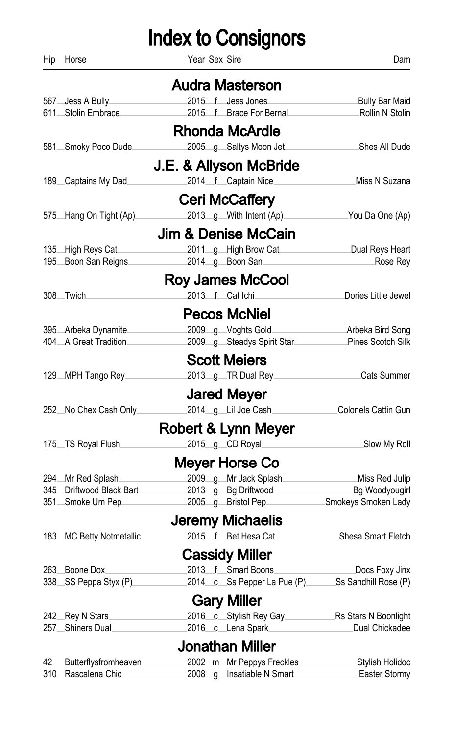# Index to Consignors

| Hip | Horse | Year | Sex | Sire | Dam |
|---|---|---|---|---|---|

## Audra Masterson

| Hip | Horse | Year | Sex | Sire | Dam |
|---|---|---|---|---|---|
| 567 | Jess A Bully | 2015 | f | Jess Jones | Bully Bar Maid |
| 611 | Stolin Embrace | 2015 | f | Brace For Bernal | Rollin N Stolin |

## Rhonda McArdle

| Hip | Horse | Year | Sex | Sire | Dam |
|---|---|---|---|---|---|
| 581 | Smoky Poco Dude | 2005 | g | Saltys Moon Jet | Shes All Dude |

## J.E. & Allyson McBride

| Hip | Horse | Year | Sex | Sire | Dam |
|---|---|---|---|---|---|
| 189 | Captains My Dad | 2014 | f | Captain Nice | Miss N Suzana |

## Ceri McCaffery

| Hip | Horse | Year | Sex | Sire | Dam |
|---|---|---|---|---|---|
| 575 | Hang On Tight (Ap) | 2013 | g | With Intent (Ap) | You Da One (Ap) |

## Jim & Denise McCain

| Hip | Horse | Year | Sex | Sire | Dam |
|---|---|---|---|---|---|
| 135 | High Reys Cat | 2011 | g | High Brow Cat | Dual Reys Heart |
| 195 | Boon San Reigns | 2014 | g | Boon San | Rose Rey |

## Roy James McCool

| Hip | Horse | Year | Sex | Sire | Dam |
|---|---|---|---|---|---|
| 308 | Twich | 2013 | f | Cat Ichi | Dories Little Jewel |

## Pecos McNiel

| Hip | Horse | Year | Sex | Sire | Dam |
|---|---|---|---|---|---|
| 395 | Arbeka Dynamite | 2009 | g | Voghts Gold | Arbeka Bird Song |
| 404 | A Great Tradition | 2009 | g | Steadys Spirit Star | Pines Scotch Silk |

## Scott Meiers

| Hip | Horse | Year | Sex | Sire | Dam |
|---|---|---|---|---|---|
| 129 | MPH Tango Rey | 2013 | g | TR Dual Rey | Cats Summer |

## Jared Meyer

| Hip | Horse | Year | Sex | Sire | Dam |
|---|---|---|---|---|---|
| 252 | No Chex Cash Only | 2014 | g | Lil Joe Cash | Colonels Cattin Gun |

## Robert & Lynn Meyer

| Hip | Horse | Year | Sex | Sire | Dam |
|---|---|---|---|---|---|
| 175 | TS Royal Flush | 2015 | g | CD Royal | Slow My Roll |

## Meyer Horse Co

| Hip | Horse | Year | Sex | Sire | Dam |
|---|---|---|---|---|---|
| 294 | Mr Red Splash | 2009 | g | Mr Jack Splash | Miss Red Julip |
| 345 | Driftwood Black Bart | 2013 | g | Bg Driftwood | Bg Woodyougirl |
| 351 | Smoke Um Pep | 2005 | g | Bristol Pep | Smokeys Smoken Lady |

## Jeremy Michaelis

| Hip | Horse | Year | Sex | Sire | Dam |
|---|---|---|---|---|---|
| 183 | MC Betty Notmetallic | 2015 | f | Bet Hesa Cat | Shesa Smart Fletch |

## Cassidy Miller

| Hip | Horse | Year | Sex | Sire | Dam |
|---|---|---|---|---|---|
| 263 | Boone Dox | 2013 | f | Smart Boons | Docs Foxy Jinx |
| 338 | SS Peppa Styx (P) | 2014 | c | Ss Pepper La Pue (P) | Ss Sandhill Rose (P) |

## Gary Miller

| Hip | Horse | Year | Sex | Sire | Dam |
|---|---|---|---|---|---|
| 242 | Rey N Stars | 2016 | c | Stylish Rey Gay | Rs Stars N Boonlight |
| 257 | Shiners Dual | 2016 | c | Lena Spark | Dual Chickadee |

## Jonathan Miller

| Hip | Horse | Year | Sex | Sire | Dam |
|---|---|---|---|---|---|
| 42 | Butterflysfromheaven | 2002 | m | Mr Peppys Freckles | Stylish Holidoc |
| 310 | Rascalena Chic | 2008 | g | Insatiable N Smart | Easter Stormy |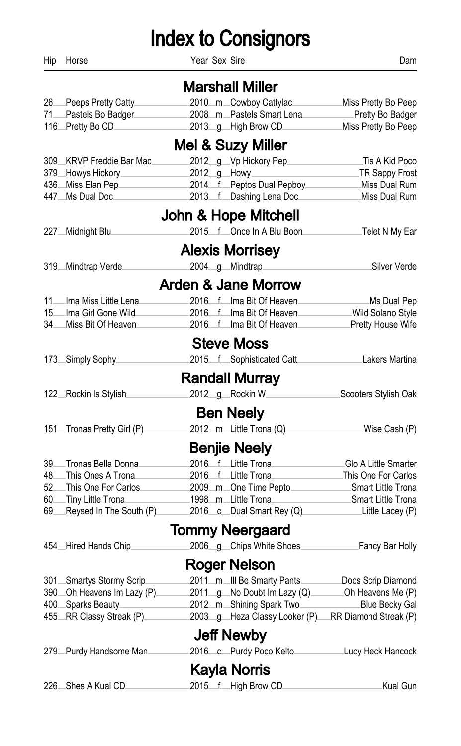# Index to Consignors

| Hip | Horse | Year | Sex | Sire | Dam |
|---|---|---|---|---|---|

## Marshall Miller

| Hip | Horse | Year | Sex | Sire | Dam |
|---|---|---|---|---|---|
| 26 | Peeps Pretty Catty | 2010 | m | Cowboy Cattylac | Miss Pretty Bo Peep |
| 71 | Pastels Bo Badger | 2008 | m | Pastels Smart Lena | Pretty Bo Badger |
| 116 | Pretty Bo CD | 2013 | g | High Brow CD | Miss Pretty Bo Peep |

## Mel & Suzy Miller

| Hip | Horse | Year | Sex | Sire | Dam |
|---|---|---|---|---|---|
| 309 | KRVP Freddie Bar Mac | 2012 | g | Vp Hickory Pep | Tis A Kid Poco |
| 379 | Howys Hickory | 2012 | g | Howy | TR Sappy Frost |
| 436 | Miss Elan Pep | 2014 | f | Peptos Dual Pepboy | Miss Dual Rum |
| 447 | Ms Dual Doc | 2013 | f | Dashing Lena Doc | Miss Dual Rum |

## John & Hope Mitchell

| Hip | Horse | Year | Sex | Sire | Dam |
|---|---|---|---|---|---|
| 227 | Midnight Blu | 2015 | f | Once In A Blu Boon | Telet N My Ear |

## Alexis Morrisey

| Hip | Horse | Year | Sex | Sire | Dam |
|---|---|---|---|---|---|
| 319 | Mindtrap Verde | 2004 | g | Mindtrap | Silver Verde |

## Arden & Jane Morrow

| Hip | Horse | Year | Sex | Sire | Dam |
|---|---|---|---|---|---|
| 11 | Ima Miss Little Lena | 2016 | f | Ima Bit Of Heaven | Ms Dual Pep |
| 15 | Ima Girl Gone Wild | 2016 | f | Ima Bit Of Heaven | Wild Solano Style |
| 34 | Miss Bit Of Heaven | 2016 | f | Ima Bit Of Heaven | Pretty House Wife |

## Steve Moss

| Hip | Horse | Year | Sex | Sire | Dam |
|---|---|---|---|---|---|
| 173 | Simply Sophy | 2015 | f | Sophisticated Catt | Lakers Martina |

## Randall Murray

| Hip | Horse | Year | Sex | Sire | Dam |
|---|---|---|---|---|---|
| 122 | Rockin Is Stylish | 2012 | g | Rockin W | Scooters Stylish Oak |

## Ben Neely

| Hip | Horse | Year | Sex | Sire | Dam |
|---|---|---|---|---|---|
| 151 | Tronas Pretty Girl (P) | 2012 | m | Little Trona (Q) | Wise Cash (P) |

## Benjie Neely

| Hip | Horse | Year | Sex | Sire | Dam |
|---|---|---|---|---|---|
| 39 | Tronas Bella Donna | 2016 | f | Little Trona | Glo A Little Smarter |
| 48 | This Ones A Trona | 2016 | f | Little Trona | This One For Carlos |
| 52 | This One For Carlos | 2009 | m | One Time Pepto | Smart Little Trona |
| 60 | Tiny Little Trona | 1998 | m | Little Trona | Smart Little Trona |
| 69 | Reysed In The South (P) | 2016 | c | Dual Smart Rey (Q) | Little Lacey (P) |

## Tommy Neergaard

| Hip | Horse | Year | Sex | Sire | Dam |
|---|---|---|---|---|---|
| 454 | Hired Hands Chip | 2006 | g | Chips White Shoes | Fancy Bar Holly |

## Roger Nelson

| Hip | Horse | Year | Sex | Sire | Dam |
|---|---|---|---|---|---|
| 301 | Smartys Stormy Scrip | 2011 | m | Ill Be Smarty Pants | Docs Scrip Diamond |
| 390 | Oh Heavens Im Lazy (P) | 2011 | g | No Doubt Im Lazy (Q) | Oh Heavens Me (P) |
| 400 | Sparks Beauty | 2012 | m | Shining Spark Two | Blue Becky Gal |
| 455 | RR Classy Streak (P) | 2003 | g | Heza Classy Looker (P) | RR Diamond Streak (P) |

## Jeff Newby

| Hip | Horse | Year | Sex | Sire | Dam |
|---|---|---|---|---|---|
| 279 | Purdy Handsome Man | 2016 | c | Purdy Poco Kelto | Lucy Heck Hancock |

## Kayla Norris

| Hip | Horse | Year | Sex | Sire | Dam |
|---|---|---|---|---|---|
| 226 | Shes A Kual CD | 2015 | f | High Brow CD | Kual Gun |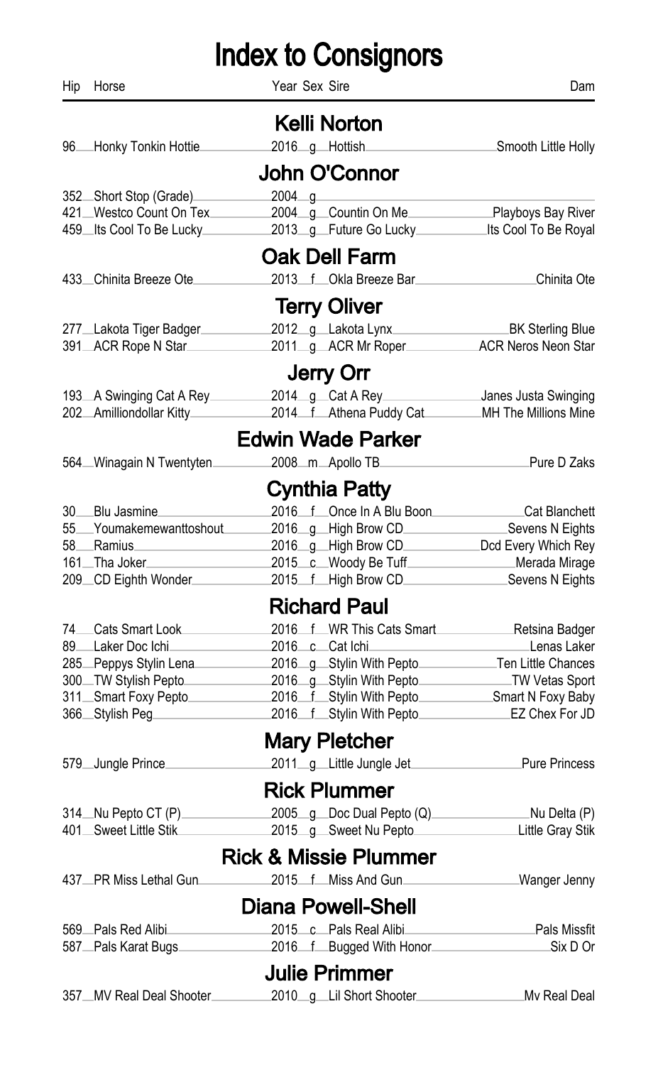# Index to Consignors

| Hip | Horse | Year | Sex | Sire | Dam |
|---|---|---|---|---|---|

## Kelli Norton

| Hip | Horse | Year | Sex | Sire | Dam |
|---|---|---|---|---|---|
| 96 | Honky Tonkin Hottie | 2016 | g | Hottish | Smooth Little Holly |

## John O'Connor

| Hip | Horse | Year | Sex | Sire | Dam |
|---|---|---|---|---|---|
| 352 | Short Stop (Grade) | 2004 | g | | |
| 421 | Westco Count On Tex | 2004 | g | Countin On Me | Playboys Bay River |
| 459 | Its Cool To Be Lucky | 2013 | g | Future Go Lucky | Its Cool To Be Royal |

## Oak Dell Farm

| Hip | Horse | Year | Sex | Sire | Dam |
|---|---|---|---|---|---|
| 433 | Chinita Breeze Ote | 2013 | f | Okla Breeze Bar | Chinita Ote |

## Terry Oliver

| Hip | Horse | Year | Sex | Sire | Dam |
|---|---|---|---|---|---|
| 277 | Lakota Tiger Badger | 2012 | g | Lakota Lynx | BK Sterling Blue |
| 391 | ACR Rope N Star | 2011 | g | ACR Mr Roper | ACR Neros Neon Star |

## Jerry Orr

| Hip | Horse | Year | Sex | Sire | Dam |
|---|---|---|---|---|---|
| 193 | A Swinging Cat A Rey | 2014 | g | Cat A Rey | Janes Justa Swinging |
| 202 | Amilliondollar Kitty | 2014 | f | Athena Puddy Cat | MH The Millions Mine |

## Edwin Wade Parker

| Hip | Horse | Year | Sex | Sire | Dam |
|---|---|---|---|---|---|
| 564 | Winagain N Twentyten | 2008 | m | Apollo TB | Pure D Zaks |

## Cynthia Patty

| Hip | Horse | Year | Sex | Sire | Dam |
|---|---|---|---|---|---|
| 30 | Blu Jasmine | 2016 | f | Once In A Blu Boon | Cat Blanchett |
| 55 | Youmakemewanttoshout | 2016 | g | High Brow CD | Sevens N Eights |
| 58 | Ramius | 2016 | g | High Brow CD | Dcd Every Which Rey |
| 161 | Tha Joker | 2015 | c | Woody Be Tuff | Merada Mirage |
| 209 | CD Eighth Wonder | 2015 | f | High Brow CD | Sevens N Eights |

## Richard Paul

| Hip | Horse | Year | Sex | Sire | Dam |
|---|---|---|---|---|---|
| 74 | Cats Smart Look | 2016 | f | WR This Cats Smart | Retsina Badger |
| 89 | Laker Doc Ichi | 2016 | c | Cat Ichi | Lenas Laker |
| 285 | Peppys Stylin Lena | 2016 | g | Stylin With Pepto | Ten Little Chances |
| 300 | TW Stylish Pepto | 2016 | g | Stylin With Pepto | TW Vetas Sport |
| 311 | Smart Foxy Pepto | 2016 | f | Stylin With Pepto | Smart N Foxy Baby |
| 366 | Stylish Peg | 2016 | f | Stylin With Pepto | EZ Chex For JD |

## Mary Pletcher

| Hip | Horse | Year | Sex | Sire | Dam |
|---|---|---|---|---|---|
| 579 | Jungle Prince | 2011 | g | Little Jungle Jet | Pure Princess |

## Rick Plummer

| Hip | Horse | Year | Sex | Sire | Dam |
|---|---|---|---|---|---|
| 314 | Nu Pepto CT (P) | 2005 | g | Doc Dual Pepto (Q) | Nu Delta (P) |
| 401 | Sweet Little Stik | 2015 | g | Sweet Nu Pepto | Little Gray Stik |

## Rick & Missie Plummer

| Hip | Horse | Year | Sex | Sire | Dam |
|---|---|---|---|---|---|
| 437 | PR Miss Lethal Gun | 2015 | f | Miss And Gun | Wanger Jenny |

## Diana Powell-Shell

| Hip | Horse | Year | Sex | Sire | Dam |
|---|---|---|---|---|---|
| 569 | Pals Red Alibi | 2015 | c | Pals Real Alibi | Pals Missfit |
| 587 | Pals Karat Bugs | 2016 | f | Bugged With Honor | Six D Or |

## Julie Primmer

| Hip | Horse | Year | Sex | Sire | Dam |
|---|---|---|---|---|---|
| 357 | MV Real Deal Shooter | 2010 | g | Lil Short Shooter | Mv Real Deal |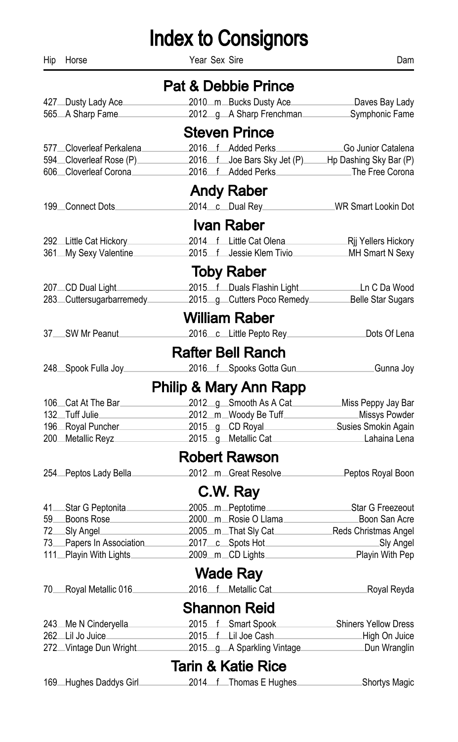# Index to Consignors

| Hip | Horse | Year | Sex | Sire | Dam |
|---|---|---|---|---|---|
| | **Pat & Debbie Prince** | | | | |
| 427 | Dusty Lady Ace | 2010 | m | Bucks Dusty Ace | Daves Bay Lady |
| 565 | A Sharp Fame | 2012 | g | A Sharp Frenchman | Symphonic Fame |
| | **Steven Prince** | | | | |
| 577 | Cloverleaf Perkalena | 2016 | f | Added Perks | Go Junior Catalena |
| 594 | Cloverleaf Rose (P) | 2016 | f | Joe Bars Sky Jet (P) | Hp Dashing Sky Bar (P) |
| 606 | Cloverleaf Corona | 2016 | f | Added Perks | The Free Corona |
| | **Andy Raber** | | | | |
| 199 | Connect Dots | 2014 | c | Dual Rey | WR Smart Lookin Dot |
| | **Ivan Raber** | | | | |
| 292 | Little Cat Hickory | 2014 | f | Little Cat Olena | Rjj Yellers Hickory |
| 361 | My Sexy Valentine | 2015 | f | Jessie Klem Tivio | MH Smart N Sexy |
| | **Toby Raber** | | | | |
| 207 | CD Dual Light | 2015 | f | Duals Flashin Light | Ln C Da Wood |
| 283 | Cuttersugarbarremedy | 2015 | g | Cutters Poco Remedy | Belle Star Sugars |
| | **William Raber** | | | | |
| 37 | SW Mr Peanut | 2016 | c | Little Pepto Rey | Dots Of Lena |
| | **Rafter Bell Ranch** | | | | |
| 248 | Spook Fulla Joy | 2016 | f | Spooks Gotta Gun | Gunna Joy |
| | **Philip & Mary Ann Rapp** | | | | |
| 106 | Cat At The Bar | 2012 | g | Smooth As A Cat | Miss Peppy Jay Bar |
| 132 | Tuff Julie | 2012 | m | Woody Be Tuff | Missys Powder |
| 196 | Royal Puncher | 2015 | g | CD Royal | Susies Smokin Again |
| 200 | Metallic Reyz | 2015 | g | Metallic Cat | Lahaina Lena |
| | **Robert Rawson** | | | | |
| 254 | Peptos Lady Bella | 2012 | m | Great Resolve | Peptos Royal Boon |
| | **C.W. Ray** | | | | |
| 41 | Star G Peptonita | 2005 | m | Peptotime | Star G Freezeout |
| 59 | Boons Rose | 2000 | m | Rosie O Llama | Boon San Acre |
| 72 | Sly Angel | 2005 | m | That Sly Cat | Reds Christmas Angel |
| 73 | Papers In Association | 2017 | c | Spots Hot | Sly Angel |
| 111 | Playin With Lights | 2009 | m | CD Lights | Playin With Pep |
| | **Wade Ray** | | | | |
| 70 | Royal Metallic 016 | 2016 | f | Metallic Cat | Royal Reyda |
| | **Shannon Reid** | | | | |
| 243 | Me N Cinderyella | 2015 | f | Smart Spook | Shiners Yellow Dress |
| 262 | Lil Jo Juice | 2015 | f | Lil Joe Cash | High On Juice |
| 272 | Vintage Dun Wright | 2015 | g | A Sparkling Vintage | Dun Wranglin |
| | **Tarin & Katie Rice** | | | | |
| 169 | Hughes Daddys Girl | 2014 | f | Thomas E Hughes | Shortys Magic |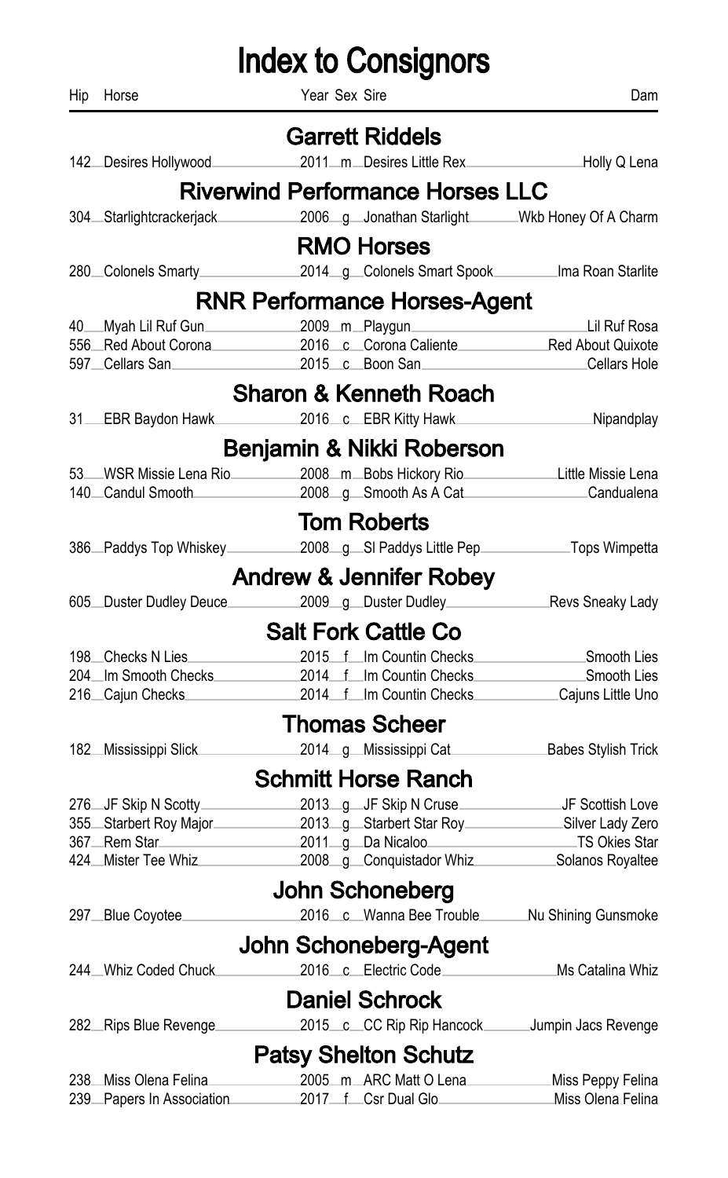# Index to Consignors

| Hip | Horse | Year | Sex | Sire | Dam |
|---|---|---|---|---|---|
| | **Garrett Riddels** | | | | |
| 142 | Desires Hollywood | 2011 | m | Desires Little Rex | Holly Q Lena |
| | **Riverwind Performance Horses LLC** | | | | |
| 304 | Starlightcrackerjack | 2006 | g | Jonathan Starlight | Wkb Honey Of A Charm |
| | **RMO Horses** | | | | |
| 280 | Colonels Smarty | 2014 | g | Colonels Smart Spook | Ima Roan Starlite |
| | **RNR Performance Horses-Agent** | | | | |
| 40 | Myah Lil Ruf Gun | 2009 | m | Playgun | Lil Ruf Rosa |
| 556 | Red About Corona | 2016 | c | Corona Caliente | Red About Quixote |
| 597 | Cellars San | 2015 | c | Boon San | Cellars Hole |
| | **Sharon & Kenneth Roach** | | | | |
| 31 | EBR Baydon Hawk | 2016 | c | EBR Kitty Hawk | Nipandplay |
| | **Benjamin & Nikki Roberson** | | | | |
| 53 | WSR Missie Lena Rio | 2008 | m | Bobs Hickory Rio | Little Missie Lena |
| 140 | Candul Smooth | 2008 | g | Smooth As A Cat | Candualena |
| | **Tom Roberts** | | | | |
| 386 | Paddys Top Whiskey | 2008 | g | Sl Paddys Little Pep | Tops Wimpetta |
| | **Andrew & Jennifer Robey** | | | | |
| 605 | Duster Dudley Deuce | 2009 | g | Duster Dudley | Revs Sneaky Lady |
| | **Salt Fork Cattle Co** | | | | |
| 198 | Checks N Lies | 2015 | f | Im Countin Checks | Smooth Lies |
| 204 | Im Smooth Checks | 2014 | f | Im Countin Checks | Smooth Lies |
| 216 | Cajun Checks | 2014 | f | Im Countin Checks | Cajuns Little Uno |
| | **Thomas Scheer** | | | | |
| 182 | Mississippi Slick | 2014 | g | Mississippi Cat | Babes Stylish Trick |
| | **Schmitt Horse Ranch** | | | | |
| 276 | JF Skip N Scotty | 2013 | g | JF Skip N Cruse | JF Scottish Love |
| 355 | Starbert Roy Major | 2013 | g | Starbert Star Roy | Silver Lady Zero |
| 367 | Rem Star | 2011 | g | Da Nicaloo | TS Okies Star |
| 424 | Mister Tee Whiz | 2008 | g | Conquistador Whiz | Solanos Royaltee |
| | **John Schoneberg** | | | | |
| 297 | Blue Coyotee | 2016 | c | Wanna Bee Trouble | Nu Shining Gunsmoke |
| | **John Schoneberg-Agent** | | | | |
| 244 | Whiz Coded Chuck | 2016 | c | Electric Code | Ms Catalina Whiz |
| | **Daniel Schrock** | | | | |
| 282 | Rips Blue Revenge | 2015 | c | CC Rip Rip Hancock | Jumpin Jacs Revenge |
| | **Patsy Shelton Schutz** | | | | |
| 238 | Miss Olena Felina | 2005 | m | ARC Matt O Lena | Miss Peppy Felina |
| 239 | Papers In Association | 2017 | f | Csr Dual Glo | Miss Olena Felina |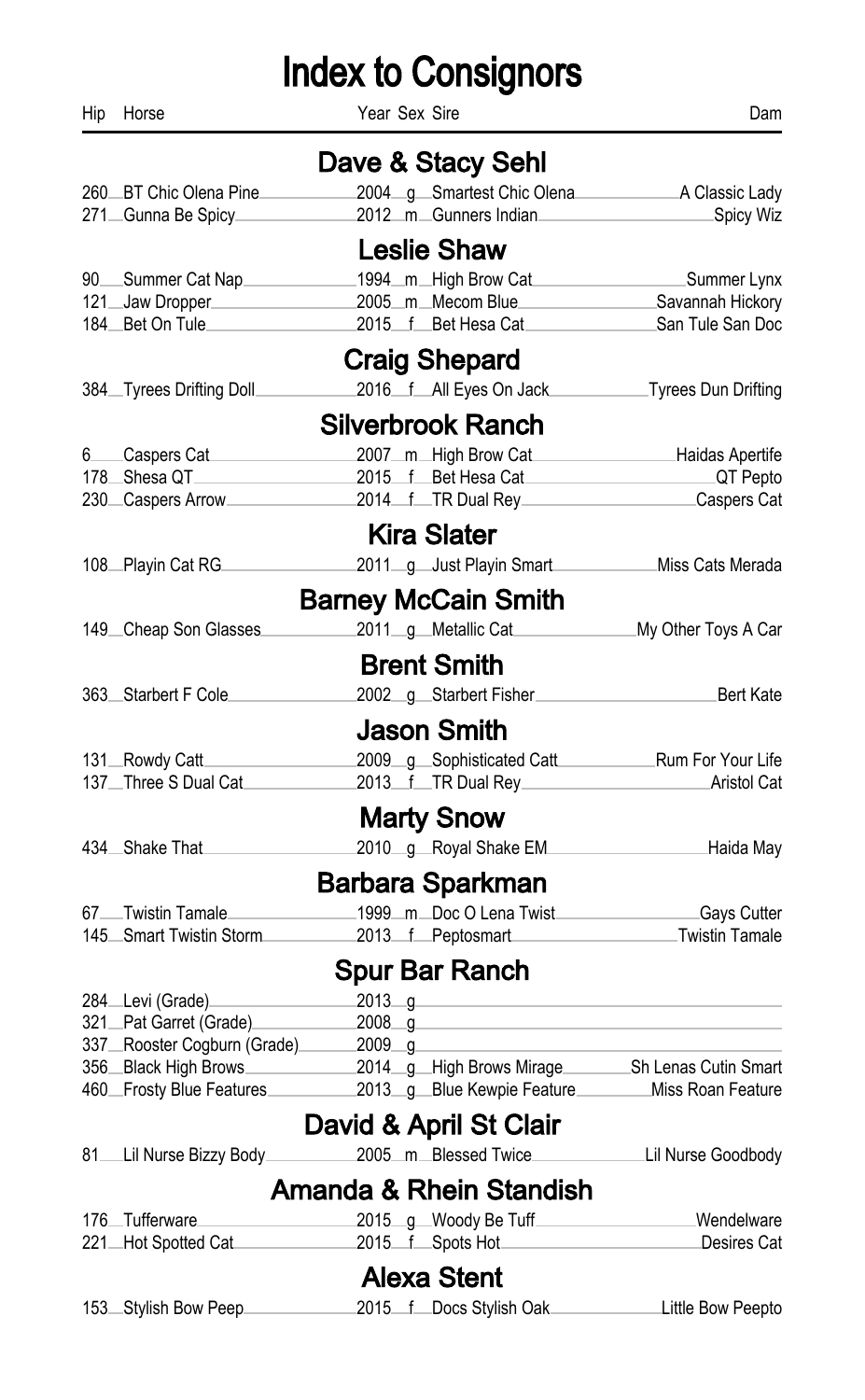# Index to Consignors

| Hip | Horse | Year | Sex | Sire | Dam |
|---|---|---|---|---|---|

## Dave & Stacy Sehl

| Hip | Horse | Year | Sex | Sire | Dam |
|---|---|---|---|---|---|
| 260 | BT Chic Olena Pine | 2004 | g | Smartest Chic Olena | A Classic Lady |
| 271 | Gunna Be Spicy | 2012 | m | Gunners Indian | Spicy Wiz |

## Leslie Shaw

| Hip | Horse | Year | Sex | Sire | Dam |
|---|---|---|---|---|---|
| 90 | Summer Cat Nap | 1994 | m | High Brow Cat | Summer Lynx |
| 121 | Jaw Dropper | 2005 | m | Mecom Blue | Savannah Hickory |
| 184 | Bet On Tule | 2015 | f | Bet Hesa Cat | San Tule San Doc |

## Craig Shepard

| Hip | Horse | Year | Sex | Sire | Dam |
|---|---|---|---|---|---|
| 384 | Tyrees Drifting Doll | 2016 | f | All Eyes On Jack | Tyrees Dun Drifting |

## Silverbrook Ranch

| Hip | Horse | Year | Sex | Sire | Dam |
|---|---|---|---|---|---|
| 6 | Caspers Cat | 2007 | m | High Brow Cat | Haidas Apertife |
| 178 | Shesa QT | 2015 | f | Bet Hesa Cat | QT Pepto |
| 230 | Caspers Arrow | 2014 | f | TR Dual Rey | Caspers Cat |

## Kira Slater

| Hip | Horse | Year | Sex | Sire | Dam |
|---|---|---|---|---|---|
| 108 | Playin Cat RG | 2011 | g | Just Playin Smart | Miss Cats Merada |

## Barney McCain Smith

| Hip | Horse | Year | Sex | Sire | Dam |
|---|---|---|---|---|---|
| 149 | Cheap Son Glasses | 2011 | g | Metallic Cat | My Other Toys A Car |

## Brent Smith

| Hip | Horse | Year | Sex | Sire | Dam |
|---|---|---|---|---|---|
| 363 | Starbert F Cole | 2002 | g | Starbert Fisher | Bert Kate |

## Jason Smith

| Hip | Horse | Year | Sex | Sire | Dam |
|---|---|---|---|---|---|
| 131 | Rowdy Catt | 2009 | g | Sophisticated Catt | Rum For Your Life |
| 137 | Three S Dual Cat | 2013 | f | TR Dual Rey | Aristol Cat |

## Marty Snow

| Hip | Horse | Year | Sex | Sire | Dam |
|---|---|---|---|---|---|
| 434 | Shake That | 2010 | g | Royal Shake EM | Haida May |

## Barbara Sparkman

| Hip | Horse | Year | Sex | Sire | Dam |
|---|---|---|---|---|---|
| 67 | Twistin Tamale | 1999 | m | Doc O Lena Twist | Gays Cutter |
| 145 | Smart Twistin Storm | 2013 | f | Peptosmart | Twistin Tamale |

## Spur Bar Ranch

| Hip | Horse | Year | Sex | Sire | Dam |
|---|---|---|---|---|---|
| 284 | Levi (Grade) | 2013 | g | | |
| 321 | Pat Garret (Grade) | 2008 | g | | |
| 337 | Rooster Cogburn (Grade) | 2009 | g | | |
| 356 | Black High Brows | 2014 | g | High Brows Mirage | Sh Lenas Cutin Smart |
| 460 | Frosty Blue Features | 2013 | g | Blue Kewpie Feature | Miss Roan Feature |

## David & April St Clair

| Hip | Horse | Year | Sex | Sire | Dam |
|---|---|---|---|---|---|
| 81 | Lil Nurse Bizzy Body | 2005 | m | Blessed Twice | Lil Nurse Goodbody |

## Amanda & Rhein Standish

| Hip | Horse | Year | Sex | Sire | Dam |
|---|---|---|---|---|---|
| 176 | Tufferware | 2015 | g | Woody Be Tuff | Wendelware |
| 221 | Hot Spotted Cat | 2015 | f | Spots Hot | Desires Cat |

## Alexa Stent

| Hip | Horse | Year | Sex | Sire | Dam |
|---|---|---|---|---|---|
| 153 | Stylish Bow Peep | 2015 | f | Docs Stylish Oak | Little Bow Peepto |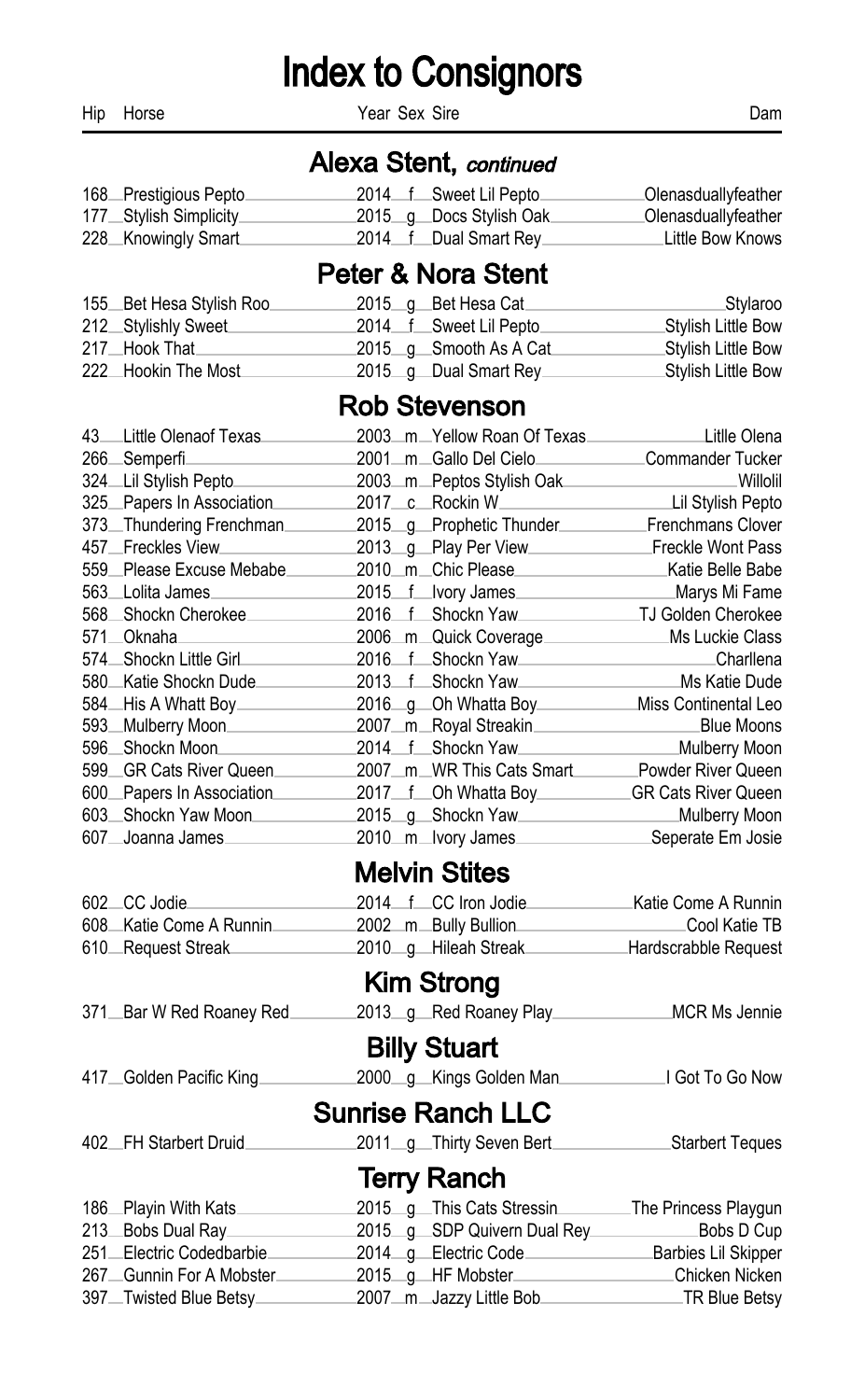# Index to Consignors

| Hip | Horse | Year | Sex | Sire | Dam |
|---|---|---|---|---|---|

## Alexa Stent, *continued*

| Hip | Horse | Year | Sex | Sire | Dam |
|---|---|---|---|---|---|
| 168 | Prestigious Pepto | 2014 | f | Sweet Lil Pepto | Olenasduallyfeather |
| 177 | Stylish Simplicity | 2015 | g | Docs Stylish Oak | Olenasduallyfeather |
| 228 | Knowingly Smart | 2014 | f | Dual Smart Rey | Little Bow Knows |

## Peter & Nora Stent

| Hip | Horse | Year | Sex | Sire | Dam |
|---|---|---|---|---|---|
| 155 | Bet Hesa Stylish Roo | 2015 | g | Bet Hesa Cat | Stylaroo |
| 212 | Stylishly Sweet | 2014 | f | Sweet Lil Pepto | Stylish Little Bow |
| 217 | Hook That | 2015 | g | Smooth As A Cat | Stylish Little Bow |
| 222 | Hookin The Most | 2015 | g | Dual Smart Rey | Stylish Little Bow |

## Rob Stevenson

| Hip | Horse | Year | Sex | Sire | Dam |
|---|---|---|---|---|---|
| 43 | Little Olenaof Texas | 2003 | m | Yellow Roan Of Texas | Litlle Olena |
| 266 | Semperfi | 2001 | m | Gallo Del Cielo | Commander Tucker |
| 324 | Lil Stylish Pepto | 2003 | m | Peptos Stylish Oak | Willolil |
| 325 | Papers In Association | 2017 | c | Rockin W | Lil Stylish Pepto |
| 373 | Thundering Frenchman | 2015 | g | Prophetic Thunder | Frenchmans Clover |
| 457 | Freckles View | 2013 | g | Play Per View | Freckle Wont Pass |
| 559 | Please Excuse Mebabe | 2010 | m | Chic Please | Katie Belle Babe |
| 563 | Lolita James | 2015 | f | Ivory James | Marys Mi Fame |
| 568 | Shockn Cherokee | 2016 | f | Shockn Yaw | TJ Golden Cherokee |
| 571 | Oknaha | 2006 | m | Quick Coverage | Ms Luckie Class |
| 574 | Shockn Little Girl | 2016 | f | Shockn Yaw | Charllena |
| 580 | Katie Shockn Dude | 2013 | f | Shockn Yaw | Ms Katie Dude |
| 584 | His A Whatt Boy | 2016 | g | Oh Whatta Boy | Miss Continental Leo |
| 593 | Mulberry Moon | 2007 | m | Royal Streakin | Blue Moons |
| 596 | Shockn Moon | 2014 | f | Shockn Yaw | Mulberry Moon |
| 599 | GR Cats River Queen | 2007 | m | WR This Cats Smart | Powder River Queen |
| 600 | Papers In Association | 2017 | f | Oh Whatta Boy | GR Cats River Queen |
| 603 | Shockn Yaw Moon | 2015 | g | Shockn Yaw | Mulberry Moon |
| 607 | Joanna James | 2010 | m | Ivory James | Seperate Em Josie |

## Melvin Stites

| Hip | Horse | Year | Sex | Sire | Dam |
|---|---|---|---|---|---|
| 602 | CC Jodie | 2014 | f | CC Iron Jodie | Katie Come A Runnin |
| 608 | Katie Come A Runnin | 2002 | m | Bully Bullion | Cool Katie TB |
| 610 | Request Streak | 2010 | g | Hileah Streak | Hardscrabble Request |

## Kim Strong

| Hip | Horse | Year | Sex | Sire | Dam |
|---|---|---|---|---|---|
| 371 | Bar W Red Roaney Red | 2013 | g | Red Roaney Play | MCR Ms Jennie |

## Billy Stuart

| Hip | Horse | Year | Sex | Sire | Dam |
|---|---|---|---|---|---|
| 417 | Golden Pacific King | 2000 | g | Kings Golden Man | I Got To Go Now |

## Sunrise Ranch LLC

| Hip | Horse | Year | Sex | Sire | Dam |
|---|---|---|---|---|---|
| 402 | FH Starbert Druid | 2011 | g | Thirty Seven Bert | Starbert Teques |

## Terry Ranch

| Hip | Horse | Year | Sex | Sire | Dam |
|---|---|---|---|---|---|
| 186 | Playin With Kats | 2015 | g | This Cats Stressin | The Princess Playgun |
| 213 | Bobs Dual Ray | 2015 | g | SDP Quivern Dual Rey | Bobs D Cup |
| 251 | Electric Codedbarbie | 2014 | g | Electric Code | Barbies Lil Skipper |
| 267 | Gunnin For A Mobster | 2015 | g | HF Mobster | Chicken Nicken |
| 397 | Twisted Blue Betsy | 2007 | m | Jazzy Little Bob | TR Blue Betsy |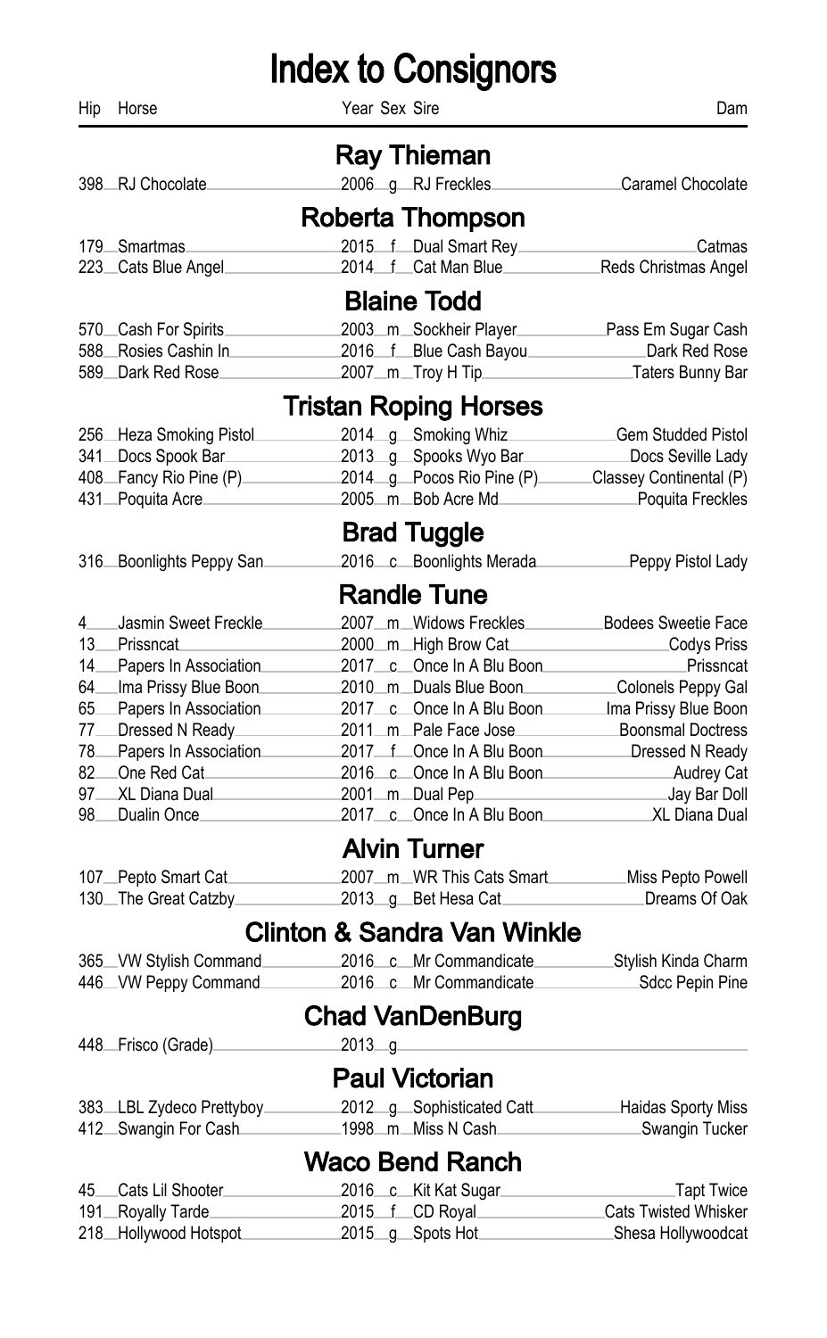# Index to Consignors

| Hip | Horse | Year | Sex | Sire | Dam |
|---|---|---|---|---|---|

## Ray Thieman

| Hip | Horse | Year | Sex | Sire | Dam |
|---|---|---|---|---|---|
| 398 | RJ Chocolate | 2006 | g | RJ Freckles | Caramel Chocolate |

## Roberta Thompson

| Hip | Horse | Year | Sex | Sire | Dam |
|---|---|---|---|---|---|
| 179 | Smartmas | 2015 | f | Dual Smart Rey | Catmas |
| 223 | Cats Blue Angel | 2014 | f | Cat Man Blue | Reds Christmas Angel |

## Blaine Todd

| Hip | Horse | Year | Sex | Sire | Dam |
|---|---|---|---|---|---|
| 570 | Cash For Spirits | 2003 | m | Sockheir Player | Pass Em Sugar Cash |
| 588 | Rosies Cashin In | 2016 | f | Blue Cash Bayou | Dark Red Rose |
| 589 | Dark Red Rose | 2007 | m | Troy H Tip | Taters Bunny Bar |

## Tristan Roping Horses

| Hip | Horse | Year | Sex | Sire | Dam |
|---|---|---|---|---|---|
| 256 | Heza Smoking Pistol | 2014 | g | Smoking Whiz | Gem Studded Pistol |
| 341 | Docs Spook Bar | 2013 | g | Spooks Wyo Bar | Docs Seville Lady |
| 408 | Fancy Rio Pine (P) | 2014 | g | Pocos Rio Pine (P) | Classey Continental (P) |
| 431 | Poquita Acre | 2005 | m | Bob Acre Md | Poquita Freckles |

## Brad Tuggle

| Hip | Horse | Year | Sex | Sire | Dam |
|---|---|---|---|---|---|
| 316 | Boonlights Peppy San | 2016 | c | Boonlights Merada | Peppy Pistol Lady |

## Randle Tune

| Hip | Horse | Year | Sex | Sire | Dam |
|---|---|---|---|---|---|
| 4 | Jasmin Sweet Freckle | 2007 | m | Widows Freckles | Bodees Sweetie Face |
| 13 | Prissncat | 2000 | m | High Brow Cat | Codys Priss |
| 14 | Papers In Association | 2017 | c | Once In A Blu Boon | Prissncat |
| 64 | Ima Prissy Blue Boon | 2010 | m | Duals Blue Boon | Colonels Peppy Gal |
| 65 | Papers In Association | 2017 | c | Once In A Blu Boon | Ima Prissy Blue Boon |
| 77 | Dressed N Ready | 2011 | m | Pale Face Jose | Boonsmal Doctress |
| 78 | Papers In Association | 2017 | f | Once In A Blu Boon | Dressed N Ready |
| 82 | One Red Cat | 2016 | c | Once In A Blu Boon | Audrey Cat |
| 97 | XL Diana Dual | 2001 | m | Dual Pep | Jay Bar Doll |
| 98 | Dualin Once | 2017 | c | Once In A Blu Boon | XL Diana Dual |

## Alvin Turner

| Hip | Horse | Year | Sex | Sire | Dam |
|---|---|---|---|---|---|
| 107 | Pepto Smart Cat | 2007 | m | WR This Cats Smart | Miss Pepto Powell |
| 130 | The Great Catzby | 2013 | g | Bet Hesa Cat | Dreams Of Oak |

## Clinton & Sandra Van Winkle

| Hip | Horse | Year | Sex | Sire | Dam |
|---|---|---|---|---|---|
| 365 | VW Stylish Command | 2016 | c | Mr Commandicate | Stylish Kinda Charm |
| 446 | VW Peppy Command | 2016 | c | Mr Commandicate | Sdcc Pepin Pine |

## Chad VanDenBurg

| Hip | Horse | Year | Sex | Sire | Dam |
|---|---|---|---|---|---|
| 448 | Frisco (Grade) | 2013 | g | | |

## Paul Victorian

| Hip | Horse | Year | Sex | Sire | Dam |
|---|---|---|---|---|---|
| 383 | LBL Zydeco Prettyboy | 2012 | g | Sophisticated Catt | Haidas Sporty Miss |
| 412 | Swangin For Cash | 1998 | m | Miss N Cash | Swangin Tucker |

## Waco Bend Ranch

| Hip | Horse | Year | Sex | Sire | Dam |
|---|---|---|---|---|---|
| 45 | Cats Lil Shooter | 2016 | c | Kit Kat Sugar | Tapt Twice |
| 191 | Royally Tarde | 2015 | f | CD Royal | Cats Twisted Whisker |
| 218 | Hollywood Hotspot | 2015 | g | Spots Hot | Shesa Hollywoodcat |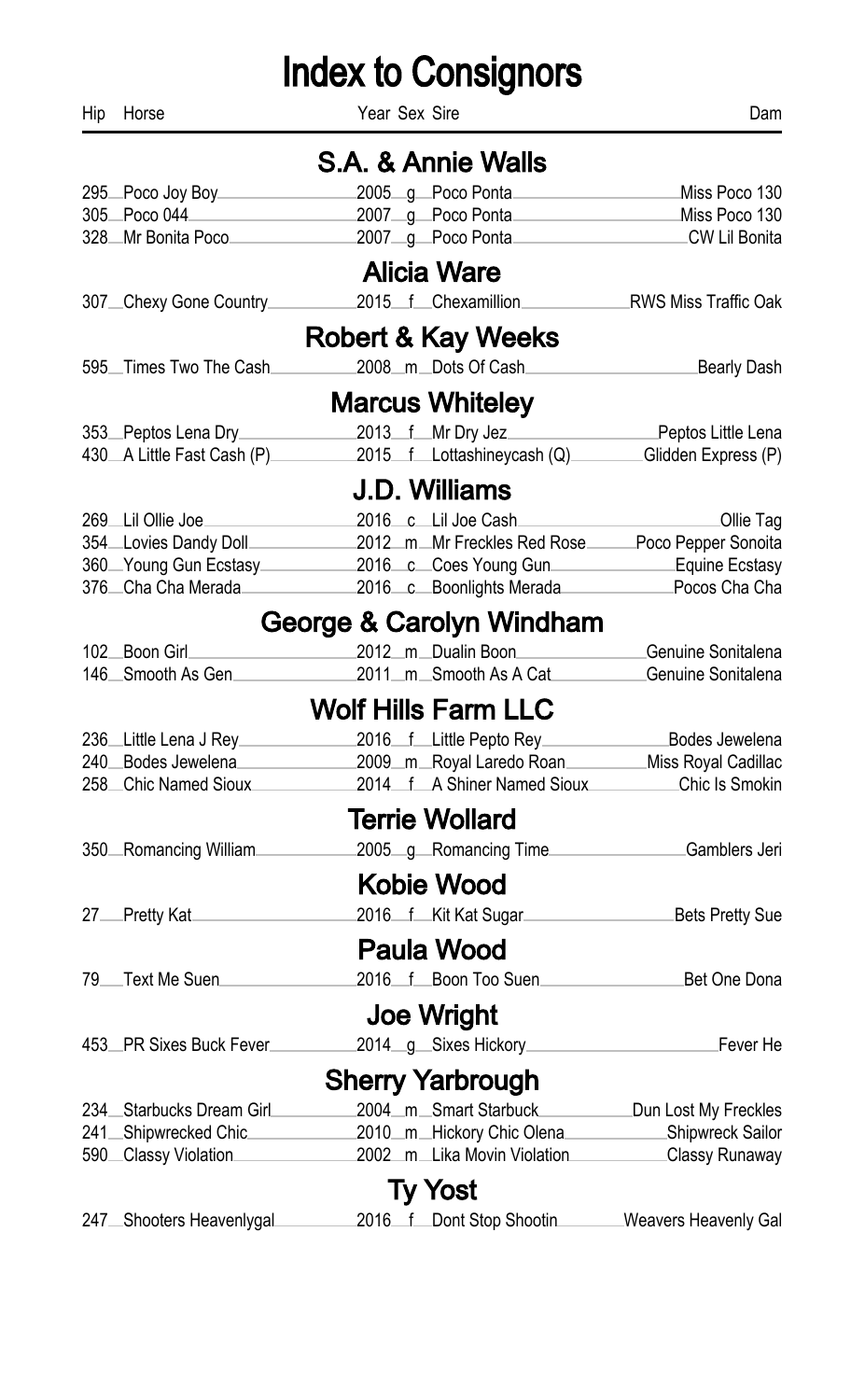# Index to Consignors

| Hip | Horse | Year | Sex | Sire | Dam |
|---|---|---|---|---|---|

## S.A. & Annie Walls

| Hip | Horse | Year | Sex | Sire | Dam |
|---|---|---|---|---|---|
| 295 | Poco Joy Boy | 2005 | g | Poco Ponta | Miss Poco 130 |
| 305 | Poco 044 | 2007 | g | Poco Ponta | Miss Poco 130 |
| 328 | Mr Bonita Poco | 2007 | g | Poco Ponta | CW Lil Bonita |

## Alicia Ware

| Hip | Horse | Year | Sex | Sire | Dam |
|---|---|---|---|---|---|
| 307 | Chexy Gone Country | 2015 | f | Chexamillion | RWS Miss Traffic Oak |

## Robert & Kay Weeks

| Hip | Horse | Year | Sex | Sire | Dam |
|---|---|---|---|---|---|
| 595 | Times Two The Cash | 2008 | m | Dots Of Cash | Bearly Dash |

## Marcus Whiteley

| Hip | Horse | Year | Sex | Sire | Dam |
|---|---|---|---|---|---|
| 353 | Peptos Lena Dry | 2013 | f | Mr Dry Jez | Peptos Little Lena |
| 430 | A Little Fast Cash (P) | 2015 | f | Lottashineycash (Q) | Glidden Express (P) |

## J.D. Williams

| Hip | Horse | Year | Sex | Sire | Dam |
|---|---|---|---|---|---|
| 269 | Lil Ollie Joe | 2016 | c | Lil Joe Cash | Ollie Tag |
| 354 | Lovies Dandy Doll | 2012 | m | Mr Freckles Red Rose | Poco Pepper Sonoita |
| 360 | Young Gun Ecstasy | 2016 | c | Coes Young Gun | Equine Ecstasy |
| 376 | Cha Cha Merada | 2016 | c | Boonlights Merada | Pocos Cha Cha |

## George & Carolyn Windham

| Hip | Horse | Year | Sex | Sire | Dam |
|---|---|---|---|---|---|
| 102 | Boon Girl | 2012 | m | Dualin Boon | Genuine Sonitalena |
| 146 | Smooth As Gen | 2011 | m | Smooth As A Cat | Genuine Sonitalena |

## Wolf Hills Farm LLC

| Hip | Horse | Year | Sex | Sire | Dam |
|---|---|---|---|---|---|
| 236 | Little Lena J Rey | 2016 | f | Little Pepto Rey | Bodes Jewelena |
| 240 | Bodes Jewelena | 2009 | m | Royal Laredo Roan | Miss Royal Cadillac |
| 258 | Chic Named Sioux | 2014 | f | A Shiner Named Sioux | Chic Is Smokin |

## Terrie Wollard

| Hip | Horse | Year | Sex | Sire | Dam |
|---|---|---|---|---|---|
| 350 | Romancing William | 2005 | g | Romancing Time | Gamblers Jeri |

## Kobie Wood

| Hip | Horse | Year | Sex | Sire | Dam |
|---|---|---|---|---|---|
| 27 | Pretty Kat | 2016 | f | Kit Kat Sugar | Bets Pretty Sue |

## Paula Wood

| Hip | Horse | Year | Sex | Sire | Dam |
|---|---|---|---|---|---|
| 79 | Text Me Suen | 2016 | f | Boon Too Suen | Bet One Dona |

## Joe Wright

| Hip | Horse | Year | Sex | Sire | Dam |
|---|---|---|---|---|---|
| 453 | PR Sixes Buck Fever | 2014 | g | Sixes Hickory | Fever He |

## Sherry Yarbrough

| Hip | Horse | Year | Sex | Sire | Dam |
|---|---|---|---|---|---|
| 234 | Starbucks Dream Girl | 2004 | m | Smart Starbuck | Dun Lost My Freckles |
| 241 | Shipwrecked Chic | 2010 | m | Hickory Chic Olena | Shipwreck Sailor |
| 590 | Classy Violation | 2002 | m | Lika Movin Violation | Classy Runaway |

## Ty Yost

| Hip | Horse | Year | Sex | Sire | Dam |
|---|---|---|---|---|---|
| 247 | Shooters Heavenlygal | 2016 | f | Dont Stop Shootin | Weavers Heavenly Gal |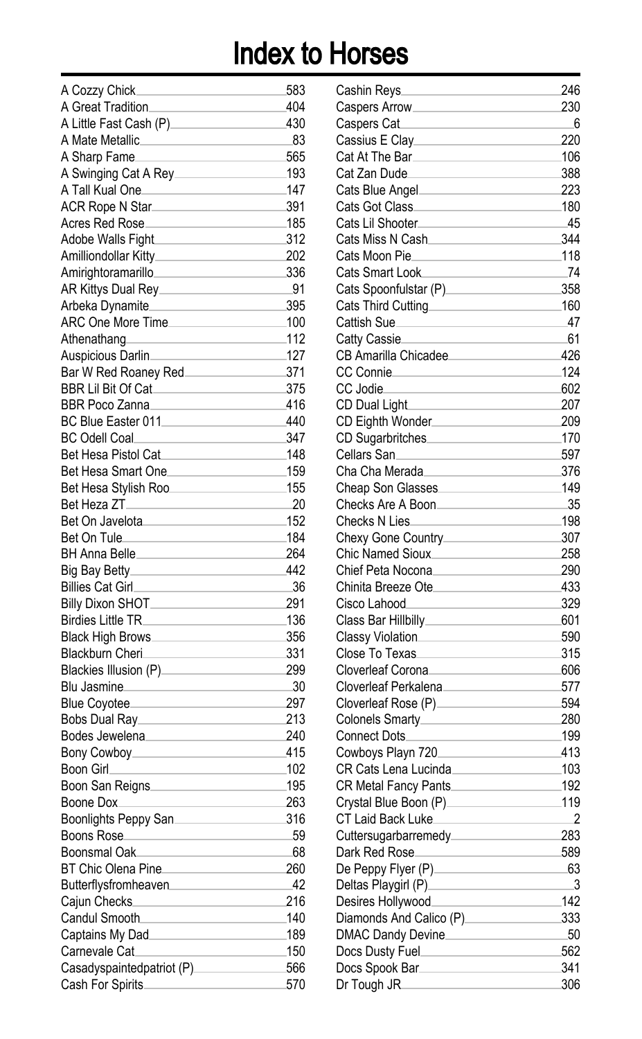# Index to Horses

| Horse | Page |
|---|---|
| A Cozzy Chick | 583 |
| A Great Tradition | 404 |
| A Little Fast Cash (P) | 430 |
| A Mate Metallic | 83 |
| A Sharp Fame | 565 |
| A Swinging Cat A Rey | 193 |
| A Tall Kual One | 147 |
| ACR Rope N Star | 391 |
| Acres Red Rose | 185 |
| Adobe Walls Fight | 312 |
| Amilliondollar Kitty | 202 |
| Amirightoramarillo | 336 |
| AR Kittys Dual Rey | 91 |
| Arbeka Dynamite | 395 |
| ARC One More Time | 100 |
| Athenathang | 112 |
| Auspicious Darlin | 127 |
| Bar W Red Roaney Red | 371 |
| BBR Lil Bit Of Cat | 375 |
| BBR Poco Zanna | 416 |
| BC Blue Easter 011 | 440 |
| BC Odell Coal | 347 |
| Bet Hesa Pistol Cat | 148 |
| Bet Hesa Smart One | 159 |
| Bet Hesa Stylish Roo | 155 |
| Bet Heza ZT | 20 |
| Bet On Javelota | 152 |
| Bet On Tule | 184 |
| BH Anna Belle | 264 |
| Big Bay Betty | 442 |
| Billies Cat Girl | 36 |
| Billy Dixon SHOT | 291 |
| Birdies Little TR | 136 |
| Black High Brows | 356 |
| Blackburn Cheri | 331 |
| Blackies Illusion (P) | 299 |
| Blu Jasmine | 30 |
| Blue Coyotee | 297 |
| Bobs Dual Ray | 213 |
| Bodes Jewelena | 240 |
| Bony Cowboy | 415 |
| Boon Girl | 102 |
| Boon San Reigns | 195 |
| Boone Dox | 263 |
| Boonlights Peppy San | 316 |
| Boons Rose | 59 |
| Boonsmal Oak | 68 |
| BT Chic Olena Pine | 260 |
| Butterflysfromheaven | 42 |
| Cajun Checks | 216 |
| Candul Smooth | 140 |
| Captains My Dad | 189 |
| Carnevale Cat | 150 |
| Casadyspaintedpatriot (P) | 566 |
| Cash For Spirits | 570 |
| Cashin Reys | 246 |
| Caspers Arrow | 230 |
| Caspers Cat | 6 |
| Cassius E Clay | 220 |
| Cat At The Bar | 106 |
| Cat Zan Dude | 388 |
| Cats Blue Angel | 223 |
| Cats Got Class | 180 |
| Cats Lil Shooter | 45 |
| Cats Miss N Cash | 344 |
| Cats Moon Pie | 118 |
| Cats Smart Look | 74 |
| Cats Spoonfulstar (P) | 358 |
| Cats Third Cutting | 160 |
| Cattish Sue | 47 |
| Catty Cassie | 61 |
| CB Amarilla Chicadee | 426 |
| CC Connie | 124 |
| CC Jodie | 602 |
| CD Dual Light | 207 |
| CD Eighth Wonder | 209 |
| CD Sugarbritches | 170 |
| Cellars San | 597 |
| Cha Cha Merada | 376 |
| Cheap Son Glasses | 149 |
| Checks Are A Boon | 35 |
| Checks N Lies | 198 |
| Chexy Gone Country | 307 |
| Chic Named Sioux | 258 |
| Chief Peta Nocona | 290 |
| Chinita Breeze Ote | 433 |
| Cisco Lahood | 329 |
| Class Bar Hillbilly | 601 |
| Classy Violation | 590 |
| Close To Texas | 315 |
| Cloverleaf Corona | 606 |
| Cloverleaf Perkalena | 577 |
| Cloverleaf Rose (P) | 594 |
| Colonels Smarty | 280 |
| Connect Dots | 199 |
| Cowboys Playn 720 | 413 |
| CR Cats Lena Lucinda | 103 |
| CR Metal Fancy Pants | 192 |
| Crystal Blue Boon (P) | 119 |
| CT Laid Back Luke | 2 |
| Cuttersugarbarremedy | 283 |
| Dark Red Rose | 589 |
| De Peppy Flyer (P) | 63 |
| Deltas Playgirl (P) | 3 |
| Desires Hollywood | 142 |
| Diamonds And Calico (P) | 333 |
| DMAC Dandy Devine | 50 |
| Docs Dusty Fuel | 562 |
| Docs Spook Bar | 341 |
| Dr Tough JR | 306 |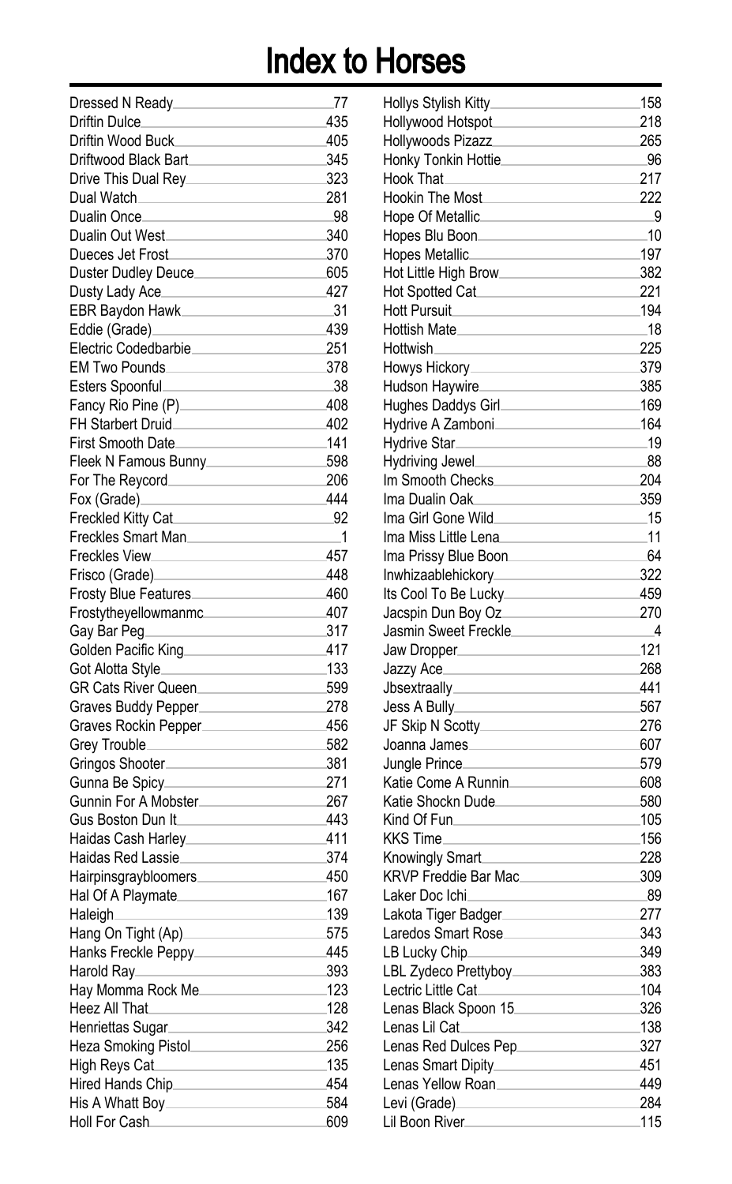# Index to Horses

| Horse | Page |
|---|---|
| Dressed N Ready | 77 |
| Driftin Dulce | 435 |
| Driftin Wood Buck | 405 |
| Driftwood Black Bart | 345 |
| Drive This Dual Rey | 323 |
| Dual Watch | 281 |
| Dualin Once | 98 |
| Dualin Out West | 340 |
| Dueces Jet Frost | 370 |
| Duster Dudley Deuce | 605 |
| Dusty Lady Ace | 427 |
| EBR Baydon Hawk | 31 |
| Eddie (Grade) | 439 |
| Electric Codedbarbie | 251 |
| EM Two Pounds | 378 |
| Esters Spoonful | 38 |
| Fancy Rio Pine (P) | 408 |
| FH Starbert Druid | 402 |
| First Smooth Date | 141 |
| Fleek N Famous Bunny | 598 |
| For The Reycord | 206 |
| Fox (Grade) | 444 |
| Freckled Kitty Cat | 92 |
| Freckles Smart Man | 1 |
| Freckles View | 457 |
| Frisco (Grade) | 448 |
| Frosty Blue Features | 460 |
| Frostytheyellowmanmc | 407 |
| Gay Bar Peg | 317 |
| Golden Pacific King | 417 |
| Got Alotta Style | 133 |
| GR Cats River Queen | 599 |
| Graves Buddy Pepper | 278 |
| Graves Rockin Pepper | 456 |
| Grey Trouble | 582 |
| Gringos Shooter | 381 |
| Gunna Be Spicy | 271 |
| Gunnin For A Mobster | 267 |
| Gus Boston Dun It | 443 |
| Haidas Cash Harley | 411 |
| Haidas Red Lassie | 374 |
| Hairpinsgraybloomers | 450 |
| Hal Of A Playmate | 167 |
| Haleigh | 139 |
| Hang On Tight (Ap) | 575 |
| Hanks Freckle Peppy | 445 |
| Harold Ray | 393 |
| Hay Momma Rock Me | 123 |
| Heez All That | 128 |
| Henriettas Sugar | 342 |
| Heza Smoking Pistol | 256 |
| High Reys Cat | 135 |
| Hired Hands Chip | 454 |
| His A Whatt Boy | 584 |
| Holl For Cash | 609 |
| Hollys Stylish Kitty | 158 |
| Hollywood Hotspot | 218 |
| Hollywoods Pizazz | 265 |
| Honky Tonkin Hottie | 96 |
| Hook That | 217 |
| Hookin The Most | 222 |
| Hope Of Metallic | 9 |
| Hopes Blu Boon | 10 |
| Hopes Metallic | 197 |
| Hot Little High Brow | 382 |
| Hot Spotted Cat | 221 |
| Hott Pursuit | 194 |
| Hottish Mate | 18 |
| Hottwish | 225 |
| Howys Hickory | 379 |
| Hudson Haywire | 385 |
| Hughes Daddys Girl | 169 |
| Hydrive A Zamboni | 164 |
| Hydrive Star | 19 |
| Hydriving Jewel | 88 |
| Im Smooth Checks | 204 |
| Ima Dualin Oak | 359 |
| Ima Girl Gone Wild | 15 |
| Ima Miss Little Lena | 11 |
| Ima Prissy Blue Boon | 64 |
| Inwhizaablehickory | 322 |
| Its Cool To Be Lucky | 459 |
| Jacspin Dun Boy Oz | 270 |
| Jasmin Sweet Freckle | 4 |
| Jaw Dropper | 121 |
| Jazzy Ace | 268 |
| Jbsextraally | 441 |
| Jess A Bully | 567 |
| JF Skip N Scotty | 276 |
| Joanna James | 607 |
| Jungle Prince | 579 |
| Katie Come A Runnin | 608 |
| Katie Shockn Dude | 580 |
| Kind Of Fun | 105 |
| KKS Time | 156 |
| Knowingly Smart | 228 |
| KRVP Freddie Bar Mac | 309 |
| Laker Doc Ichi | 89 |
| Lakota Tiger Badger | 277 |
| Laredos Smart Rose | 343 |
| LB Lucky Chip | 349 |
| LBL Zydeco Prettyboy | 383 |
| Lectric Little Cat | 104 |
| Lenas Black Spoon 15 | 326 |
| Lenas Lil Cat | 138 |
| Lenas Red Dulces Pep | 327 |
| Lenas Smart Dipity | 451 |
| Lenas Yellow Roan | 449 |
| Levi (Grade) | 284 |
| Lil Boon River | 115 |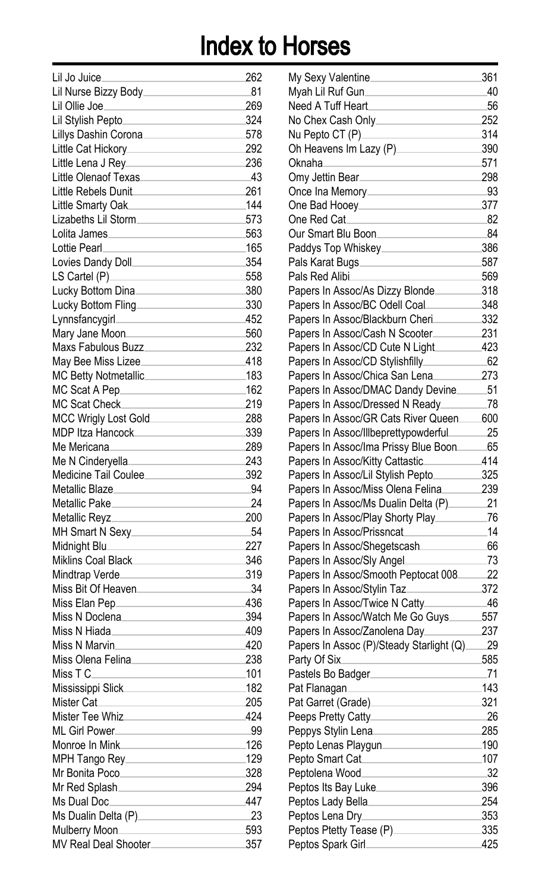# Index to Horses

| Horse | Page |
|---|---|
| Lil Jo Juice | 262 |
| Lil Nurse Bizzy Body | 81 |
| Lil Ollie Joe | 269 |
| Lil Stylish Pepto | 324 |
| Lillys Dashin Corona | 578 |
| Little Cat Hickory | 292 |
| Little Lena J Rey | 236 |
| Little Olenaof Texas | 43 |
| Little Rebels Dunit | 261 |
| Little Smarty Oak | 144 |
| Lizabeths Lil Storm | 573 |
| Lolita James | 563 |
| Lottie Pearl | 165 |
| Lovies Dandy Doll | 354 |
| LS Cartel (P) | 558 |
| Lucky Bottom Dina | 380 |
| Lucky Bottom Fling | 330 |
| Lynnsfancygirl | 452 |
| Mary Jane Moon | 560 |
| Maxs Fabulous Buzz | 232 |
| May Bee Miss Lizee | 418 |
| MC Betty Notmetallic | 183 |
| MC Scat A Pep | 162 |
| MC Scat Check | 219 |
| MCC Wrigly Lost Gold | 288 |
| MDP Itza Hancock | 339 |
| Me Mericana | 289 |
| Me N Cinderyella | 243 |
| Medicine Tail Coulee | 392 |
| Metallic Blaze | 94 |
| Metallic Pake | 24 |
| Metallic Reyz | 200 |
| MH Smart N Sexy | 54 |
| Midnight Blu | 227 |
| Miklins Coal Black | 346 |
| Mindtrap Verde | 319 |
| Miss Bit Of Heaven | 34 |
| Miss Elan Pep | 436 |
| Miss N Doclena | 394 |
| Miss N Hiada | 409 |
| Miss N Marvin | 420 |
| Miss Olena Felina | 238 |
| Miss T C | 101 |
| Mississippi Slick | 182 |
| Mister Cat | 205 |
| Mister Tee Whiz | 424 |
| ML Girl Power | 99 |
| Monroe In Mink | 126 |
| MPH Tango Rey | 129 |
| Mr Bonita Poco | 328 |
| Mr Red Splash | 294 |
| Ms Dual Doc | 447 |
| Ms Dualin Delta (P) | 23 |
| Mulberry Moon | 593 |
| MV Real Deal Shooter | 357 |
| My Sexy Valentine | 361 |
| Myah Lil Ruf Gun | 40 |
| Need A Tuff Heart | 56 |
| No Chex Cash Only | 252 |
| Nu Pepto CT (P) | 314 |
| Oh Heavens Im Lazy (P) | 390 |
| Oknaha | 571 |
| Omy Jettin Bear | 298 |
| Once Ina Memory | 93 |
| One Bad Hooey | 377 |
| One Red Cat | 82 |
| Our Smart Blu Boon | 84 |
| Paddys Top Whiskey | 386 |
| Pals Karat Bugs | 587 |
| Pals Red Alibi | 569 |
| Papers In Assoc/As Dizzy Blonde | 318 |
| Papers In Assoc/BC Odell Coal | 348 |
| Papers In Assoc/Blackburn Cheri | 332 |
| Papers In Assoc/Cash N Scooter | 231 |
| Papers In Assoc/CD Cute N Light | 423 |
| Papers In Assoc/CD Stylishfilly | 62 |
| Papers In Assoc/Chica San Lena | 273 |
| Papers In Assoc/DMAC Dandy Devine | 51 |
| Papers In Assoc/Dressed N Ready | 78 |
| Papers In Assoc/GR Cats River Queen | 600 |
| Papers In Assoc/Illbeprettypowderful | 25 |
| Papers In Assoc/Ima Prissy Blue Boon | 65 |
| Papers In Assoc/Kitty Cattastic | 414 |
| Papers In Assoc/Lil Stylish Pepto | 325 |
| Papers In Assoc/Miss Olena Felina | 239 |
| Papers In Assoc/Ms Dualin Delta (P) | 21 |
| Papers In Assoc/Play Shorty Play | 76 |
| Papers In Assoc/Prissncat | 14 |
| Papers In Assoc/Shegetscash | 66 |
| Papers In Assoc/Sly Angel | 73 |
| Papers In Assoc/Smooth Peptocat 008 | 22 |
| Papers In Assoc/Stylin Taz | 372 |
| Papers In Assoc/Twice N Catty | 46 |
| Papers In Assoc/Watch Me Go Guys | 557 |
| Papers In Assoc/Zanolena Day | 237 |
| Papers In Assoc (P)/Steady Starlight (Q) | 29 |
| Party Of Six | 585 |
| Pastels Bo Badger | 71 |
| Pat Flanagan | 143 |
| Pat Garret (Grade) | 321 |
| Peeps Pretty Catty | 26 |
| Peppys Stylin Lena | 285 |
| Pepto Lenas Playgun | 190 |
| Pepto Smart Cat | 107 |
| Peptolena Wood | 32 |
| Peptos Its Bay Luke | 396 |
| Peptos Lady Bella | 254 |
| Peptos Lena Dry | 353 |
| Peptos Ptetty Tease (P) | 335 |
| Peptos Spark Girl | 425 |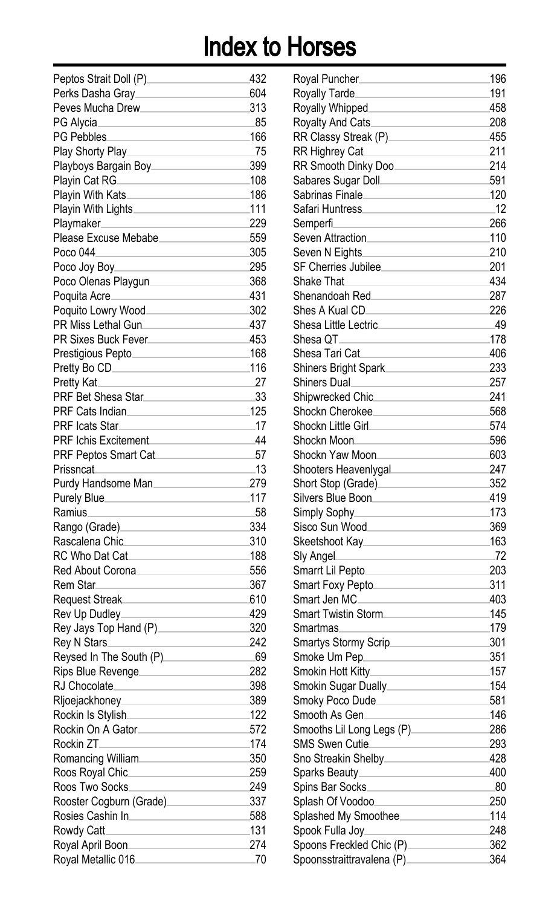# Index to Horses

| Horse | Page |
|---|---|
| Peptos Strait Doll (P) | 432 |
| Perks Dasha Gray | 604 |
| Peves Mucha Drew | 313 |
| PG Alycia | 85 |
| PG Pebbles | 166 |
| Play Shorty Play | 75 |
| Playboys Bargain Boy | 399 |
| Playin Cat RG | 108 |
| Playin With Kats | 186 |
| Playin With Lights | 111 |
| Playmaker | 229 |
| Please Excuse Mebabe | 559 |
| Poco 044 | 305 |
| Poco Joy Boy | 295 |
| Poco Olenas Playgun | 368 |
| Poquita Acre | 431 |
| Poquito Lowry Wood | 302 |
| PR Miss Lethal Gun | 437 |
| PR Sixes Buck Fever | 453 |
| Prestigious Pepto | 168 |
| Pretty Bo CD | 116 |
| Pretty Kat | 27 |
| PRF Bet Shesa Star | 33 |
| PRF Cats Indian | 125 |
| PRF Icats Star | 17 |
| PRF Ichis Excitement | 44 |
| PRF Peptos Smart Cat | 57 |
| Prissncat | 13 |
| Purdy Handsome Man | 279 |
| Purely Blue | 117 |
| Ramius | 58 |
| Rango (Grade) | 334 |
| Rascalena Chic | 310 |
| RC Who Dat Cat | 188 |
| Red About Corona | 556 |
| Rem Star | 367 |
| Request Streak | 610 |
| Rev Up Dudley | 429 |
| Rey Jays Top Hand (P) | 320 |
| Rey N Stars | 242 |
| Reysed In The South (P) | 69 |
| Rips Blue Revenge | 282 |
| RJ Chocolate | 398 |
| Rljoejackhoney | 389 |
| Rockin Is Stylish | 122 |
| Rockin On A Gator | 572 |
| Rockin ZT | 174 |
| Romancing William | 350 |
| Roos Royal Chic | 259 |
| Roos Two Socks | 249 |
| Rooster Cogburn (Grade) | 337 |
| Rosies Cashin In | 588 |
| Rowdy Catt | 131 |
| Royal April Boon | 274 |
| Royal Metallic 016 | 70 |
| Royal Puncher | 196 |
| Royally Tarde | 191 |
| Royally Whipped | 458 |
| Royalty And Cats | 208 |
| RR Classy Streak (P) | 455 |
| RR Highrey Cat | 211 |
| RR Smooth Dinky Doo | 214 |
| Sabares Sugar Doll | 591 |
| Sabrinas Finale | 120 |
| Safari Huntress | 12 |
| Semperfi | 266 |
| Seven Attraction | 110 |
| Seven N Eights | 210 |
| SF Cherries Jubilee | 201 |
| Shake That | 434 |
| Shenandoah Red | 287 |
| Shes A Kual CD | 226 |
| Shesa Little Lectric | 49 |
| Shesa QT | 178 |
| Shesa Tari Cat | 406 |
| Shiners Bright Spark | 233 |
| Shiners Dual | 257 |
| Shipwrecked Chic | 241 |
| Shockn Cherokee | 568 |
| Shockn Little Girl | 574 |
| Shockn Moon | 596 |
| Shockn Yaw Moon | 603 |
| Shooters Heavenlygal | 247 |
| Short Stop (Grade) | 352 |
| Silvers Blue Boon | 419 |
| Simply Sophy | 173 |
| Sisco Sun Wood | 369 |
| Skeetshoot Kay | 163 |
| Sly Angel | 72 |
| Smarrt Lil Pepto | 203 |
| Smart Foxy Pepto | 311 |
| Smart Jen MC | 403 |
| Smart Twistin Storm | 145 |
| Smartmas | 179 |
| Smartys Stormy Scrip | 301 |
| Smoke Um Pep | 351 |
| Smokin Hott Kitty | 157 |
| Smokin Sugar Dually | 154 |
| Smoky Poco Dude | 581 |
| Smooth As Gen | 146 |
| Smooths Lil Long Legs (P) | 286 |
| SMS Swen Cutie | 293 |
| Sno Streakin Shelby | 428 |
| Sparks Beauty | 400 |
| Spins Bar Socks | 80 |
| Splash Of Voodoo | 250 |
| Splashed My Smoothee | 114 |
| Spook Fulla Joy | 248 |
| Spoons Freckled Chic (P) | 362 |
| Spoonsstraittravalena (P) | 364 |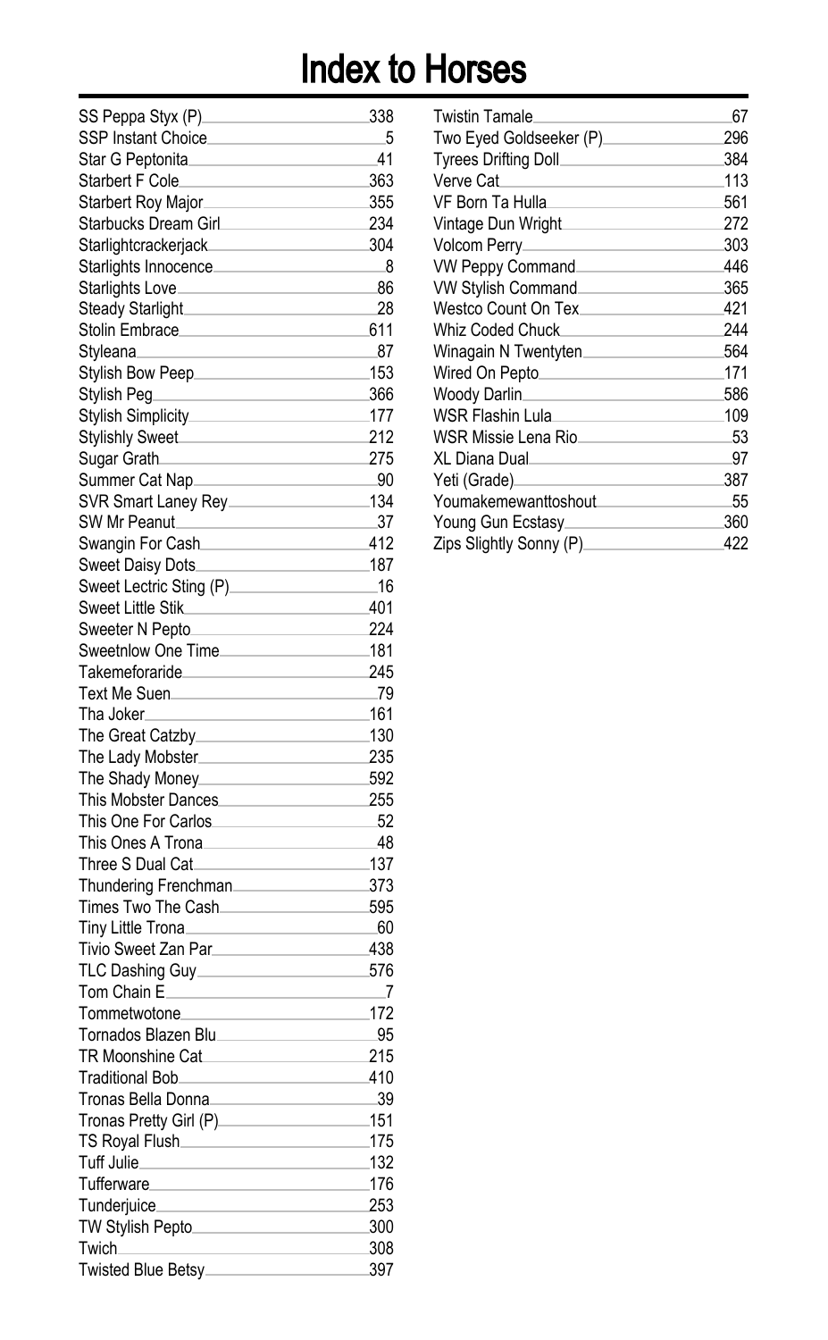# Index to Horses

| Horse | Page |
|---|---|
| SS Peppa Styx (P) | 338 |
| SSP Instant Choice | 5 |
| Star G Peptonita | 41 |
| Starbert F Cole | 363 |
| Starbert Roy Major | 355 |
| Starbucks Dream Girl | 234 |
| Starlightcrackerjack | 304 |
| Starlights Innocence | 8 |
| Starlights Love | 86 |
| Steady Starlight | 28 |
| Stolin Embrace | 611 |
| Styleana | 87 |
| Stylish Bow Peep | 153 |
| Stylish Peg | 366 |
| Stylish Simplicity | 177 |
| Stylishly Sweet | 212 |
| Sugar Grath | 275 |
| Summer Cat Nap | 90 |
| SVR Smart Laney Rey | 134 |
| SW Mr Peanut | 37 |
| Swangin For Cash | 412 |
| Sweet Daisy Dots | 187 |
| Sweet Lectric Sting (P) | 16 |
| Sweet Little Stik | 401 |
| Sweeter N Pepto | 224 |
| Sweetnlow One Time | 181 |
| Takemeforaride | 245 |
| Text Me Suen | 79 |
| Tha Joker | 161 |
| The Great Catzby | 130 |
| The Lady Mobster | 235 |
| The Shady Money | 592 |
| This Mobster Dances | 255 |
| This One For Carlos | 52 |
| This Ones A Trona | 48 |
| Three S Dual Cat | 137 |
| Thundering Frenchman | 373 |
| Times Two The Cash | 595 |
| Tiny Little Trona | 60 |
| Tivio Sweet Zan Par | 438 |
| TLC Dashing Guy | 576 |
| Tom Chain E | 7 |
| Tommetwotone | 172 |
| Tornados Blazen Blu | 95 |
| TR Moonshine Cat | 215 |
| Traditional Bob | 410 |
| Tronas Bella Donna | 39 |
| Tronas Pretty Girl (P) | 151 |
| TS Royal Flush | 175 |
| Tuff Julie | 132 |
| Tufferware | 176 |
| Tunderjuice | 253 |
| TW Stylish Pepto | 300 |
| Twich | 308 |
| Twisted Blue Betsy | 397 |
| Twistin Tamale | 67 |
| Two Eyed Goldseeker (P) | 296 |
| Tyrees Drifting Doll | 384 |
| Verve Cat | 113 |
| VF Born Ta Hulla | 561 |
| Vintage Dun Wright | 272 |
| Volcom Perry | 303 |
| VW Peppy Command | 446 |
| VW Stylish Command | 365 |
| Westco Count On Tex | 421 |
| Whiz Coded Chuck | 244 |
| Winagain N Twentyten | 564 |
| Wired On Pepto | 171 |
| Woody Darlin | 586 |
| WSR Flashin Lula | 109 |
| WSR Missie Lena Rio | 53 |
| XL Diana Dual | 97 |
| Yeti (Grade) | 387 |
| Youmakemewanttoshout | 55 |
| Young Gun Ecstasy | 360 |
| Zips Slightly Sonny (P) | 422 |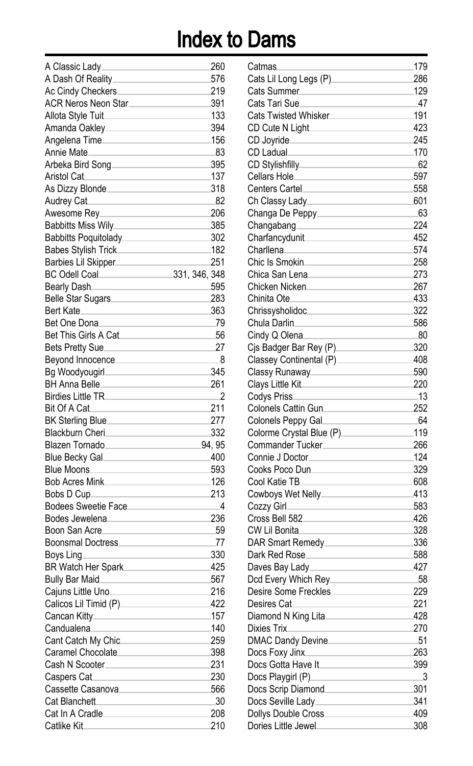# Index to Dams

| Name | Page |
|---|---|
| A Classic Lady | 260 |
| A Dash Of Reality | 576 |
| Ac Cindy Checkers | 219 |
| ACR Neros Neon Star | 391 |
| Allota Style Tuit | 133 |
| Amanda Oakley | 394 |
| Angelena Time | 156 |
| Annie Mate | 83 |
| Arbeka Bird Song | 395 |
| Aristol Cat | 137 |
| As Dizzy Blonde | 318 |
| Audrey Cat | 82 |
| Awesome Rey | 206 |
| Babbitts Miss Wily | 385 |
| Babbitts Poquitolady | 302 |
| Babes Stylish Trick | 182 |
| Barbies Lil Skipper | 251 |
| BC Odell Coal | 331, 346, 348 |
| Bearly Dash | 595 |
| Belle Star Sugars | 283 |
| Bert Kate | 363 |
| Bet One Dona | 79 |
| Bet This Girls A Cat | 56 |
| Bets Pretty Sue | 27 |
| Beyond Innocence | 8 |
| Bg Woodyougirl | 345 |
| BH Anna Belle | 261 |
| Birdies Little TR | 2 |
| Bit Of A Cat | 211 |
| BK Sterling Blue | 277 |
| Blackburn Cheri | 332 |
| Blazen Tornado | 94, 95 |
| Blue Becky Gal | 400 |
| Blue Moons | 593 |
| Bob Acres Mink | 126 |
| Bobs D Cup | 213 |
| Bodees Sweetie Face | 4 |
| Bodes Jewelena | 236 |
| Boon San Acre | 59 |
| Boonsmal Doctress | 77 |
| Boys Ling | 330 |
| BR Watch Her Spark | 425 |
| Bully Bar Maid | 567 |
| Cajuns Little Uno | 216 |
| Calicos Lil Timid (P) | 422 |
| Cancan Kitty | 157 |
| Candualena | 140 |
| Cant Catch My Chic | 259 |
| Caramel Chocolate | 398 |
| Cash N Scooter | 231 |
| Caspers Cat | 230 |
| Cassette Casanova | 566 |
| Cat Blanchett | 30 |
| Cat In A Cradle | 208 |
| Catlike Kit | 210 |
| Catmas | 179 |
| Cats Lil Long Legs (P) | 286 |
| Cats Summer | 129 |
| Cats Tari Sue | 47 |
| Cats Twisted Whisker | 191 |
| CD Cute N Light | 423 |
| CD Joyride | 245 |
| CD Ladual | 170 |
| CD Stylishfilly | 62 |
| Cellars Hole | 597 |
| Centers Cartel | 558 |
| Ch Classy Lady | 601 |
| Changa De Peppy | 63 |
| Changabang | 224 |
| Charfancydunit | 452 |
| Charllena | 574 |
| Chic Is Smokin | 258 |
| Chica San Lena | 273 |
| Chicken Nicken | 267 |
| Chinita Ote | 433 |
| Chrissysholidoc | 322 |
| Chula Darlin | 586 |
| Cindy Q Olena | 80 |
| Cjs Badger Bar Rey (P) | 320 |
| Classey Continental (P) | 408 |
| Classy Runaway | 590 |
| Clays Little Kit | 220 |
| Codys Priss | 13 |
| Colonels Cattin Gun | 252 |
| Colonels Peppy Gal | 64 |
| Colorme Crystal Blue (P) | 119 |
| Commander Tucker | 266 |
| Connie J Doctor | 124 |
| Cooks Poco Dun | 329 |
| Cool Katie TB | 608 |
| Cowboys Wet Nelly | 413 |
| Cozzy Girl | 583 |
| Cross Bell 582 | 426 |
| CW Lil Bonita | 328 |
| DAR Smart Remedy | 336 |
| Dark Red Rose | 588 |
| Daves Bay Lady | 427 |
| Dcd Every Which Rey | 58 |
| Desire Some Freckles | 229 |
| Desires Cat | 221 |
| Diamond N King Lita | 428 |
| Dixies Trix | 270 |
| DMAC Dandy Devine | 51 |
| Docs Foxy Jinx | 263 |
| Docs Gotta Have It | 399 |
| Docs Playgirl (P) | 3 |
| Docs Scrip Diamond | 301 |
| Docs Seville Lady | 341 |
| Dollys Double Cross | 409 |
| Dories Little Jewel | 308 |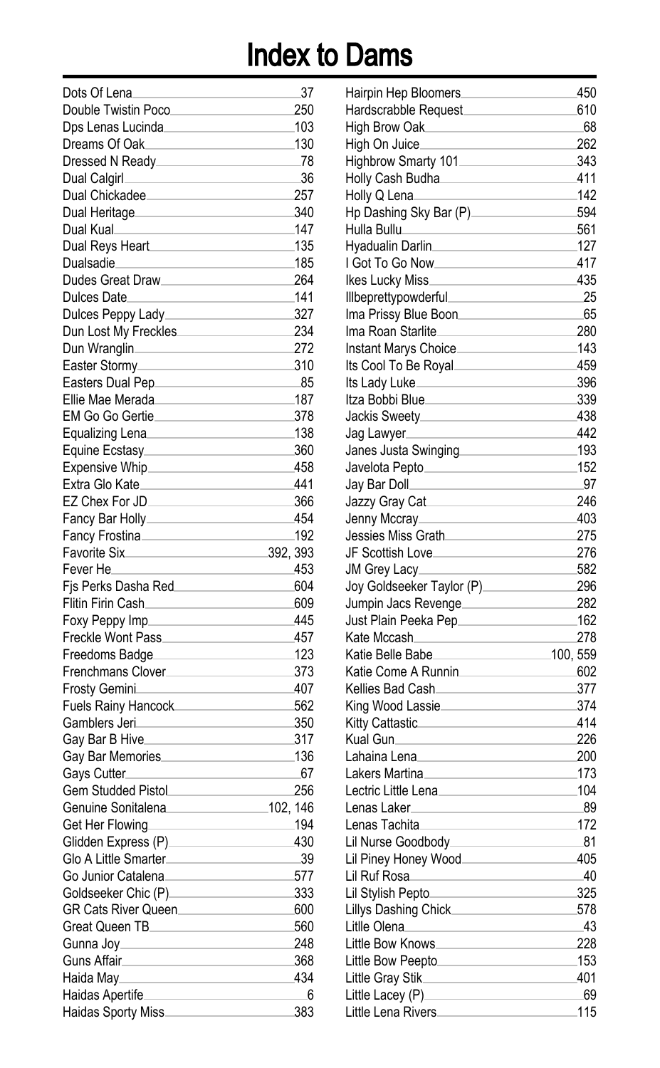# Index to Dams

| Dam | Page |
|---|---|
| Dots Of Lena | 37 |
| Double Twistin Poco | 250 |
| Dps Lenas Lucinda | 103 |
| Dreams Of Oak | 130 |
| Dressed N Ready | 78 |
| Dual Calgirl | 36 |
| Dual Chickadee | 257 |
| Dual Heritage | 340 |
| Dual Kual | 147 |
| Dual Reys Heart | 135 |
| Dualsadie | 185 |
| Dudes Great Draw | 264 |
| Dulces Date | 141 |
| Dulces Peppy Lady | 327 |
| Dun Lost My Freckles | 234 |
| Dun Wranglin | 272 |
| Easter Stormy | 310 |
| Easters Dual Pep | 85 |
| Ellie Mae Merada | 187 |
| EM Go Go Gertie | 378 |
| Equalizing Lena | 138 |
| Equine Ecstasy | 360 |
| Expensive Whip | 458 |
| Extra Glo Kate | 441 |
| EZ Chex For JD | 366 |
| Fancy Bar Holly | 454 |
| Fancy Frostina | 192 |
| Favorite Six | 392, 393 |
| Fever He | 453 |
| Fjs Perks Dasha Red | 604 |
| Flitin Firin Cash | 609 |
| Foxy Peppy Imp | 445 |
| Freckle Wont Pass | 457 |
| Freedoms Badge | 123 |
| Frenchmans Clover | 373 |
| Frosty Gemini | 407 |
| Fuels Rainy Hancock | 562 |
| Gamblers Jeri | 350 |
| Gay Bar B Hive | 317 |
| Gay Bar Memories | 136 |
| Gays Cutter | 67 |
| Gem Studded Pistol | 256 |
| Genuine Sonitalena | 102, 146 |
| Get Her Flowing | 194 |
| Glidden Express (P) | 430 |
| Glo A Little Smarter | 39 |
| Go Junior Catalena | 577 |
| Goldseeker Chic (P) | 333 |
| GR Cats River Queen | 600 |
| Great Queen TB | 560 |
| Gunna Joy | 248 |
| Guns Affair | 368 |
| Haida May | 434 |
| Haidas Apertife | 6 |
| Haidas Sporty Miss | 383 |
| Hairpin Hep Bloomers | 450 |
| Hardscrabble Request | 610 |
| High Brow Oak | 68 |
| High On Juice | 262 |
| Highbrow Smarty 101 | 343 |
| Holly Cash Budha | 411 |
| Holly Q Lena | 142 |
| Hp Dashing Sky Bar (P) | 594 |
| Hulla Bullu | 561 |
| Hyadualin Darlin | 127 |
| I Got To Go Now | 417 |
| Ikes Lucky Miss | 435 |
| Illbeprettypowderful | 25 |
| Ima Prissy Blue Boon | 65 |
| Ima Roan Starlite | 280 |
| Instant Marys Choice | 143 |
| Its Cool To Be Royal | 459 |
| Its Lady Luke | 396 |
| Itza Bobbi Blue | 339 |
| Jackis Sweety | 438 |
| Jag Lawyer | 442 |
| Janes Justa Swinging | 193 |
| Javelota Pepto | 152 |
| Jay Bar Doll | 97 |
| Jazzy Gray Cat | 246 |
| Jenny Mccray | 403 |
| Jessies Miss Grath | 275 |
| JF Scottish Love | 276 |
| JM Grey Lacy | 582 |
| Joy Goldseeker Taylor (P) | 296 |
| Jumpin Jacs Revenge | 282 |
| Just Plain Peeka Pep | 162 |
| Kate Mccash | 278 |
| Katie Belle Babe | 100, 559 |
| Katie Come A Runnin | 602 |
| Kellies Bad Cash | 377 |
| King Wood Lassie | 374 |
| Kitty Cattastic | 414 |
| Kual Gun | 226 |
| Lahaina Lena | 200 |
| Lakers Martina | 173 |
| Lectric Little Lena | 104 |
| Lenas Laker | 89 |
| Lenas Tachita | 172 |
| Lil Nurse Goodboty | 81 |
| Lil Piney Honey Wood | 405 |
| Lil Ruf Rosa | 40 |
| Lil Stylish Pepto | 325 |
| Lillys Dashing Chick | 578 |
| Litlle Olena | 43 |
| Little Bow Knows | 228 |
| Little Bow Peepto | 153 |
| Little Gray Stik | 401 |
| Little Lacey (P) | 69 |
| Little Lena Rivers | 115 |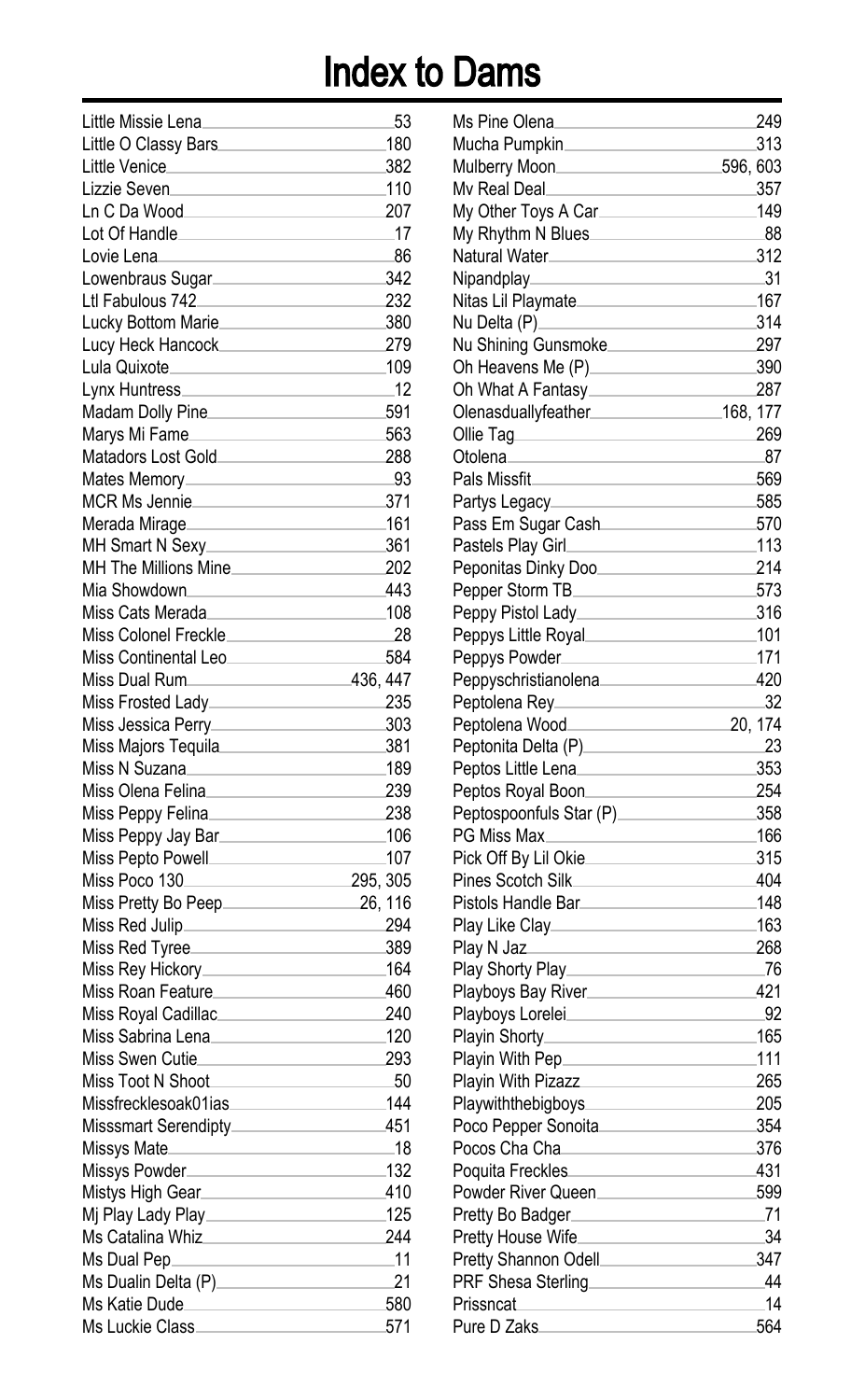# Index to Dams

| Name | Page |
|---|---|
| Little Missie Lena | 53 |
| Little O Classy Bars | 180 |
| Little Venice | 382 |
| Lizzie Seven | 110 |
| Ln C Da Wood | 207 |
| Lot Of Handle | 17 |
| Lovie Lena | 86 |
| Lowenbraus Sugar | 342 |
| Ltl Fabulous 742 | 232 |
| Lucky Bottom Marie | 380 |
| Lucy Heck Hancock | 279 |
| Lula Quixote | 109 |
| Lynx Huntress | 12 |
| Madam Dolly Pine | 591 |
| Marys Mi Fame | 563 |
| Matadors Lost Gold | 288 |
| Mates Memory | 93 |
| MCR Ms Jennie | 371 |
| Merada Mirage | 161 |
| MH Smart N Sexy | 361 |
| MH The Millions Mine | 202 |
| Mia Showdown | 443 |
| Miss Cats Merada | 108 |
| Miss Colonel Freckle | 28 |
| Miss Continental Leo | 584 |
| Miss Dual Rum | 436, 447 |
| Miss Frosted Lady | 235 |
| Miss Jessica Perry | 303 |
| Miss Majors Tequila | 381 |
| Miss N Suzana | 189 |
| Miss Olena Felina | 239 |
| Miss Peppy Felina | 238 |
| Miss Peppy Jay Bar | 106 |
| Miss Pepto Powell | 107 |
| Miss Poco 130 | 295, 305 |
| Miss Pretty Bo Peep | 26, 116 |
| Miss Red Julip | 294 |
| Miss Red Tyree | 389 |
| Miss Rey Hickory | 164 |
| Miss Roan Feature | 460 |
| Miss Royal Cadillac | 240 |
| Miss Sabrina Lena | 120 |
| Miss Swen Cutie | 293 |
| Miss Toot N Shoot | 50 |
| Missfrecklesoak01ias | 144 |
| Misssmart Serendipty | 451 |
| Missys Mate | 18 |
| Missys Powder | 132 |
| Mistys High Gear | 410 |
| Mj Play Lady Play | 125 |
| Ms Catalina Whiz | 244 |
| Ms Dual Pep | 11 |
| Ms Dualin Delta (P) | 21 |
| Ms Katie Dude | 580 |
| Ms Luckie Class | 571 |
| Ms Pine Olena | 249 |
| Mucha Pumpkin | 313 |
| Mulberry Moon | 596, 603 |
| Mv Real Deal | 357 |
| My Other Toys A Car | 149 |
| My Rhythm N Blues | 88 |
| Natural Water | 312 |
| Nipandplay | 31 |
| Nitas Lil Playmate | 167 |
| Nu Delta (P) | 314 |
| Nu Shining Gunsmoke | 297 |
| Oh Heavens Me (P) | 390 |
| Oh What A Fantasy | 287 |
| Olenasduallyfeather | 168, 177 |
| Ollie Tag | 269 |
| Otolena | 87 |
| Pals Missfit | 569 |
| Partys Legacy | 585 |
| Pass Em Sugar Cash | 570 |
| Pastels Play Girl | 113 |
| Peponitas Dinky Doo | 214 |
| Pepper Storm TB | 573 |
| Peppy Pistol Lady | 316 |
| Peppys Little Royal | 101 |
| Peppys Powder | 171 |
| Peppyschristianolena | 420 |
| Peptolena Rey | 32 |
| Peptolena Wood | 20, 174 |
| Peptonita Delta (P) | 23 |
| Peptos Little Lena | 353 |
| Peptos Royal Boon | 254 |
| Peptospoonfuls Star (P) | 358 |
| PG Miss Max | 166 |
| Pick Off By Lil Okie | 315 |
| Pines Scotch Silk | 404 |
| Pistols Handle Bar | 148 |
| Play Like Clay | 163 |
| Play N Jaz | 268 |
| Play Shorty Play | 76 |
| Playboys Bay River | 421 |
| Playboys Lorelei | 92 |
| Playin Shorty | 165 |
| Playin With Pep | 111 |
| Playin With Pizazz | 265 |
| Playwiththebigboys | 205 |
| Poco Pepper Sonoita | 354 |
| Pocos Cha Cha | 376 |
| Poquita Freckles | 431 |
| Powder River Queen | 599 |
| Pretty Bo Badger | 71 |
| Pretty House Wife | 34 |
| Pretty Shannon Odell | 347 |
| PRF Shesa Sterling | 44 |
| Prissncat | 14 |
| Pure D Zaks | 564 |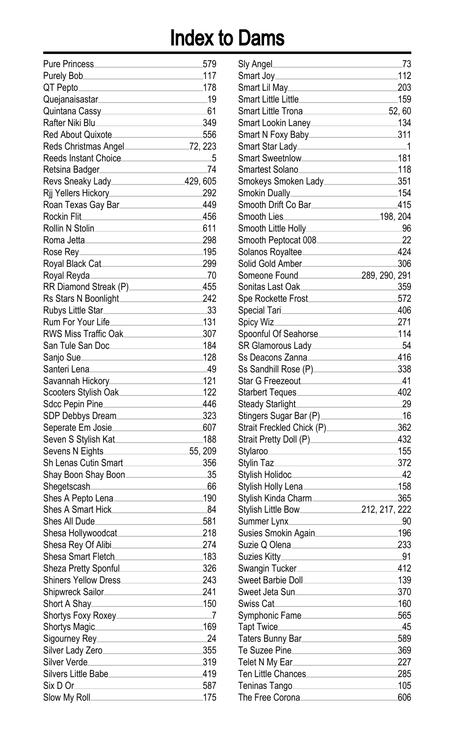# Index to Dams

| Name | Page |
|---|---|
| Pure Princess | 579 |
| Purely Bob | 117 |
| QT Pepto | 178 |
| Quejanaisastar | 19 |
| Quintana Cassy | 61 |
| Rafter Niki Blu | 349 |
| Red About Quixote | 556 |
| Reds Christmas Angel | 72, 223 |
| Reeds Instant Choice | 5 |
| Retsina Badger | 74 |
| Revs Sneaky Lady | 429, 605 |
| Rjj Yellers Hickory | 292 |
| Roan Texas Gay Bar | 449 |
| Rockin Flit | 456 |
| Rollin N Stolin | 611 |
| Roma Jetta | 298 |
| Rose Rey | 195 |
| Royal Black Cat | 299 |
| Royal Reyda | 70 |
| RR Diamond Streak (P) | 455 |
| Rs Stars N Boonlight | 242 |
| Rubys Little Star | 33 |
| Rum For Your Life | 131 |
| RWS Miss Traffic Oak | 307 |
| San Tule San Doc | 184 |
| Sanjo Sue | 128 |
| Santeri Lena | 49 |
| Savannah Hickory | 121 |
| Scooters Stylish Oak | 122 |
| Sdcc Pepin Pine | 446 |
| SDP Debbys Dream | 323 |
| Seperate Em Josie | 607 |
| Seven S Stylish Kat | 188 |
| Sevens N Eights | 55, 209 |
| Sh Lenas Cutin Smart | 356 |
| Shay Boon Shay Boon | 35 |
| Shegetscash | 66 |
| Shes A Pepto Lena | 190 |
| Shes A Smart Hick | 84 |
| Shes All Dude | 581 |
| Shesa Hollywoodcat | 218 |
| Shesa Rey Of Alibi | 274 |
| Shesa Smart Fletch | 183 |
| Sheza Pretty Sponful | 326 |
| Shiners Yellow Dress | 243 |
| Shipwreck Sailor | 241 |
| Short A Shay | 150 |
| Shortys Foxy Roxey | 7 |
| Shortys Magic | 169 |
| Sigourney Rey | 24 |
| Silver Lady Zero | 355 |
| Silver Verde | 319 |
| Silvers Little Babe | 419 |
| Six D Or | 587 |
| Slow My Roll | 175 |
| Sly Angel | 73 |
| Smart Joy | 112 |
| Smart Lil May | 203 |
| Smart Little Little | 159 |
| Smart Little Trona | 52, 60 |
| Smart Lookin Laney | 134 |
| Smart N Foxy Baby | 311 |
| Smart Star Lady | 1 |
| Smart Sweetnlow | 181 |
| Smartest Solano | 118 |
| Smokeys Smoken Lady | 351 |
| Smokin Dually | 154 |
| Smooth Drift Co Bar | 415 |
| Smooth Lies | 198, 204 |
| Smooth Little Holly | 96 |
| Smooth Peptocat 008 | 22 |
| Solanos Royaltee | 424 |
| Solid Gold Amber | 306 |
| Someone Found | 289, 290, 291 |
| Sonitas Last Oak | 359 |
| Spe Rockette Frost | 572 |
| Special Tari | 406 |
| Spicy Wiz | 271 |
| Spoonful Of Seahorse | 114 |
| SR Glamorous Lady | 54 |
| Ss Deacons Zanna | 416 |
| Ss Sandhill Rose (P) | 338 |
| Star G Freezeout | 41 |
| Starbert Teques | 402 |
| Steady Starlight | 29 |
| Stingers Sugar Bar (P) | 16 |
| Strait Freckled Chick (P) | 362 |
| Strait Pretty Doll (P) | 432 |
| Stylaroo | 155 |
| Stylin Taz | 372 |
| Stylish Holidoc | 42 |
| Stylish Holly Lena | 158 |
| Stylish Kinda Charm | 365 |
| Stylish Little Bow | 212, 217, 222 |
| Summer Lynx | 90 |
| Susies Smokin Again | 196 |
| Suzie Q Olena | 233 |
| Suzies Kitty | 91 |
| Swangin Tucker | 412 |
| Sweet Barbie Doll | 139 |
| Sweet Jeta Sun | 370 |
| Swiss Cat | 160 |
| Symphonic Fame | 565 |
| Tapt Twice | 45 |
| Taters Bunny Bar | 589 |
| Te Suzee Pine | 369 |
| Telet N My Ear | 227 |
| Ten Little Chances | 285 |
| Teninas Tango | 105 |
| The Free Corona | 606 |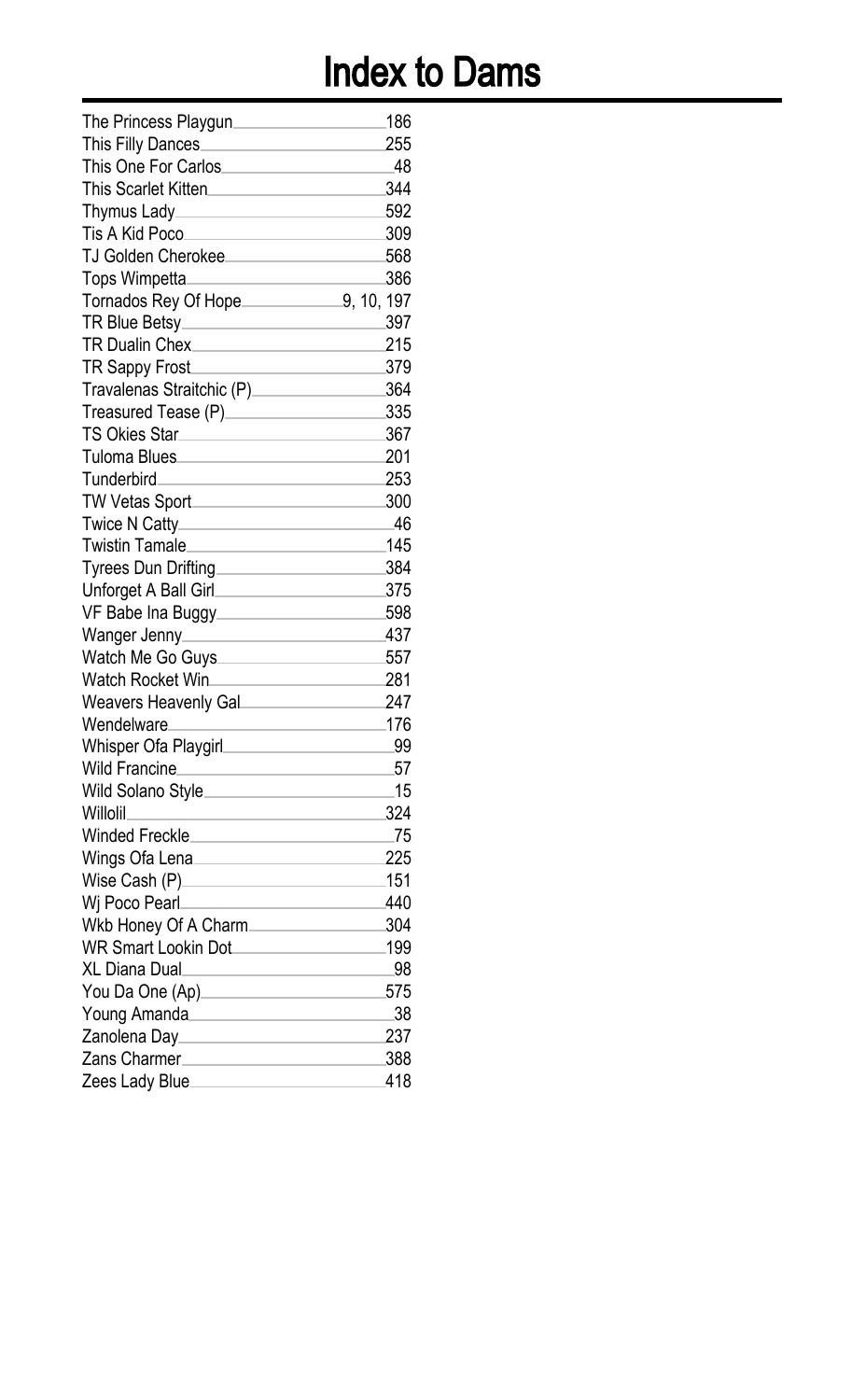# Index to Dams

| Dam | Page |
|---|---|
| The Princess Playgun | 186 |
| This Filly Dances | 255 |
| This One For Carlos | 48 |
| This Scarlet Kitten | 344 |
| Thymus Lady | 592 |
| Tis A Kid Poco | 309 |
| TJ Golden Cherokee | 568 |
| Tops Wimpetta | 386 |
| Tornados Rey Of Hope | 9, 10, 197 |
| TR Blue Betsy | 397 |
| TR Dualin Chex | 215 |
| TR Sappy Frost | 379 |
| Travalenas Straitchic (P) | 364 |
| Treasured Tease (P) | 335 |
| TS Okies Star | 367 |
| Tuloma Blues | 201 |
| Tunderbird | 253 |
| TW Vetas Sport | 300 |
| Twice N Catty | 46 |
| Twistin Tamale | 145 |
| Tyrees Dun Drifting | 384 |
| Unforget A Ball Girl | 375 |
| VF Babe Ina Buggy | 598 |
| Wanger Jenny | 437 |
| Watch Me Go Guys | 557 |
| Watch Rocket Win | 281 |
| Weavers Heavenly Gal | 247 |
| Wendelware | 176 |
| Whisper Ofa Playgirl | 99 |
| Wild Francine | 57 |
| Wild Solano Style | 15 |
| Willolil | 324 |
| Winded Freckle | 75 |
| Wings Ofa Lena | 225 |
| Wise Cash (P) | 151 |
| Wj Poco Pearl | 440 |
| Wkb Honey Of A Charm | 304 |
| WR Smart Lookin Dot | 199 |
| XL Diana Dual | 98 |
| You Da One (Ap) | 575 |
| Young Amanda | 38 |
| Zanolena Day | 237 |
| Zans Charmer | 388 |
| Zees Lady Blue | 418 |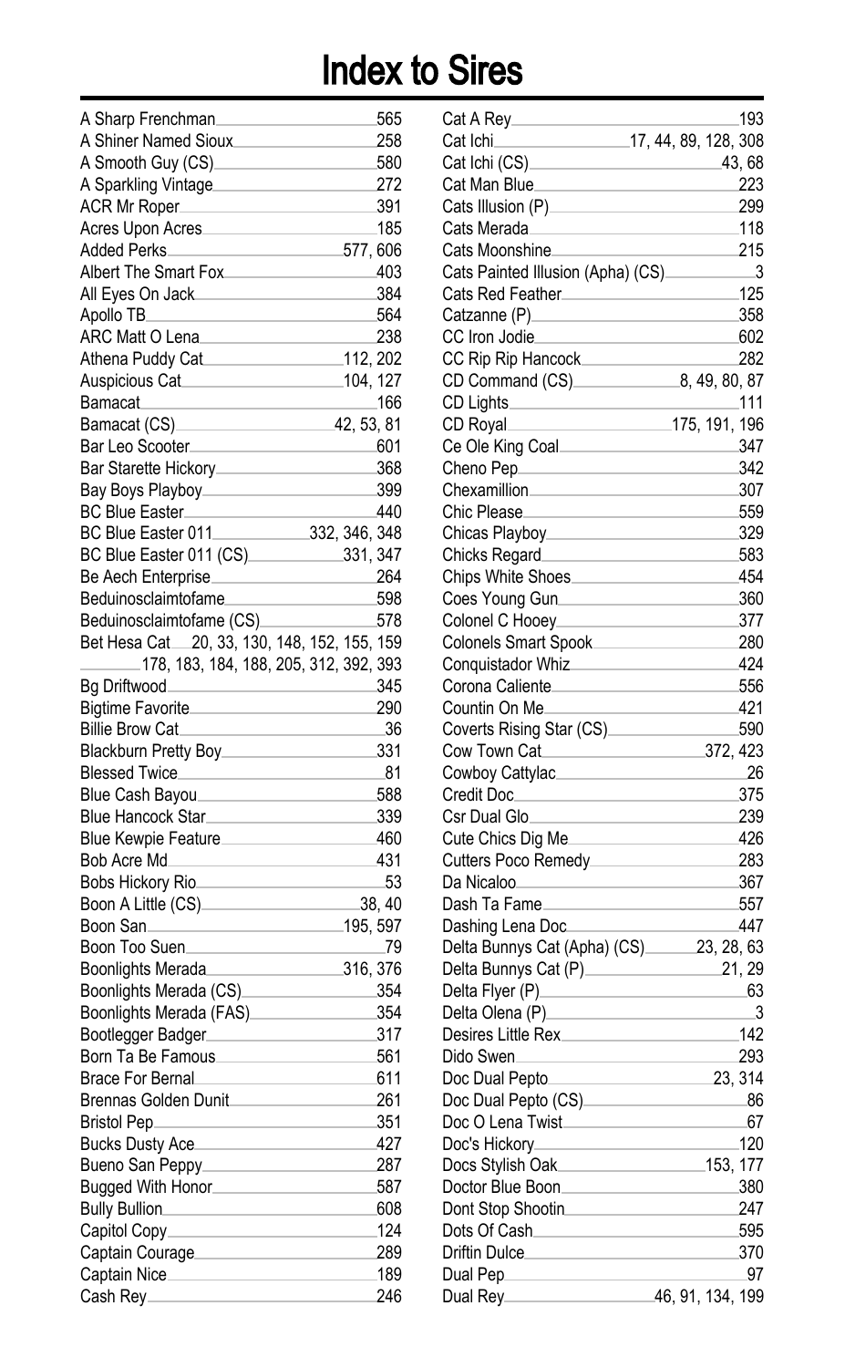# Index to Sires

A Sharp Frenchman 565
A Shiner Named Sioux 258
A Smooth Guy (CS) 580
A Sparkling Vintage 272
ACR Mr Roper 391
Acres Upon Acres 185
Added Perks 577, 606
Albert The Smart Fox 403
All Eyes On Jack 384
Apollo TB 564
ARC Matt O Lena 238
Athena Puddy Cat 112, 202
Auspicious Cat 104, 127
Bamacat 166
Bamacat (CS) 42, 53, 81
Bar Leo Scooter 601
Bar Starette Hickory 368
Bay Boys Playboy 399
BC Blue Easter 440
BC Blue Easter 011 332, 346, 348
BC Blue Easter 011 (CS) 331, 347
Be Aech Enterprise 264
Beduinosclaimtofame 598
Beduinosclaimtofame (CS) 578
Bet Hesa Cat 20, 33, 130, 148, 152, 155, 159, 178, 183, 184, 188, 205, 312, 392, 393
Bg Driftwood 345
Bigtime Favorite 290
Billie Brow Cat 36
Blackburn Pretty Boy 331
Blessed Twice 81
Blue Cash Bayou 588
Blue Hancock Star 339
Blue Kewpie Feature 460
Bob Acre Md 431
Bobs Hickory Rio 53
Boon A Little (CS) 38, 40
Boon San 195, 597
Boon Too Suen 79
Boonlights Merada 316, 376
Boonlights Merada (CS) 354
Boonlights Merada (FAS) 354
Bootlegger Badger 317
Born Ta Be Famous 561
Brace For Bernal 611
Brennas Golden Dunit 261
Bristol Pep 351
Bucks Dusty Ace 427
Bueno San Peppy 287
Bugged With Honor 587
Bully Bullion 608
Capitol Copy 124
Captain Courage 289
Captain Nice 189
Cash Rey 246
Cat A Rey 193
Cat Ichi 17, 44, 89, 128, 308
Cat Ichi (CS) 43, 68
Cat Man Blue 223
Cats Illusion (P) 299
Cats Merada 118
Cats Moonshine 215
Cats Painted Illusion (Apha) (CS) 3
Cats Red Feather 125
Catzanne (P) 358
CC Iron Jodie 602
CC Rip Rip Hancock 282
CD Command (CS) 8, 49, 80, 87
CD Lights 111
CD Royal 175, 191, 196
Ce Ole King Coal 347
Cheno Pep 342
Chexamillion 307
Chic Please 559
Chicas Playboy 329
Chicks Regard 583
Chips White Shoes 454
Coes Young Gun 360
Colonel C Hooey 377
Colonels Smart Spook 280
Conquistador Whiz 424
Corona Caliente 556
Countin On Me 421
Coverts Rising Star (CS) 590
Cow Town Cat 372, 423
Cowboy Cattylac 26
Credit Doc 375
Csr Dual Glo 239
Cute Chics Dig Me 426
Cutters Poco Remedy 283
Da Nicaloo 367
Dash Ta Fame 557
Dashing Lena Doc 447
Delta Bunnys Cat (Apha) (CS) 23, 28, 63
Delta Bunnys Cat (P) 21, 29
Delta Flyer (P) 63
Delta Olena (P) 3
Desires Little Rex 142
Dido Swen 293
Doc Dual Pepto 23, 314
Doc Dual Pepto (CS) 86
Doc O Lena Twist 67
Doc's Hickory 120
Docs Stylish Oak 153, 177
Doctor Blue Boon 380
Dont Stop Shootin 247
Dots Of Cash 595
Driftin Dulce 370
Dual Pep 97
Dual Rey 46, 91, 134, 199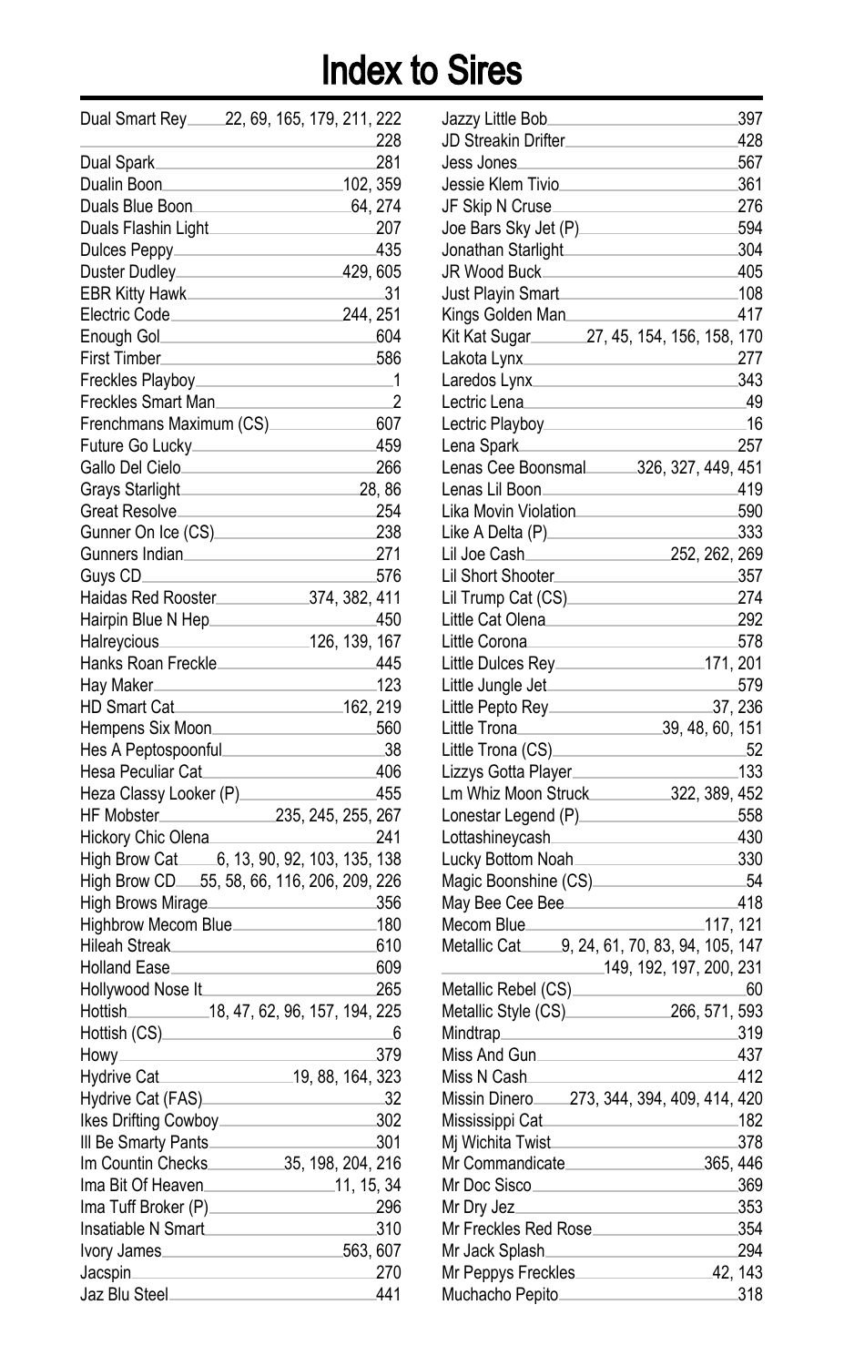# Index to Sires

| Sire | Pages |
|---|---|
| Dual Smart Rey | 22, 69, 165, 179, 211, 222, 228 |
| Dual Spark | 281 |
| Dualin Boon | 102, 359 |
| Duals Blue Boon | 64, 274 |
| Duals Flashin Light | 207 |
| Dulces Peppy | 435 |
| Duster Dudley | 429, 605 |
| EBR Kitty Hawk | 31 |
| Electric Code | 244, 251 |
| Enough Gol | 604 |
| First Timber | 586 |
| Freckles Playboy | 1 |
| Freckles Smart Man | 2 |
| Frenchmans Maximum (CS) | 607 |
| Future Go Lucky | 459 |
| Gallo Del Cielo | 266 |
| Grays Starlight | 28, 86 |
| Great Resolve | 254 |
| Gunner On Ice (CS) | 238 |
| Gunners Indian | 271 |
| Guys CD | 576 |
| Haidas Red Rooster | 374, 382, 411 |
| Hairpin Blue N Hep | 450 |
| Halreycious | 126, 139, 167 |
| Hanks Roan Freckle | 445 |
| Hay Maker | 123 |
| HD Smart Cat | 162, 219 |
| Hempens Six Moon | 560 |
| Hes A Peptospoonful | 38 |
| Hesa Peculiar Cat | 406 |
| Heza Classy Looker (P) | 455 |
| HF Mobster | 235, 245, 255, 267 |
| Hickory Chic Olena | 241 |
| High Brow Cat | 6, 13, 90, 92, 103, 135, 138 |
| High Brow CD | 55, 58, 66, 116, 206, 209, 226 |
| High Brows Mirage | 356 |
| Highbrow Mecom Blue | 180 |
| Hileah Streak | 610 |
| Holland Ease | 609 |
| Hollywood Nose It | 265 |
| Hottish | 18, 47, 62, 96, 157, 194, 225 |
| Hottish (CS) | 6 |
| Howy | 379 |
| Hydrive Cat | 19, 88, 164, 323 |
| Hydrive Cat (FAS) | 32 |
| Ikes Drifting Cowboy | 302 |
| Ill Be Smarty Pants | 301 |
| Im Countin Checks | 35, 198, 204, 216 |
| Ima Bit Of Heaven | 11, 15, 34 |
| Ima Tuff Broker (P) | 296 |
| Insatiable N Smart | 310 |
| Ivory James | 563, 607 |
| Jacspin | 270 |
| Jaz Blu Steel | 441 |
| Jazzy Little Bob | 397 |
| JD Streakin Drifter | 428 |
| Jess Jones | 567 |
| Jessie Klem Tivio | 361 |
| JF Skip N Cruse | 276 |
| Joe Bars Sky Jet (P) | 594 |
| Jonathan Starlight | 304 |
| JR Wood Buck | 405 |
| Just Playin Smart | 108 |
| Kings Golden Man | 417 |
| Kit Kat Sugar | 27, 45, 154, 156, 158, 170 |
| Lakota Lynx | 277 |
| Laredos Lynx | 343 |
| Lectric Lena | 49 |
| Lectric Playboy | 16 |
| Lena Spark | 257 |
| Lenas Cee Boonsmal | 326, 327, 449, 451 |
| Lenas Lil Boon | 419 |
| Lika Movin Violation | 590 |
| Like A Delta (P) | 333 |
| Lil Joe Cash | 252, 262, 269 |
| Lil Short Shooter | 357 |
| Lil Trump Cat (CS) | 274 |
| Little Cat Olena | 292 |
| Little Corona | 578 |
| Little Dulces Rey | 171, 201 |
| Little Jungle Jet | 579 |
| Little Pepto Rey | 37, 236 |
| Little Trona | 39, 48, 60, 151 |
| Little Trona (CS) | 52 |
| Lizzys Gotta Player | 133 |
| Lm Whiz Moon Struck | 322, 389, 452 |
| Lonestar Legend (P) | 558 |
| Lottashineycash | 430 |
| Lucky Bottom Noah | 330 |
| Magic Boonshine (CS) | 54 |
| May Bee Cee Bee | 418 |
| Mecom Blue | 117, 121 |
| Metallic Cat | 9, 24, 61, 70, 83, 94, 105, 147, 149, 192, 197, 200, 231 |
| Metallic Rebel (CS) | 60 |
| Metallic Style (CS) | 266, 571, 593 |
| Mindtrap | 319 |
| Miss And Gun | 437 |
| Miss N Cash | 412 |
| Missin Dinero | 273, 344, 394, 409, 414, 420 |
| Mississippi Cat | 182 |
| Mj Wichita Twist | 378 |
| Mr Commandicate | 365, 446 |
| Mr Doc Sisco | 369 |
| Mr Dry Jez | 353 |
| Mr Freckles Red Rose | 354 |
| Mr Jack Splash | 294 |
| Mr Peppys Freckles | 42, 143 |
| Muchacho Pepito | 318 |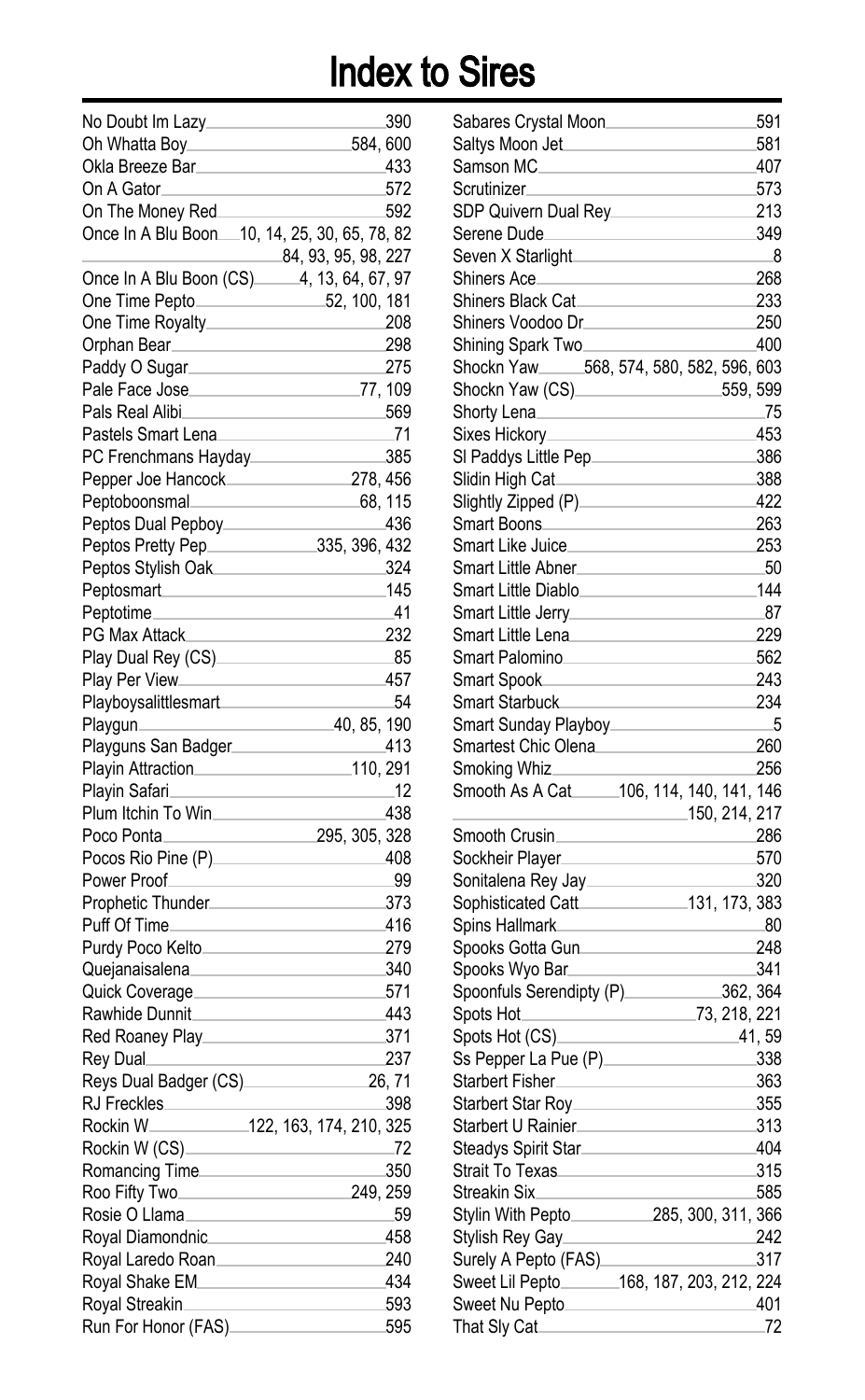# Index to Sires

| Sire | Pages |
|---|---|
| No Doubt Im Lazy | 390 |
| Oh Whatta Boy | 584, 600 |
| Okla Breeze Bar | 433 |
| On A Gator | 572 |
| On The Money Red | 592 |
| Once In A Blu Boon | 10, 14, 25, 30, 65, 78, 82, 84, 93, 95, 98, 227 |
| Once In A Blu Boon (CS) | 4, 13, 64, 67, 97 |
| One Time Pepto | 52, 100, 181 |
| One Time Royalty | 208 |
| Orphan Bear | 298 |
| Paddy O Sugar | 275 |
| Pale Face Jose | 77, 109 |
| Pals Real Alibi | 569 |
| Pastels Smart Lena | 71 |
| PC Frenchmans Hayday | 385 |
| Pepper Joe Hancock | 278, 456 |
| Peptoboonsmal | 68, 115 |
| Peptos Dual Pepboy | 436 |
| Peptos Pretty Pep | 335, 396, 432 |
| Peptos Stylish Oak | 324 |
| Peptosmart | 145 |
| Peptotime | 41 |
| PG Max Attack | 232 |
| Play Dual Rey (CS) | 85 |
| Play Per View | 457 |
| Playboysalittlesmart | 54 |
| Playgun | 40, 85, 190 |
| Playguns San Badger | 413 |
| Playin Attraction | 110, 291 |
| Playin Safari | 12 |
| Plum Itchin To Win | 438 |
| Poco Ponta | 295, 305, 328 |
| Pocos Rio Pine (P) | 408 |
| Power Proof | 99 |
| Prophetic Thunder | 373 |
| Puff Of Time | 416 |
| Purdy Poco Kelto | 279 |
| Quejanaisalena | 340 |
| Quick Coverage | 571 |
| Rawhide Dunnit | 443 |
| Red Roaney Play | 371 |
| Rey Dual | 237 |
| Reys Dual Badger (CS) | 26, 71 |
| RJ Freckles | 398 |
| Rockin W | 122, 163, 174, 210, 325 |
| Rockin W (CS) | 72 |
| Romancing Time | 350 |
| Roo Fifty Two | 249, 259 |
| Rosie O Llama | 59 |
| Royal Diamondnic | 458 |
| Royal Laredo Roan | 240 |
| Royal Shake EM | 434 |
| Royal Streakin | 593 |
| Run For Honor (FAS) | 595 |
| Sabares Crystal Moon | 591 |
| Saltys Moon Jet | 581 |
| Samson MC | 407 |
| Scrutinizer | 573 |
| SDP Quivern Dual Rey | 213 |
| Serene Dude | 349 |
| Seven X Starlight | 8 |
| Shiners Ace | 268 |
| Shiners Black Cat | 233 |
| Shiners Voodoo Dr | 250 |
| Shining Spark Two | 400 |
| Shockn Yaw | 568, 574, 580, 582, 596, 603 |
| Shockn Yaw (CS) | 559, 599 |
| Shorty Lena | 75 |
| Sixes Hickory | 453 |
| Sl Paddys Little Pep | 386 |
| Slidin High Cat | 388 |
| Slightly Zipped (P) | 422 |
| Smart Boons | 263 |
| Smart Like Juice | 253 |
| Smart Little Abner | 50 |
| Smart Little Diablo | 144 |
| Smart Little Jerry | 87 |
| Smart Little Lena | 229 |
| Smart Palomino | 562 |
| Smart Spook | 243 |
| Smart Starbuck | 234 |
| Smart Sunday Playboy | 5 |
| Smartest Chic Olena | 260 |
| Smoking Whiz | 256 |
| Smooth As A Cat | 106, 114, 140, 141, 146, 150, 214, 217 |
| Smooth Crusin | 286 |
| Sockheir Player | 570 |
| Sonitalena Rey Jay | 320 |
| Sophisticated Catt | 131, 173, 383 |
| Spins Hallmark | 80 |
| Spooks Gotta Gun | 248 |
| Spooks Wyo Bar | 341 |
| Spoonfuls Serendipty (P) | 362, 364 |
| Spots Hot | 73, 218, 221 |
| Spots Hot (CS) | 41, 59 |
| Ss Pepper La Pue (P) | 338 |
| Starbert Fisher | 363 |
| Starbert Star Roy | 355 |
| Starbert U Rainier | 313 |
| Steadys Spirit Star | 404 |
| Strait To Texas | 315 |
| Streakin Six | 585 |
| Stylin With Pepto | 285, 300, 311, 366 |
| Stylish Rey Gay | 242 |
| Surely A Pepto (FAS) | 317 |
| Sweet Lil Pepto | 168, 187, 203, 212, 224 |
| Sweet Nu Pepto | 401 |
| That Sly Cat | 72 |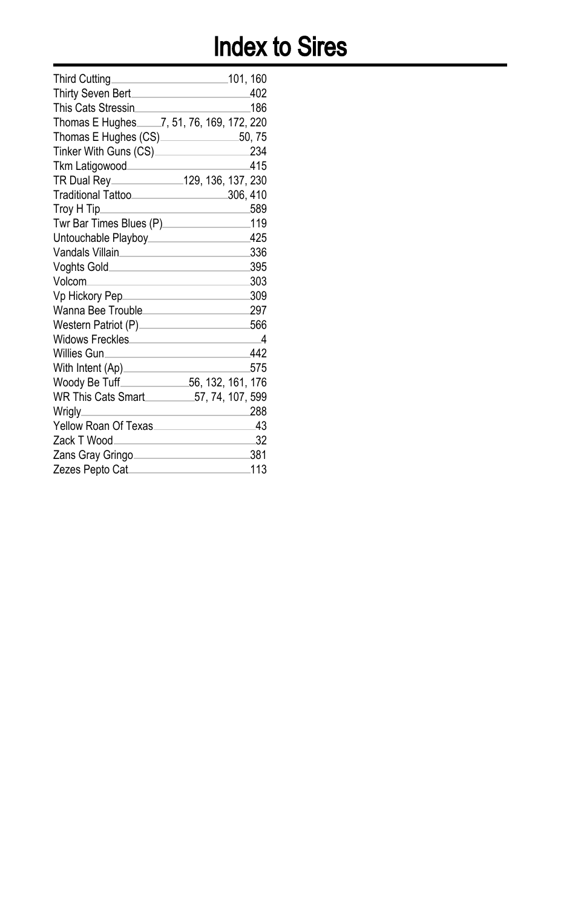# Index to Sires

| Sire | Pages |
|---|---|
| Third Cutting | 101, 160 |
| Thirty Seven Bert | 402 |
| This Cats Stressin | 186 |
| Thomas E Hughes | 7, 51, 76, 169, 172, 220 |
| Thomas E Hughes (CS) | 50, 75 |
| Tinker With Guns (CS) | 234 |
| Tkm Latigowood | 415 |
| TR Dual Rey | 129, 136, 137, 230 |
| Traditional Tattoo | 306, 410 |
| Troy H Tip | 589 |
| Twr Bar Times Blues (P) | 119 |
| Untouchable Playboy | 425 |
| Vandals Villain | 336 |
| Voghts Gold | 395 |
| Volcom | 303 |
| Vp Hickory Pep | 309 |
| Wanna Bee Trouble | 297 |
| Western Patriot (P) | 566 |
| Widows Freckles | 4 |
| Willies Gun | 442 |
| With Intent (Ap) | 575 |
| Woody Be Tuff | 56, 132, 161, 176 |
| WR This Cats Smart | 57, 74, 107, 599 |
| Wrigly | 288 |
| Yellow Roan Of Texas | 43 |
| Zack T Wood | 32 |
| Zans Gray Gringo | 381 |
| Zezes Pepto Cat | 113 |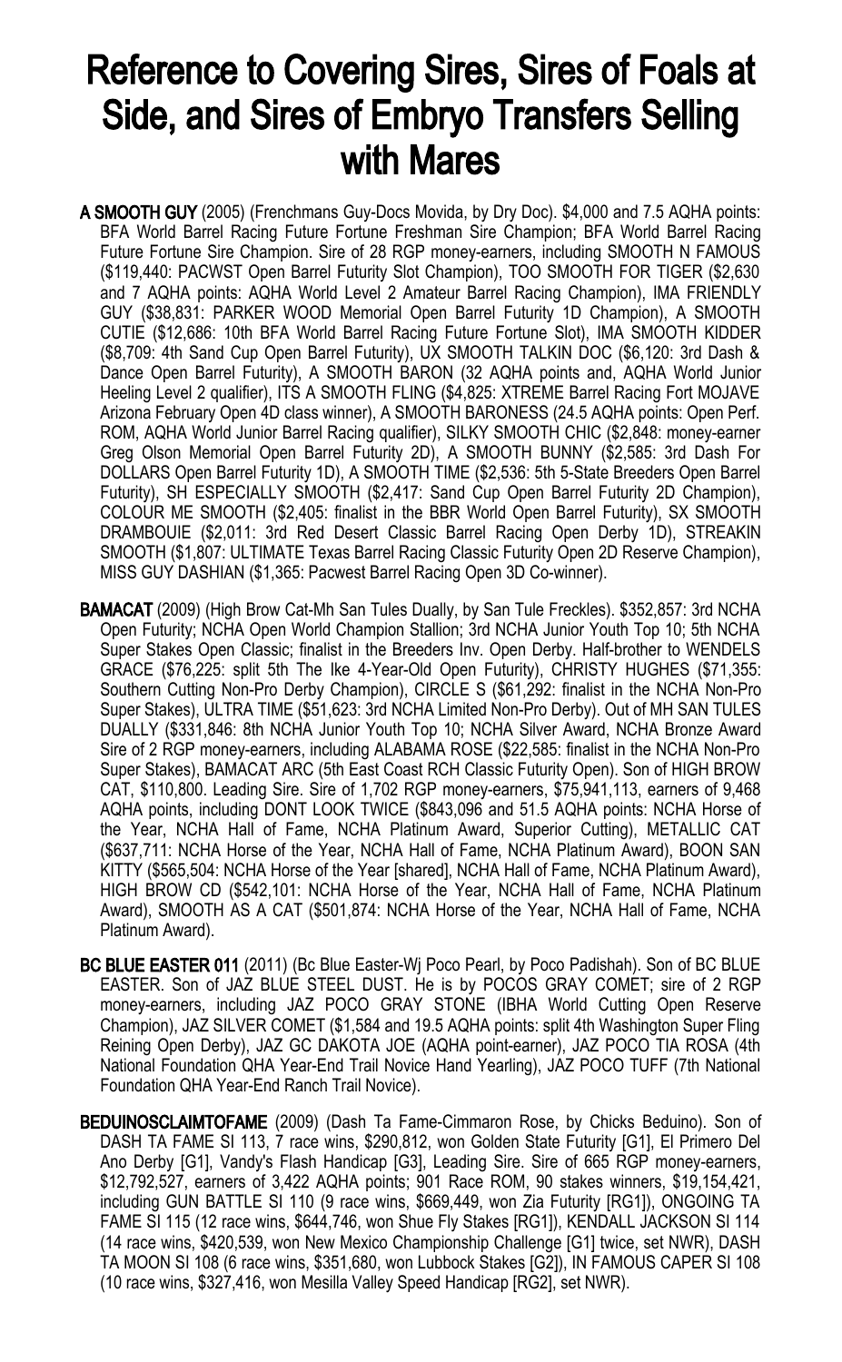# Reference to Covering Sires, Sires of Foals at Side, and Sires of Embryo Transfers Selling with Mares

**A SMOOTH GUY** (2005) (Frenchmans Guy-Docs Movida, by Dry Doc). $4,000 and 7.5 AQHA points: BFA World Barrel Racing Future Fortune Freshman Sire Champion; BFA World Barrel Racing Future Fortune Sire Champion. Sire of 28 RGP money-earners, including SMOOTH N FAMOUS ($119,440: PACWST Open Barrel Futurity Slot Champion), TOO SMOOTH FOR TIGER ($2,630 and 7 AQHA points: AQHA World Level 2 Amateur Barrel Racing Champion), IMA FRIENDLY GUY ($38,831: PARKER WOOD Memorial Open Barrel Futurity 1D Champion), A SMOOTH CUTIE ($12,686: 10th BFA World Barrel Racing Future Fortune Slot), IMA SMOOTH KIDDER ($8,709: 4th Sand Cup Open Barrel Futurity), UX SMOOTH TALKIN DOC ($6,120: 3rd Dash & Dance Open Barrel Futurity), A SMOOTH BARON (32 AQHA points and, AQHA World Junior Heeling Level 2 qualifier), ITS A SMOOTH FLING ($4,825: XTREME Barrel Racing Fort MOJAVE Arizona February Open 4D class winner), A SMOOTH BARONESS (24.5 AQHA points: Open Perf. ROM, AQHA World Junior Barrel Racing qualifier), SILKY SMOOTH CHIC ($2,848: money-earner Greg Olson Memorial Open Barrel Futurity 2D), A SMOOTH BUNNY ($2,585: 3rd Dash For DOLLARS Open Barrel Futurity 1D), A SMOOTH TIME ($2,536: 5th 5-State Breeders Open Barrel Futurity), SH ESPECIALLY SMOOTH ($2,417: Sand Cup Open Barrel Futurity 2D Champion), COLOUR ME SMOOTH ($2,405: finalist in the BBR World Open Barrel Futurity), SX SMOOTH DRAMBOUIE ($2,011: 3rd Red Desert Classic Barrel Racing Open Derby 1D), STREAKIN SMOOTH ($1,807: ULTIMATE Texas Barrel Racing Classic Futurity Open 2D Reserve Champion), MISS GUY DASHIAN ($1,365: Pacwest Barrel Racing Open 3D Co-winner).

**BAMACAT** (2009) (High Brow Cat-Mh San Tules Dually, by San Tule Freckles). $352,857: 3rd NCHA Open Futurity; NCHA Open World Champion Stallion; 3rd NCHA Junior Youth Top 10; 5th NCHA Super Stakes Open Classic; finalist in the Breeders Inv. Open Derby. Half-brother to WENDELS GRACE ($76,225: split 5th The Ike 4-Year-Old Open Futurity), CHRISTY HUGHES ($71,355: Southern Cutting Non-Pro Derby Champion), CIRCLE S ($61,292: finalist in the NCHA Non-Pro Super Stakes), ULTRA TIME ($51,623: 3rd NCHA Limited Non-Pro Derby). Out of MH SAN TULES DUALLY ($331,846: 8th NCHA Junior Youth Top 10; NCHA Silver Award, NCHA Bronze Award Sire of 2 RGP money-earners, including ALABAMA ROSE ($22,585: finalist in the NCHA Non-Pro Super Stakes), BAMACAT ARC (5th East Coast RCH Classic Futurity Open). Son of HIGH BROW CAT, $110,800. Leading Sire. Sire of 1,702 RGP money-earners, $75,941,113, earners of 9,468 AQHA points, including DONT LOOK TWICE ($843,096 and 51.5 AQHA points: NCHA Horse of the Year, NCHA Hall of Fame, NCHA Platinum Award, Superior Cutting), METALLIC CAT ($637,711: NCHA Horse of the Year, NCHA Hall of Fame, NCHA Platinum Award), BOON SAN KITTY ($565,504: NCHA Horse of the Year [shared], NCHA Hall of Fame, NCHA Platinum Award), HIGH BROW CD ($542,101: NCHA Horse of the Year, NCHA Hall of Fame, NCHA Platinum Award), SMOOTH AS A CAT ($501,874: NCHA Horse of the Year, NCHA Hall of Fame, NCHA Platinum Award).

**BC BLUE EASTER 011** (2011) (Bc Blue Easter-Wj Poco Pearl, by Poco Padishah). Son of BC BLUE EASTER. Son of JAZ BLUE STEEL DUST. He is by POCOS GRAY COMET; sire of 2 RGP money-earners, including JAZ POCO GRAY STONE (IBHA World Cutting Open Reserve Champion), JAZ SILVER COMET ($1,584 and 19.5 AQHA points: split 4th Washington Super Fling Reining Open Derby), JAZ GC DAKOTA JOE (AQHA point-earner), JAZ POCO TIA ROSA (4th National Foundation QHA Year-End Trail Novice Hand Yearling), JAZ POCO TUFF (7th National Foundation QHA Year-End Ranch Trail Novice).

**BEDUINOSCLAIMTOFAME** (2009) (Dash Ta Fame-Cimmaron Rose, by Chicks Beduino). Son of DASH TA FAME SI 113, 7 race wins, $290,812, won Golden State Futurity [G1], El Primero Del Ano Derby [G1], Vandy's Flash Handicap [G3], Leading Sire. Sire of 665 RGP money-earners, $12,792,527, earners of 3,422 AQHA points; 901 Race ROM, 90 stakes winners, $19,154,421, including GUN BATTLE SI 110 (9 race wins, $669,449, won Zia Futurity [RG1]), ONGOING TA FAME SI 115 (12 race wins, $644,746, won Shue Fly Stakes [RG1]), KENDALL JACKSON SI 114 (14 race wins, $420,539, won New Mexico Championship Challenge [G1] twice, set NWR), DASH TA MOON SI 108 (6 race wins, $351,680, won Lubbock Stakes [G2]), IN FAMOUS CAPER SI 108 (10 race wins, $327,416, won Mesilla Valley Speed Handicap [RG2], set NWR).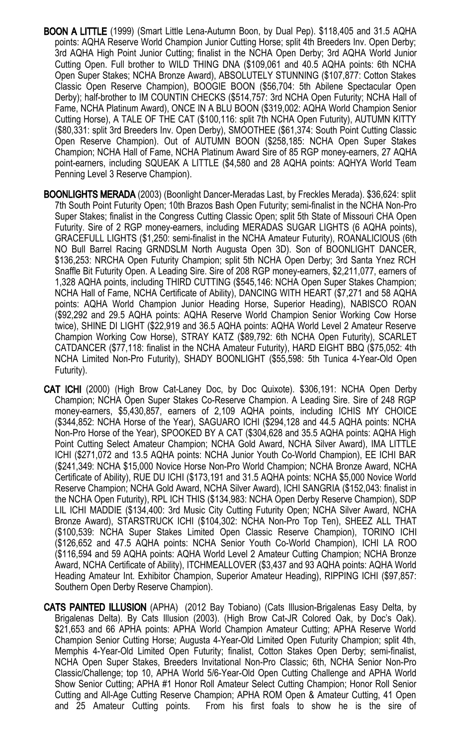**BOON A LITTLE** (1999) (Smart Little Lena-Autumn Boon, by Dual Pep). $118,405 and 31.5 AQHA points: AQHA Reserve World Champion Junior Cutting Horse; split 4th Breeders Inv. Open Derby; 3rd AQHA High Point Junior Cutting; finalist in the NCHA Open Derby; 3rd AQHA World Junior Cutting Open. Full brother to WILD THING DNA ($109,061 and 40.5 AQHA points: 6th NCHA Open Super Stakes; NCHA Bronze Award), ABSOLUTELY STUNNING ($107,877: Cotton Stakes Classic Open Reserve Champion), BOOGIE BOON ($56,704: 5th Abilene Spectacular Open Derby); half-brother to IM COUNTIN CHECKS ($514,757: 3rd NCHA Open Futurity; NCHA Hall of Fame, NCHA Platinum Award), ONCE IN A BLU BOON ($319,002: AQHA World Champion Senior Cutting Horse), A TALE OF THE CAT ($100,116: split 7th NCHA Open Futurity), AUTUMN KITTY ($80,331: split 3rd Breeders Inv. Open Derby), SMOOTHEE ($61,374: South Point Cutting Classic Open Reserve Champion). Out of AUTUMN BOON ($258,185: NCHA Open Super Stakes Champion; NCHA Hall of Fame, NCHA Platinum Award Sire of 85 RGP money-earners, 27 AQHA point-earners, including SQUEAK A LITTLE ($4,580 and 28 AQHA points: AQHYA World Team Penning Level 3 Reserve Champion).

**BOONLIGHTS MERADA** (2003) (Boonlight Dancer-Meradas Last, by Freckles Merada). $36,624: split 7th South Point Futurity Open; 10th Brazos Bash Open Futurity; semi-finalist in the NCHA Non-Pro Super Stakes; finalist in the Congress Cutting Classic Open; split 5th State of Missouri CHA Open Futurity. Sire of 2 RGP money-earners, including MERADAS SUGAR LIGHTS (6 AQHA points), GRACEFULL LIGHTS ($1,250: semi-finalist in the NCHA Amateur Futurity), ROANALICIOUS (6th NO Bull Barrel Racing GRNDSLM North Augusta Open 3D). Son of BOONLIGHT DANCER, $136,253: NRCHA Open Futurity Champion; split 5th NCHA Open Derby; 3rd Santa Ynez RCH Snaffle Bit Futurity Open. A Leading Sire. Sire of 208 RGP money-earners, $2,211,077, earners of 1,328 AQHA points, including THIRD CUTTING ($545,146: NCHA Open Super Stakes Champion; NCHA Hall of Fame, NCHA Certificate of Ability), DANCING WITH HEART ($7,271 and 58 AQHA points: AQHA World Champion Junior Heading Horse, Superior Heading), NABISCO ROAN ($92,292 and 29.5 AQHA points: AQHA Reserve World Champion Senior Working Cow Horse twice), SHINE DI LIGHT ($22,919 and 36.5 AQHA points: AQHA World Level 2 Amateur Reserve Champion Working Cow Horse), STRAY KATZ ($89,792: 6th NCHA Open Futurity), SCARLET CATDANCER ($77,118: finalist in the NCHA Amateur Futurity), HARD EIGHT BBQ ($75,052: 4th NCHA Limited Non-Pro Futurity), SHADY BOONLIGHT ($55,598: 5th Tunica 4-Year-Old Open Futurity).

**CAT ICHI** (2000) (High Brow Cat-Laney Doc, by Doc Quixote). $306,191: NCHA Open Derby Champion; NCHA Open Super Stakes Co-Reserve Champion. A Leading Sire. Sire of 248 RGP money-earners, $5,430,857, earners of 2,109 AQHA points, including ICHIS MY CHOICE ($344,852: NCHA Horse of the Year), SAGUARO ICHI ($294,128 and 44.5 AQHA points: NCHA Non-Pro Horse of the Year), SPOOKED BY A CAT ($304,628 and 35.5 AQHA points: AQHA High Point Cutting Select Amateur Champion; NCHA Gold Award, NCHA Silver Award), IMA LITTLE ICHI ($271,072 and 13.5 AQHA points: NCHA Junior Youth Co-World Champion), EE ICHI BAR ($241,349: NCHA $15,000 Novice Horse Non-Pro World Champion; NCHA Bronze Award, NCHA Certificate of Ability), RUE DU ICHI ($173,191 and 31.5 AQHA points: NCHA $5,000 Novice World Reserve Champion; NCHA Gold Award, NCHA Silver Award), ICHI SANGRIA ($152,043: finalist in the NCHA Open Futurity), RPL ICH THIS ($134,983: NCHA Open Derby Reserve Champion), SDP LIL ICHI MADDIE ($134,400: 3rd Music City Cutting Futurity Open; NCHA Silver Award, NCHA Bronze Award), STARSTRUCK ICHI ($104,302: NCHA Non-Pro Top Ten), SHEEZ ALL THAT ($100,539: NCHA Super Stakes Limited Open Classic Reserve Champion), TORINO ICHI ($126,652 and 47.5 AQHA points: NCHA Senior Youth Co-World Champion), ICHI LA ROO ($116,594 and 59 AQHA points: AQHA World Level 2 Amateur Cutting Champion; NCHA Bronze Award, NCHA Certificate of Ability), ITCHMEALLOVER ($3,437 and 93 AQHA points: AQHA World Heading Amateur Int. Exhibitor Champion, Superior Amateur Heading), RIPPING ICHI ($97,857: Southern Open Derby Reserve Champion).

**CATS PAINTED ILLUSION** (APHA) (2012 Bay Tobiano) (Cats Illusion-Brigalenas Easy Delta, by Brigalenas Delta). By Cats Illusion (2003). (High Brow Cat-JR Colored Oak, by Doc's Oak). $21,653 and 66 APHA points: APHA World Champion Amateur Cutting; APHA Reserve World Champion Senior Cutting Horse; Augusta 4-Year-Old Limited Open Futurity Champion; split 4th, Memphis 4-Year-Old Limited Open Futurity; finalist, Cotton Stakes Open Derby; semi-finalist, NCHA Open Super Stakes, Breeders Invitational Non-Pro Classic; 6th, NCHA Senior Non-Pro Classic/Challenge; top 10, APHA World 5/6-Year-Old Open Cutting Challenge and APHA World Show Senior Cutting; APHA #1 Honor Roll Amateur Select Cutting Champion; Honor Roll Senior Cutting and All-Age Cutting Reserve Champion; APHA ROM Open & Amateur Cutting, 41 Open and 25 Amateur Cutting points. From his first foals to show he is the sire of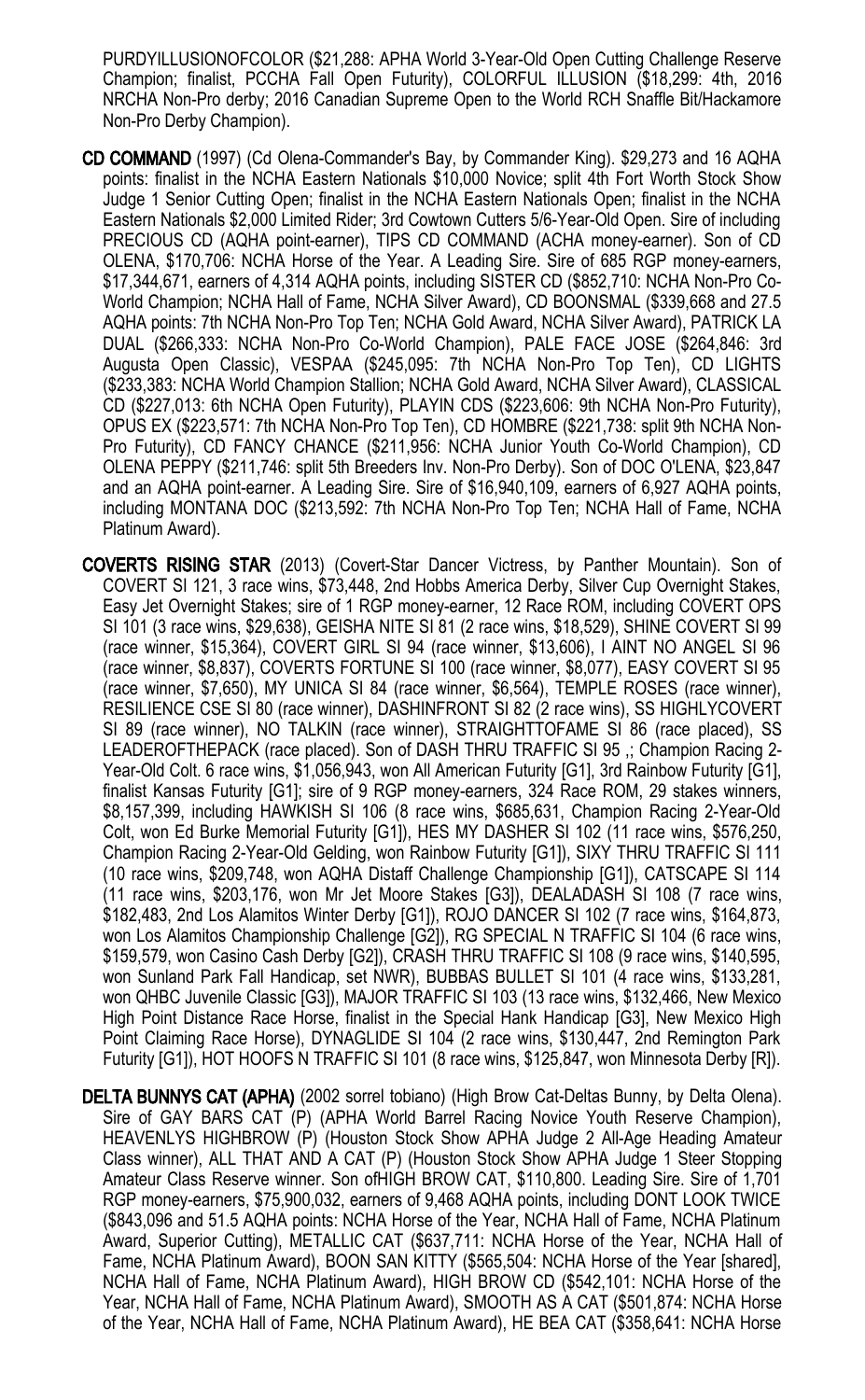PURDYILLUSIONOFCOLOR ($21,288: APHA World 3-Year-Old Open Cutting Challenge Reserve Champion; finalist, PCCHA Fall Open Futurity), COLORFUL ILLUSION ($18,299: 4th, 2016 NRCHA Non-Pro derby; 2016 Canadian Supreme Open to the World RCH Snaffle Bit/Hackamore Non-Pro Derby Champion).

**CD COMMAND** (1997) (Cd Olena-Commander's Bay, by Commander King). $29,273 and 16 AQHA points: finalist in the NCHA Eastern Nationals $10,000 Novice; split 4th Fort Worth Stock Show Judge 1 Senior Cutting Open; finalist in the NCHA Eastern Nationals Open; finalist in the NCHA Eastern Nationals $2,000 Limited Rider; 3rd Cowtown Cutters 5/6-Year-Old Open. Sire of including PRECIOUS CD (AQHA point-earner), TIPS CD COMMAND (ACHA money-earner). Son of CD OLENA, $170,706: NCHA Horse of the Year. A Leading Sire. Sire of 685 RGP money-earners, $17,344,671, earners of 4,314 AQHA points, including SISTER CD ($852,710: NCHA Non-Pro Co-World Champion; NCHA Hall of Fame, NCHA Silver Award), CD BOONSMAL ($339,668 and 27.5 AQHA points: 7th NCHA Non-Pro Top Ten; NCHA Gold Award, NCHA Silver Award), PATRICK LA DUAL ($266,333: NCHA Non-Pro Co-World Champion), PALE FACE JOSE ($264,846: 3rd Augusta Open Classic), VESPAA ($245,095: 7th NCHA Non-Pro Top Ten), CD LIGHTS ($233,383: NCHA World Champion Stallion; NCHA Gold Award, NCHA Silver Award), CLASSICAL CD ($227,013: 6th NCHA Open Futurity), PLAYIN CDS ($223,606: 9th NCHA Non-Pro Futurity), OPUS EX ($223,571: 7th NCHA Non-Pro Top Ten), CD HOMBRE ($221,738: split 9th NCHA Non-Pro Futurity), CD FANCY CHANCE ($211,956: NCHA Junior Youth Co-World Champion), CD OLENA PEPPY ($211,746: split 5th Breeders Inv. Non-Pro Derby). Son of DOC O'LENA, $23,847 and an AQHA point-earner. A Leading Sire. Sire of $16,940,109, earners of 6,927 AQHA points, including MONTANA DOC ($213,592: 7th NCHA Non-Pro Top Ten; NCHA Hall of Fame, NCHA Platinum Award).

**COVERTS RISING STAR** (2013) (Covert-Star Dancer Victress, by Panther Mountain). Son of COVERT SI 121, 3 race wins, $73,448, 2nd Hobbs America Derby, Silver Cup Overnight Stakes, Easy Jet Overnight Stakes; sire of 1 RGP money-earner, 12 Race ROM, including COVERT OPS SI 101 (3 race wins, $29,638), GEISHA NITE SI 81 (2 race wins, $18,529), SHINE COVERT SI 99 (race winner, $15,364), COVERT GIRL SI 94 (race winner, $13,606), I AINT NO ANGEL SI 96 (race winner, $8,837), COVERTS FORTUNE SI 100 (race winner, $8,077), EASY COVERT SI 95 (race winner, $7,650), MY UNICA SI 84 (race winner, $6,564), TEMPLE ROSES (race winner), RESILIENCE CSE SI 80 (race winner), DASHINFRONT SI 82 (2 race wins), SS HIGHLYCOVERT SI 89 (race winner), NO TALKIN (race winner), STRAIGHTTOFAME SI 86 (race placed), SS LEADEROFTHEPACK (race placed). Son of DASH THRU TRAFFIC SI 95 ,; Champion Racing 2-Year-Old Colt. 6 race wins, $1,056,943, won All American Futurity [G1], 3rd Rainbow Futurity [G1], finalist Kansas Futurity [G1]; sire of 9 RGP money-earners, 324 Race ROM, 29 stakes winners, $8,157,399, including HAWKISH SI 106 (8 race wins, $685,631, Champion Racing 2-Year-Old Colt, won Ed Burke Memorial Futurity [G1]), HES MY DASHER SI 102 (11 race wins, $576,250, Champion Racing 2-Year-Old Gelding, won Rainbow Futurity [G1]), SIXY THRU TRAFFIC SI 111 (10 race wins, $209,748, won AQHA Distaff Challenge Championship [G1]), CATSCAPE SI 114 (11 race wins, $203,176, won Mr Jet Moore Stakes [G3]), DEALADASH SI 108 (7 race wins, $182,483, 2nd Los Alamitos Winter Derby [G1]), ROJO DANCER SI 102 (7 race wins, $164,873, won Los Alamitos Championship Challenge [G2]), RG SPECIAL N TRAFFIC SI 104 (6 race wins, $159,579, won Casino Cash Derby [G2]), CRASH THRU TRAFFIC SI 108 (9 race wins, $140,595, won Sunland Park Fall Handicap, set NWR), BUBBAS BULLET SI 101 (4 race wins, $133,281, won QHBC Juvenile Classic [G3]), MAJOR TRAFFIC SI 103 (13 race wins, $132,466, New Mexico High Point Distance Race Horse, finalist in the Special Hank Handicap [G3], New Mexico High Point Claiming Race Horse), DYNAGLIDE SI 104 (2 race wins, $130,447, 2nd Remington Park Futurity [G1]), HOT HOOFS N TRAFFIC SI 101 (8 race wins, $125,847, won Minnesota Derby [R]).

**DELTA BUNNYS CAT (APHA)** (2002 sorrel tobiano) (High Brow Cat-Deltas Bunny, by Delta Olena). Sire of GAY BARS CAT (P) (APHA World Barrel Racing Novice Youth Reserve Champion), HEAVENLYS HIGHBROW (P) (Houston Stock Show APHA Judge 2 All-Age Heading Amateur Class winner), ALL THAT AND A CAT (P) (Houston Stock Show APHA Judge 1 Steer Stopping Amateur Class Reserve winner. Son ofHIGH BROW CAT, $110,800. Leading Sire. Sire of 1,701 RGP money-earners, $75,900,032, earners of 9,468 AQHA points, including DONT LOOK TWICE ($843,096 and 51.5 AQHA points: NCHA Horse of the Year, NCHA Hall of Fame, NCHA Platinum Award, Superior Cutting), METALLIC CAT ($637,711: NCHA Horse of the Year, NCHA Hall of Fame, NCHA Platinum Award), BOON SAN KITTY ($565,504: NCHA Horse of the Year [shared], NCHA Hall of Fame, NCHA Platinum Award), HIGH BROW CD ($542,101: NCHA Horse of the Year, NCHA Hall of Fame, NCHA Platinum Award), SMOOTH AS A CAT ($501,874: NCHA Horse of the Year, NCHA Hall of Fame, NCHA Platinum Award), HE BEA CAT ($358,641: NCHA Horse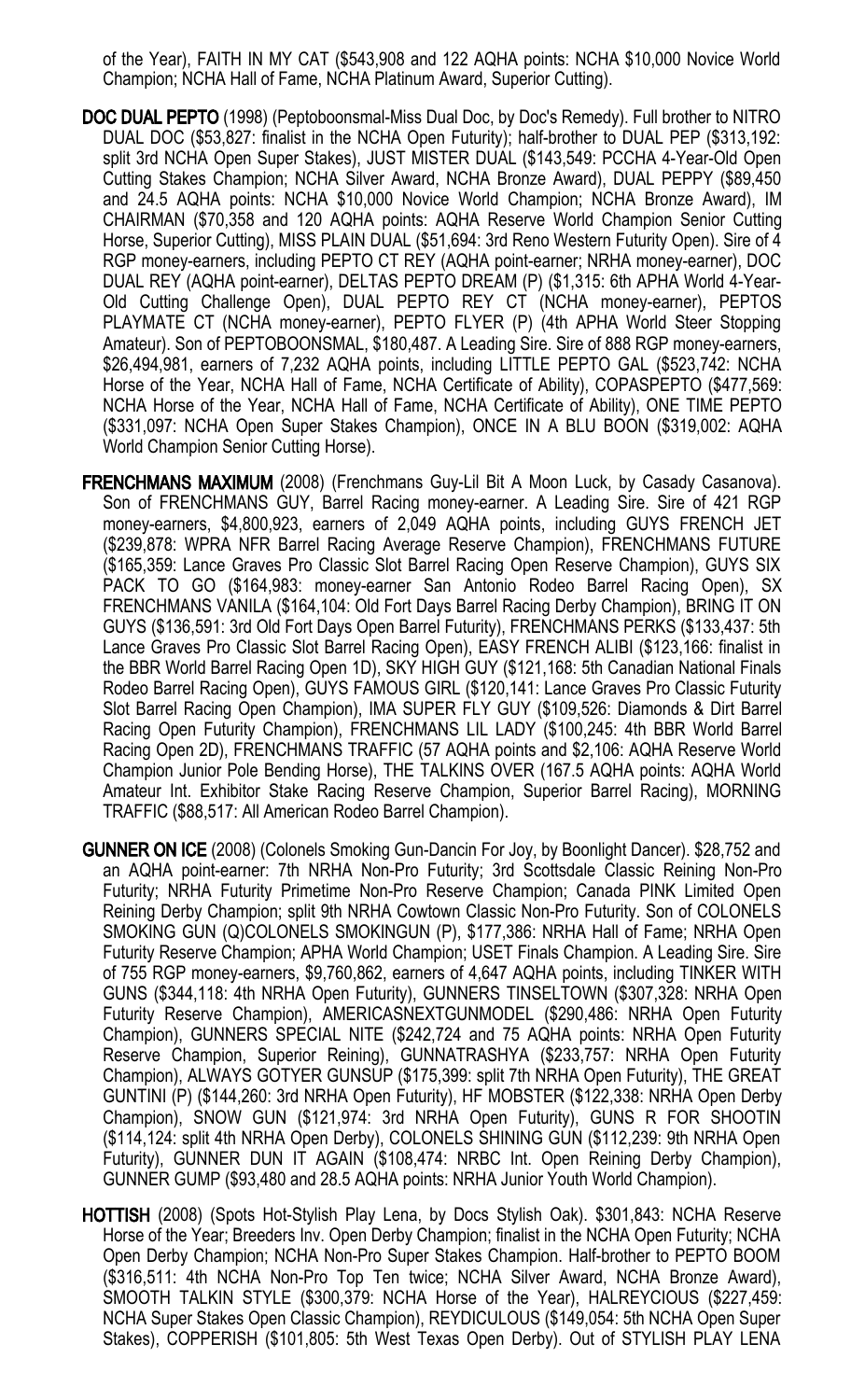of the Year), FAITH IN MY CAT ($543,908 and 122 AQHA points: NCHA $10,000 Novice World Champion; NCHA Hall of Fame, NCHA Platinum Award, Superior Cutting).

**DOC DUAL PEPTO** (1998) (Peptoboonsmal-Miss Dual Doc, by Doc's Remedy). Full brother to NITRO DUAL DOC ($53,827: finalist in the NCHA Open Futurity); half-brother to DUAL PEP ($313,192: split 3rd NCHA Open Super Stakes), JUST MISTER DUAL ($143,549: PCCHA 4-Year-Old Open Cutting Stakes Champion; NCHA Silver Award, NCHA Bronze Award), DUAL PEPPY ($89,450 and 24.5 AQHA points: NCHA $10,000 Novice World Champion; NCHA Bronze Award), IM CHAIRMAN ($70,358 and 120 AQHA points: AQHA Reserve World Champion Senior Cutting Horse, Superior Cutting), MISS PLAIN DUAL ($51,694: 3rd Reno Western Futurity Open). Sire of 4 RGP money-earners, including PEPTO CT REY (AQHA point-earner; NRHA money-earner), DOC DUAL REY (AQHA point-earner), DELTAS PEPTO DREAM (P) ($1,315: 6th APHA World 4-Year-Old Cutting Challenge Open), DUAL PEPTO REY CT (NCHA money-earner), PEPTOS PLAYMATE CT (NCHA money-earner), PEPTO FLYER (P) (4th APHA World Steer Stopping Amateur). Son of PEPTOBOONSMAL, $180,487. A Leading Sire. Sire of 888 RGP money-earners, $26,494,981, earners of 7,232 AQHA points, including LITTLE PEPTO GAL ($523,742: NCHA Horse of the Year, NCHA Hall of Fame, NCHA Certificate of Ability), COPASPEPTO ($477,569: NCHA Horse of the Year, NCHA Hall of Fame, NCHA Certificate of Ability), ONE TIME PEPTO ($331,097: NCHA Open Super Stakes Champion), ONCE IN A BLU BOON ($319,002: AQHA World Champion Senior Cutting Horse).

**FRENCHMANS MAXIMUM** (2008) (Frenchmans Guy-Lil Bit A Moon Luck, by Casady Casanova). Son of FRENCHMANS GUY, Barrel Racing money-earner. A Leading Sire. Sire of 421 RGP money-earners, $4,800,923, earners of 2,049 AQHA points, including GUYS FRENCH JET ($239,878: WPRA NFR Barrel Racing Average Reserve Champion), FRENCHMANS FUTURE ($165,359: Lance Graves Pro Classic Slot Barrel Racing Open Reserve Champion), GUYS SIX PACK TO GO ($164,983: money-earner San Antonio Rodeo Barrel Racing Open), SX FRENCHMANS VANILA ($164,104: Old Fort Days Barrel Racing Derby Champion), BRING IT ON GUYS ($136,591: 3rd Old Fort Days Open Barrel Futurity), FRENCHMANS PERKS ($133,437: 5th Lance Graves Pro Classic Slot Barrel Racing Open), EASY FRENCH ALIBI ($123,166: finalist in the BBR World Barrel Racing Open 1D), SKY HIGH GUY ($121,168: 5th Canadian National Finals Rodeo Barrel Racing Open), GUYS FAMOUS GIRL ($120,141: Lance Graves Pro Classic Futurity Slot Barrel Racing Open Champion), IMA SUPER FLY GUY ($109,526: Diamonds & Dirt Barrel Racing Open Futurity Champion), FRENCHMANS LIL LADY ($100,245: 4th BBR World Barrel Racing Open 2D), FRENCHMANS TRAFFIC (57 AQHA points and $2,106: AQHA Reserve World Champion Junior Pole Bending Horse), THE TALKINS OVER (167.5 AQHA points: AQHA World Amateur Int. Exhibitor Stake Racing Reserve Champion, Superior Barrel Racing), MORNING TRAFFIC ($88,517: All American Rodeo Barrel Champion).

**GUNNER ON ICE** (2008) (Colonels Smoking Gun-Dancin For Joy, by Boonlight Dancer). $28,752 and an AQHA point-earner: 7th NRHA Non-Pro Futurity; 3rd Scottsdale Classic Reining Non-Pro Futurity; NRHA Futurity Primetime Non-Pro Reserve Champion; Canada PINK Limited Open Reining Derby Champion; split 9th NRHA Cowtown Classic Non-Pro Futurity. Son of COLONELS SMOKING GUN (Q)COLONELS SMOKINGUN (P), $177,386: NRHA Hall of Fame; NRHA Open Futurity Reserve Champion; APHA World Champion; USET Finals Champion. A Leading Sire. Sire of 755 RGP money-earners, $9,760,862, earners of 4,647 AQHA points, including TINKER WITH GUNS ($344,118: 4th NRHA Open Futurity), GUNNERS TINSELTOWN ($307,328: NRHA Open Futurity Reserve Champion), AMERICASNEXTGUNMODEL ($290,486: NRHA Open Futurity Champion), GUNNERS SPECIAL NITE ($242,724 and 75 AQHA points: NRHA Open Futurity Reserve Champion, Superior Reining), GUNNATRASHYA ($233,757: NRHA Open Futurity Champion), ALWAYS GOTYER GUNSUP ($175,399: split 7th NRHA Open Futurity), THE GREAT GUNTINI (P) ($144,260: 3rd NRHA Open Futurity), HF MOBSTER ($122,338: NRHA Open Derby Champion), SNOW GUN ($121,974: 3rd NRHA Open Futurity), GUNS R FOR SHOOTIN ($114,124: split 4th NRHA Open Derby), COLONELS SHINING GUN ($112,239: 9th NRHA Open Futurity), GUNNER DUN IT AGAIN ($108,474: NRBC Int. Open Reining Derby Champion), GUNNER GUMP ($93,480 and 28.5 AQHA points: NRHA Junior Youth World Champion).

**HOTTISH** (2008) (Spots Hot-Stylish Play Lena, by Docs Stylish Oak). $301,843: NCHA Reserve Horse of the Year; Breeders Inv. Open Derby Champion; finalist in the NCHA Open Futurity; NCHA Open Derby Champion; NCHA Non-Pro Super Stakes Champion. Half-brother to PEPTO BOOM ($316,511: 4th NCHA Non-Pro Top Ten twice; NCHA Silver Award, NCHA Bronze Award), SMOOTH TALKIN STYLE ($300,379: NCHA Horse of the Year), HALREYCIOUS ($227,459: NCHA Super Stakes Open Classic Champion), REYDICULOUS ($149,054: 5th NCHA Open Super Stakes), COPPERISH ($101,805: 5th West Texas Open Derby). Out of STYLISH PLAY LENA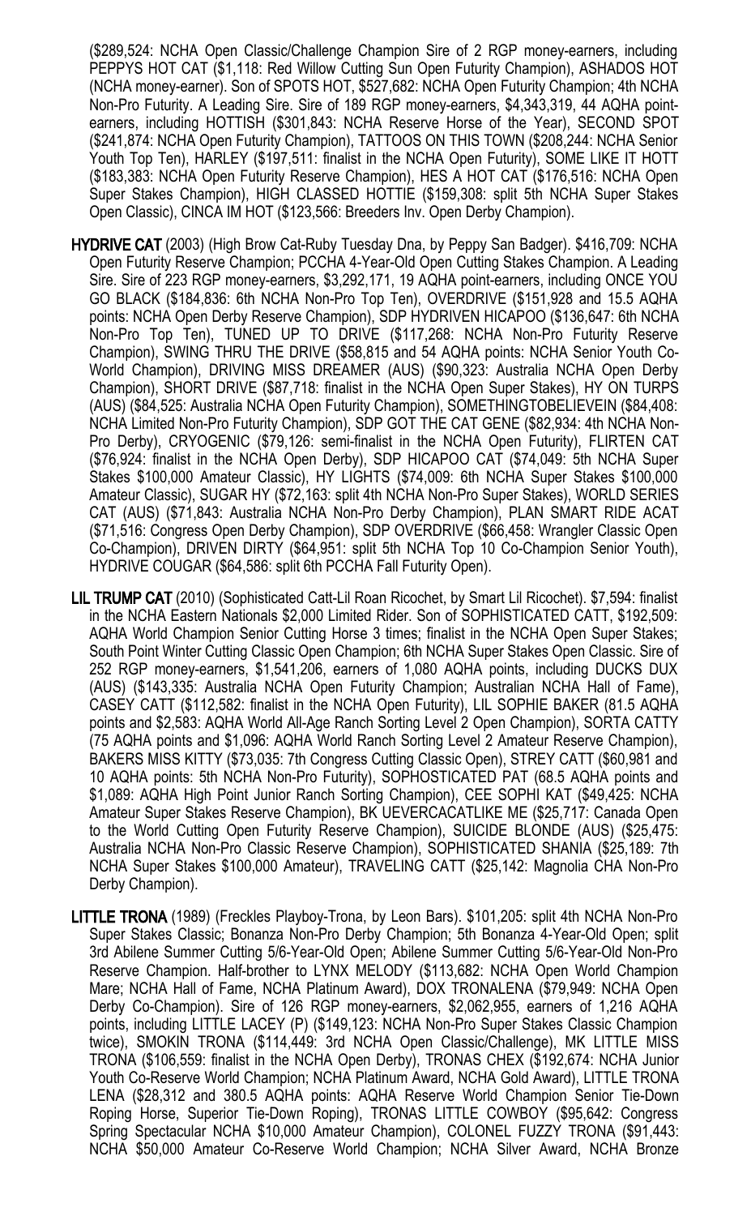($289,524: NCHA Open Classic/Challenge Champion Sire of 2 RGP money-earners, including PEPPYS HOT CAT ($1,118: Red Willow Cutting Sun Open Futurity Champion), ASHADOS HOT (NCHA money-earner). Son of SPOTS HOT, $527,682: NCHA Open Futurity Champion; 4th NCHA Non-Pro Futurity. A Leading Sire. Sire of 189 RGP money-earners, $4,343,319, 44 AQHA point-earners, including HOTTISH ($301,843: NCHA Reserve Horse of the Year), SECOND SPOT ($241,874: NCHA Open Futurity Champion), TATTOOS ON THIS TOWN ($208,244: NCHA Senior Youth Top Ten), HARLEY ($197,511: finalist in the NCHA Open Futurity), SOME LIKE IT HOTT ($183,383: NCHA Open Futurity Reserve Champion), HES A HOT CAT ($176,516: NCHA Open Super Stakes Champion), HIGH CLASSED HOTTIE ($159,308: split 5th NCHA Super Stakes Open Classic), CINCA IM HOT ($123,566: Breeders Inv. Open Derby Champion).

**HYDRIVE CAT** (2003) (High Brow Cat-Ruby Tuesday Dna, by Peppy San Badger). $416,709: NCHA Open Futurity Reserve Champion; PCCHA 4-Year-Old Open Cutting Stakes Champion. A Leading Sire. Sire of 223 RGP money-earners, $3,292,171, 19 AQHA point-earners, including ONCE YOU GO BLACK ($184,836: 6th NCHA Non-Pro Top Ten), OVERDRIVE ($151,928 and 15.5 AQHA points: NCHA Open Derby Reserve Champion), SDP HYDRIVEN HICAPOO ($136,647: 6th NCHA Non-Pro Top Ten), TUNED UP TO DRIVE ($117,268: NCHA Non-Pro Futurity Reserve Champion), SWING THRU THE DRIVE ($58,815 and 54 AQHA points: NCHA Senior Youth Co-World Champion), DRIVING MISS DREAMER (AUS) ($90,323: Australia NCHA Open Derby Champion), SHORT DRIVE ($87,718: finalist in the NCHA Open Super Stakes), HY ON TURPS (AUS) ($84,525: Australia NCHA Open Futurity Champion), SOMETHINGTOBELIEVEIN ($84,408: NCHA Limited Non-Pro Futurity Champion), SDP GOT THE CAT GENE ($82,934: 4th NCHA Non-Pro Derby), CRYOGENIC ($79,126: semi-finalist in the NCHA Open Futurity), FLIRTEN CAT ($76,924: finalist in the NCHA Open Derby), SDP HICAPOO CAT ($74,049: 5th NCHA Super Stakes $100,000 Amateur Classic), HY LIGHTS ($74,009: 6th NCHA Super Stakes $100,000 Amateur Classic), SUGAR HY ($72,163: split 4th NCHA Non-Pro Super Stakes), WORLD SERIES CAT (AUS) ($71,843: Australia NCHA Non-Pro Derby Champion), PLAN SMART RIDE ACAT ($71,516: Congress Open Derby Champion), SDP OVERDRIVE ($66,458: Wrangler Classic Open Co-Champion), DRIVEN DIRTY ($64,951: split 5th NCHA Top 10 Co-Champion Senior Youth), HYDRIVE COUGAR ($64,586: split 6th PCCHA Fall Futurity Open).

**LIL TRUMP CAT** (2010) (Sophisticated Catt-Lil Roan Ricochet, by Smart Lil Ricochet). $7,594: finalist in the NCHA Eastern Nationals $2,000 Limited Rider. Son of SOPHISTICATED CATT, $192,509: AQHA World Champion Senior Cutting Horse 3 times; finalist in the NCHA Open Super Stakes; South Point Winter Cutting Classic Open Champion; 6th NCHA Super Stakes Open Classic. Sire of 252 RGP money-earners, $1,541,206, earners of 1,080 AQHA points, including DUCKS DUX (AUS) ($143,335: Australia NCHA Open Futurity Champion; Australian NCHA Hall of Fame), CASEY CATT ($112,582: finalist in the NCHA Open Futurity), LIL SOPHIE BAKER (81.5 AQHA points and $2,583: AQHA World All-Age Ranch Sorting Level 2 Open Champion), SORTA CATTY (75 AQHA points and $1,096: AQHA World Ranch Sorting Level 2 Amateur Reserve Champion), BAKERS MISS KITTY ($73,035: 7th Congress Cutting Classic Open), STREY CATT ($60,981 and 10 AQHA points: 5th NCHA Non-Pro Futurity), SOPHOSTICATED PAT (68.5 AQHA points and $1,089: AQHA High Point Junior Ranch Sorting Champion), CEE SOPHI KAT ($49,425: NCHA Amateur Super Stakes Reserve Champion), BK UEVERCACATLIKE ME ($25,717: Canada Open to the World Cutting Open Futurity Reserve Champion), SUICIDE BLONDE (AUS) ($25,475: Australia NCHA Non-Pro Classic Reserve Champion), SOPHISTICATED SHANIA ($25,189: 7th NCHA Super Stakes $100,000 Amateur), TRAVELING CATT ($25,142: Magnolia CHA Non-Pro Derby Champion).

**LITTLE TRONA** (1989) (Freckles Playboy-Trona, by Leon Bars). $101,205: split 4th NCHA Non-Pro Super Stakes Classic; Bonanza Non-Pro Derby Champion; 5th Bonanza 4-Year-Old Open; split 3rd Abilene Summer Cutting 5/6-Year-Old Open; Abilene Summer Cutting 5/6-Year-Old Non-Pro Reserve Champion. Half-brother to LYNX MELODY ($113,682: NCHA Open World Champion Mare; NCHA Hall of Fame, NCHA Platinum Award), DOX TRONALENA ($79,949: NCHA Open Derby Co-Champion). Sire of 126 RGP money-earners, $2,062,955, earners of 1,216 AQHA points, including LITTLE LACEY (P) ($149,123: NCHA Non-Pro Super Stakes Classic Champion twice), SMOKIN TRONA ($114,449: 3rd NCHA Open Classic/Challenge), MK LITTLE MISS TRONA ($106,559: finalist in the NCHA Open Derby), TRONAS CHEX ($192,674: NCHA Junior Youth Co-Reserve World Champion; NCHA Platinum Award, NCHA Gold Award), LITTLE TRONA LENA ($28,312 and 380.5 AQHA points: AQHA Reserve World Champion Senior Tie-Down Roping Horse, Superior Tie-Down Roping), TRONAS LITTLE COWBOY ($95,642: Congress Spring Spectacular NCHA $10,000 Amateur Champion), COLONEL FUZZY TRONA ($91,443: NCHA $50,000 Amateur Co-Reserve World Champion; NCHA Silver Award, NCHA Bronze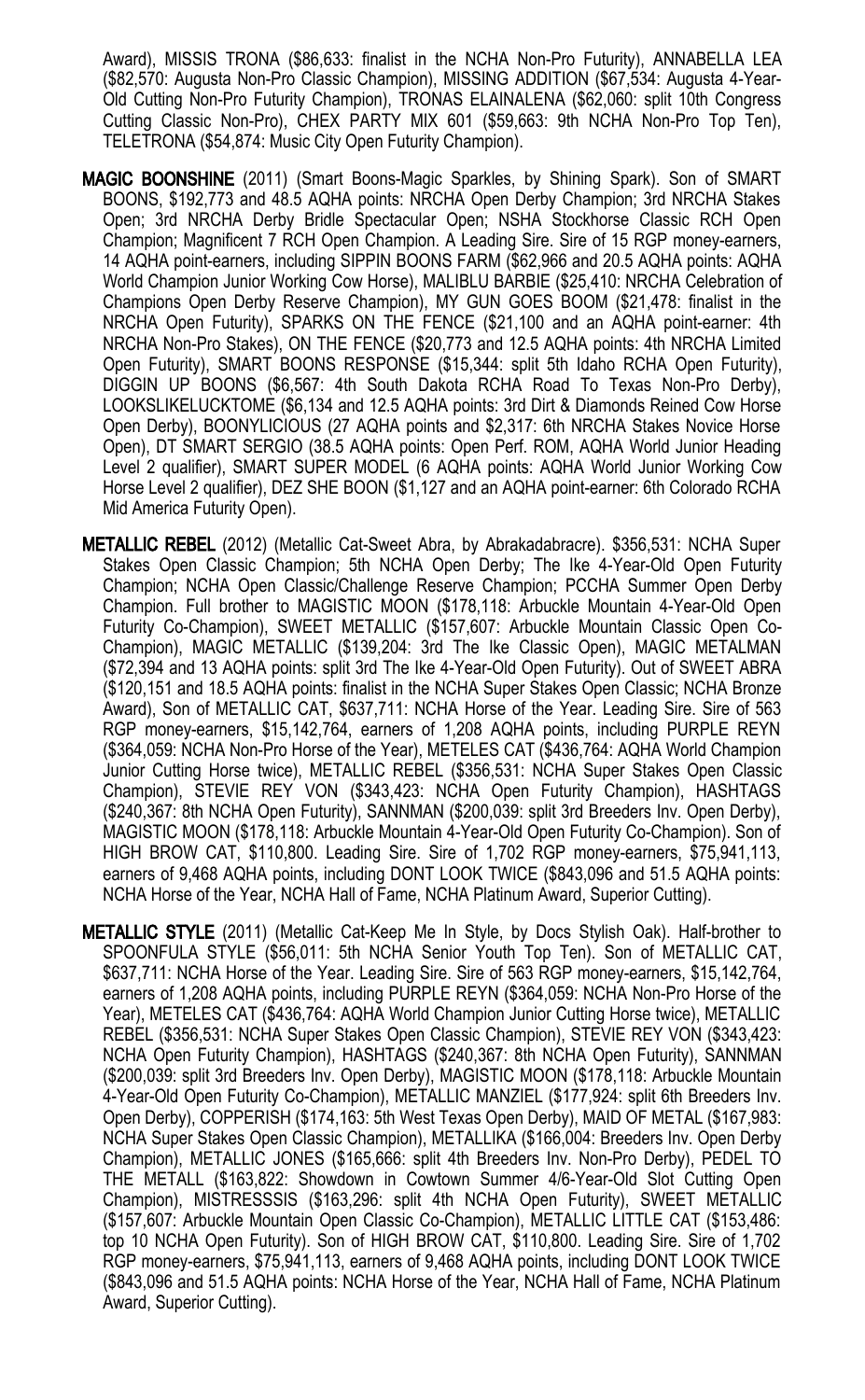Award), MISSIS TRONA ($86,633: finalist in the NCHA Non-Pro Futurity), ANNABELLA LEA ($82,570: Augusta Non-Pro Classic Champion), MISSING ADDITION ($67,534: Augusta 4-Year-Old Cutting Non-Pro Futurity Champion), TRONAS ELAINALENA ($62,060: split 10th Congress Cutting Classic Non-Pro), CHEX PARTY MIX 601 ($59,663: 9th NCHA Non-Pro Top Ten), TELETRONA ($54,874: Music City Open Futurity Champion).

**MAGIC BOONSHINE** (2011) (Smart Boons-Magic Sparkles, by Shining Spark). Son of SMART BOONS, $192,773 and 48.5 AQHA points: NRCHA Open Derby Champion; 3rd NRCHA Stakes Open; 3rd NRCHA Derby Bridle Spectacular Open; NSHA Stockhorse Classic RCH Open Champion; Magnificent 7 RCH Open Champion. A Leading Sire. Sire of 15 RGP money-earners, 14 AQHA point-earners, including SIPPIN BOONS FARM ($62,966 and 20.5 AQHA points: AQHA World Champion Junior Working Cow Horse), MALIBLU BARBIE ($25,410: NRCHA Celebration of Champions Open Derby Reserve Champion), MY GUN GOES BOOM ($21,478: finalist in the NRCHA Open Futurity), SPARKS ON THE FENCE ($21,100 and an AQHA point-earner: 4th NRCHA Non-Pro Stakes), ON THE FENCE ($20,773 and 12.5 AQHA points: 4th NRCHA Limited Open Futurity), SMART BOONS RESPONSE ($15,344: split 5th Idaho RCHA Open Futurity), DIGGIN UP BOONS ($6,567: 4th South Dakota RCHA Road To Texas Non-Pro Derby), LOOKSLIKELUCKTOME ($6,134 and 12.5 AQHA points: 3rd Dirt & Diamonds Reined Cow Horse Open Derby), BOONYLICIOUS (27 AQHA points and $2,317: 6th NRCHA Stakes Novice Horse Open), DT SMART SERGIO (38.5 AQHA points: Open Perf. ROM, AQHA World Junior Heading Level 2 qualifier), SMART SUPER MODEL (6 AQHA points: AQHA World Junior Working Cow Horse Level 2 qualifier), DEZ SHE BOON ($1,127 and an AQHA point-earner: 6th Colorado RCHA Mid America Futurity Open).

**METALLIC REBEL** (2012) (Metallic Cat-Sweet Abra, by Abrakadabracre). $356,531: NCHA Super Stakes Open Classic Champion; 5th NCHA Open Derby; The Ike 4-Year-Old Open Futurity Champion; NCHA Open Classic/Challenge Reserve Champion; PCCHA Summer Open Derby Champion. Full brother to MAGISTIC MOON ($178,118: Arbuckle Mountain 4-Year-Old Open Futurity Co-Champion), SWEET METALLIC ($157,607: Arbuckle Mountain Classic Open Co-Champion), MAGIC METALLIC ($139,204: 3rd The Ike Classic Open), MAGIC METALMAN ($72,394 and 13 AQHA points: split 3rd The Ike 4-Year-Old Open Futurity). Out of SWEET ABRA ($120,151 and 18.5 AQHA points: finalist in the NCHA Super Stakes Open Classic; NCHA Bronze Award), Son of METALLIC CAT, $637,711: NCHA Horse of the Year. Leading Sire. Sire of 563 RGP money-earners, $15,142,764, earners of 1,208 AQHA points, including PURPLE REYN ($364,059: NCHA Non-Pro Horse of the Year), METELES CAT ($436,764: AQHA World Champion Junior Cutting Horse twice), METALLIC REBEL ($356,531: NCHA Super Stakes Open Classic Champion), STEVIE REY VON ($343,423: NCHA Open Futurity Champion), HASHTAGS ($240,367: 8th NCHA Open Futurity), SANNMAN ($200,039: split 3rd Breeders Inv. Open Derby), MAGISTIC MOON ($178,118: Arbuckle Mountain 4-Year-Old Open Futurity Co-Champion). Son of HIGH BROW CAT, $110,800. Leading Sire. Sire of 1,702 RGP money-earners, $75,941,113, earners of 9,468 AQHA points, including DONT LOOK TWICE ($843,096 and 51.5 AQHA points: NCHA Horse of the Year, NCHA Hall of Fame, NCHA Platinum Award, Superior Cutting).

**METALLIC STYLE** (2011) (Metallic Cat-Keep Me In Style, by Docs Stylish Oak). Half-brother to SPOONFULA STYLE ($56,011: 5th NCHA Senior Youth Top Ten). Son of METALLIC CAT, $637,711: NCHA Horse of the Year. Leading Sire. Sire of 563 RGP money-earners, $15,142,764, earners of 1,208 AQHA points, including PURPLE REYN ($364,059: NCHA Non-Pro Horse of the Year), METELES CAT ($436,764: AQHA World Champion Junior Cutting Horse twice), METALLIC REBEL ($356,531: NCHA Super Stakes Open Classic Champion), STEVIE REY VON ($343,423: NCHA Open Futurity Champion), HASHTAGS ($240,367: 8th NCHA Open Futurity), SANNMAN ($200,039: split 3rd Breeders Inv. Open Derby), MAGISTIC MOON ($178,118: Arbuckle Mountain 4-Year-Old Open Futurity Co-Champion), METALLIC MANZIEL ($177,924: split 6th Breeders Inv. Open Derby), COPPERISH ($174,163: 5th West Texas Open Derby), MAID OF METAL ($167,983: NCHA Super Stakes Open Classic Champion), METALLIKA ($166,004: Breeders Inv. Open Derby Champion), METALLIC JONES ($165,666: split 4th Breeders Inv. Non-Pro Derby), PEDEL TO THE METALL ($163,822: Showdown in Cowtown Summer 4/6-Year-Old Slot Cutting Open Champion), MISTRESSSIS ($163,296: split 4th NCHA Open Futurity), SWEET METALLIC ($157,607: Arbuckle Mountain Open Classic Co-Champion), METALLIC LITTLE CAT ($153,486: top 10 NCHA Open Futurity). Son of HIGH BROW CAT, $110,800. Leading Sire. Sire of 1,702 RGP money-earners, $75,941,113, earners of 9,468 AQHA points, including DONT LOOK TWICE ($843,096 and 51.5 AQHA points: NCHA Horse of the Year, NCHA Hall of Fame, NCHA Platinum Award, Superior Cutting).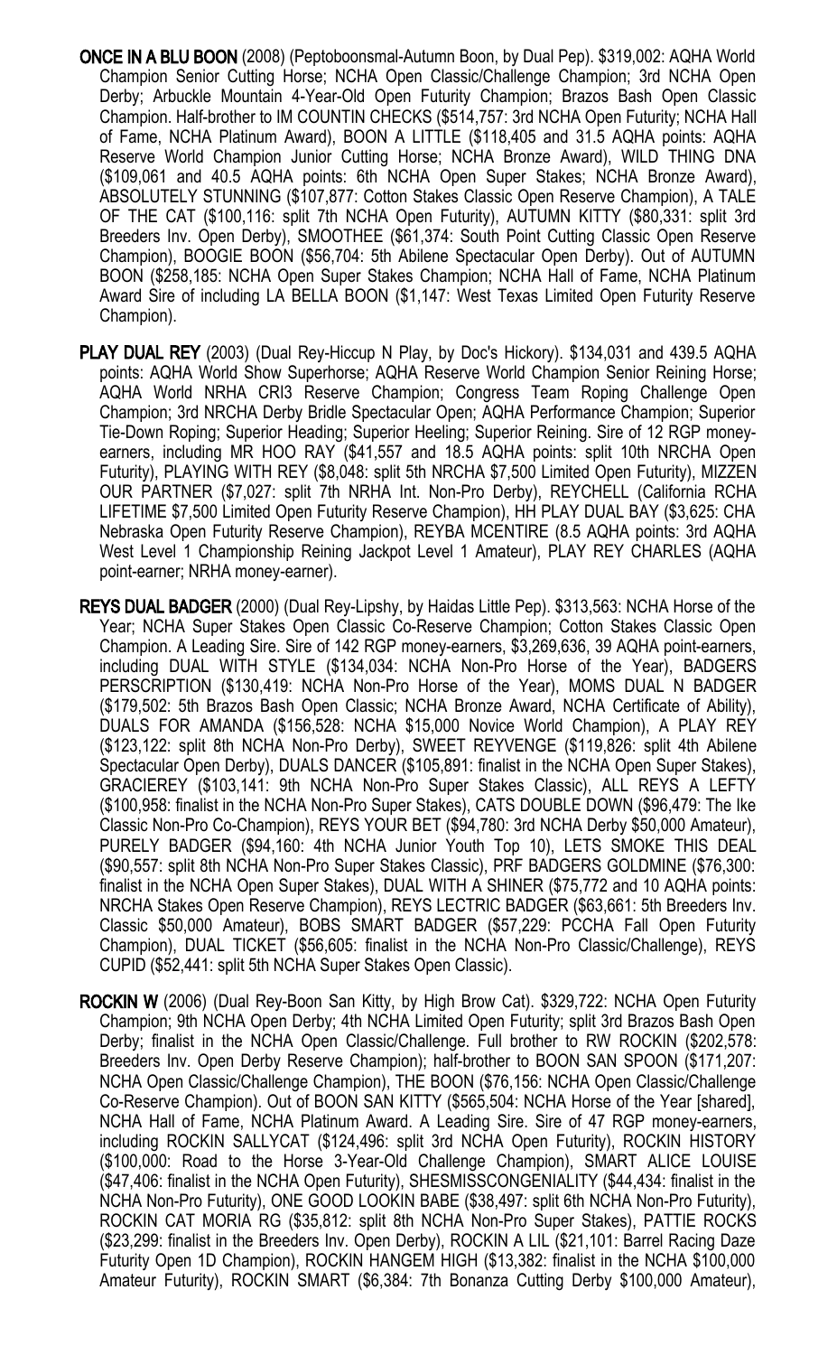**ONCE IN A BLU BOON** (2008) (Peptoboonsmal-Autumn Boon, by Dual Pep). $319,002: AQHA World Champion Senior Cutting Horse; NCHA Open Classic/Challenge Champion; 3rd NCHA Open Derby; Arbuckle Mountain 4-Year-Old Open Futurity Champion; Brazos Bash Open Classic Champion. Half-brother to IM COUNTIN CHECKS ($514,757: 3rd NCHA Open Futurity; NCHA Hall of Fame, NCHA Platinum Award), BOON A LITTLE ($118,405 and 31.5 AQHA points: AQHA Reserve World Champion Junior Cutting Horse; NCHA Bronze Award), WILD THING DNA ($109,061 and 40.5 AQHA points: 6th NCHA Open Super Stakes; NCHA Bronze Award), ABSOLUTELY STUNNING ($107,877: Cotton Stakes Classic Open Reserve Champion), A TALE OF THE CAT ($100,116: split 7th NCHA Open Futurity), AUTUMN KITTY ($80,331: split 3rd Breeders Inv. Open Derby), SMOOTHEE ($61,374: South Point Cutting Classic Open Reserve Champion), BOOGIE BOON ($56,704: 5th Abilene Spectacular Open Derby). Out of AUTUMN BOON ($258,185: NCHA Open Super Stakes Champion; NCHA Hall of Fame, NCHA Platinum Award Sire of including LA BELLA BOON ($1,147: West Texas Limited Open Futurity Reserve Champion).

**PLAY DUAL REY** (2003) (Dual Rey-Hiccup N Play, by Doc's Hickory). $134,031 and 439.5 AQHA points: AQHA World Show Superhorse; AQHA Reserve World Champion Senior Reining Horse; AQHA World NRHA CRI3 Reserve Champion; Congress Team Roping Challenge Open Champion; 3rd NRCHA Derby Bridle Spectacular Open; AQHA Performance Champion; Superior Tie-Down Roping; Superior Heading; Superior Heeling; Superior Reining. Sire of 12 RGP money-earners, including MR HOO RAY ($41,557 and 18.5 AQHA points: split 10th NRCHA Open Futurity), PLAYING WITH REY ($8,048: split 5th NRCHA $7,500 Limited Open Futurity), MIZZEN OUR PARTNER ($7,027: split 7th NRHA Int. Non-Pro Derby), REYCHELL (California RCHA LIFETIME $7,500 Limited Open Futurity Reserve Champion), HH PLAY DUAL BAY ($3,625: CHA Nebraska Open Futurity Reserve Champion), REYBA MCENTIRE (8.5 AQHA points: 3rd AQHA West Level 1 Championship Reining Jackpot Level 1 Amateur), PLAY REY CHARLES (AQHA point-earner; NRHA money-earner).

**REYS DUAL BADGER** (2000) (Dual Rey-Lipshy, by Haidas Little Pep). $313,563: NCHA Horse of the Year; NCHA Super Stakes Open Classic Co-Reserve Champion; Cotton Stakes Classic Open Champion. A Leading Sire. Sire of 142 RGP money-earners, $3,269,636, 39 AQHA point-earners, including DUAL WITH STYLE ($134,034: NCHA Non-Pro Horse of the Year), BADGERS PERSCRIPTION ($130,419: NCHA Non-Pro Horse of the Year), MOMS DUAL N BADGER ($179,502: 5th Brazos Bash Open Classic; NCHA Bronze Award, NCHA Certificate of Ability), DUALS FOR AMANDA ($156,528: NCHA $15,000 Novice World Champion), A PLAY REY ($123,122: split 8th NCHA Non-Pro Derby), SWEET REYVENGE ($119,826: split 4th Abilene Spectacular Open Derby), DUALS DANCER ($105,891: finalist in the NCHA Open Super Stakes), GRACIEREY ($103,141: 9th NCHA Non-Pro Super Stakes Classic), ALL REYS A LEFTY ($100,958: finalist in the NCHA Non-Pro Super Stakes), CATS DOUBLE DOWN ($96,479: The Ike Classic Non-Pro Co-Champion), REYS YOUR BET ($94,780: 3rd NCHA Derby $50,000 Amateur), PURELY BADGER ($94,160: 4th NCHA Junior Youth Top 10), LETS SMOKE THIS DEAL ($90,557: split 8th NCHA Non-Pro Super Stakes Classic), PRF BADGERS GOLDMINE ($76,300: finalist in the NCHA Open Super Stakes), DUAL WITH A SHINER ($75,772 and 10 AQHA points: NRCHA Stakes Open Reserve Champion), REYS LECTRIC BADGER ($63,661: 5th Breeders Inv. Classic $50,000 Amateur), BOBS SMART BADGER ($57,229: PCCHA Fall Open Futurity Champion), DUAL TICKET ($56,605: finalist in the NCHA Non-Pro Classic/Challenge), REYS CUPID ($52,441: split 5th NCHA Super Stakes Open Classic).

**ROCKIN W** (2006) (Dual Rey-Boon San Kitty, by High Brow Cat). $329,722: NCHA Open Futurity Champion; 9th NCHA Open Derby; 4th NCHA Limited Open Futurity; split 3rd Brazos Bash Open Derby; finalist in the NCHA Open Classic/Challenge. Full brother to RW ROCKIN ($202,578: Breeders Inv. Open Derby Reserve Champion); half-brother to BOON SAN SPOON ($171,207: NCHA Open Classic/Challenge Champion), THE BOON ($76,156: NCHA Open Classic/Challenge Co-Reserve Champion). Out of BOON SAN KITTY ($565,504: NCHA Horse of the Year [shared], NCHA Hall of Fame, NCHA Platinum Award. A Leading Sire. Sire of 47 RGP money-earners, including ROCKIN SALLYCAT ($124,496: split 3rd NCHA Open Futurity), ROCKIN HISTORY ($100,000: Road to the Horse 3-Year-Old Challenge Champion), SMART ALICE LOUISE ($47,406: finalist in the NCHA Open Futurity), SHESMISSCONGENIALITY ($44,434: finalist in the NCHA Non-Pro Futurity), ONE GOOD LOOKIN BABE ($38,497: split 6th NCHA Non-Pro Futurity), ROCKIN CAT MORIA RG ($35,812: split 8th NCHA Non-Pro Super Stakes), PATTIE ROCKS ($23,299: finalist in the Breeders Inv. Open Derby), ROCKIN A LIL ($21,101: Barrel Racing Daze Futurity Open 1D Champion), ROCKIN HANGEM HIGH ($13,382: finalist in the NCHA $100,000 Amateur Futurity), ROCKIN SMART ($6,384: 7th Bonanza Cutting Derby $100,000 Amateur),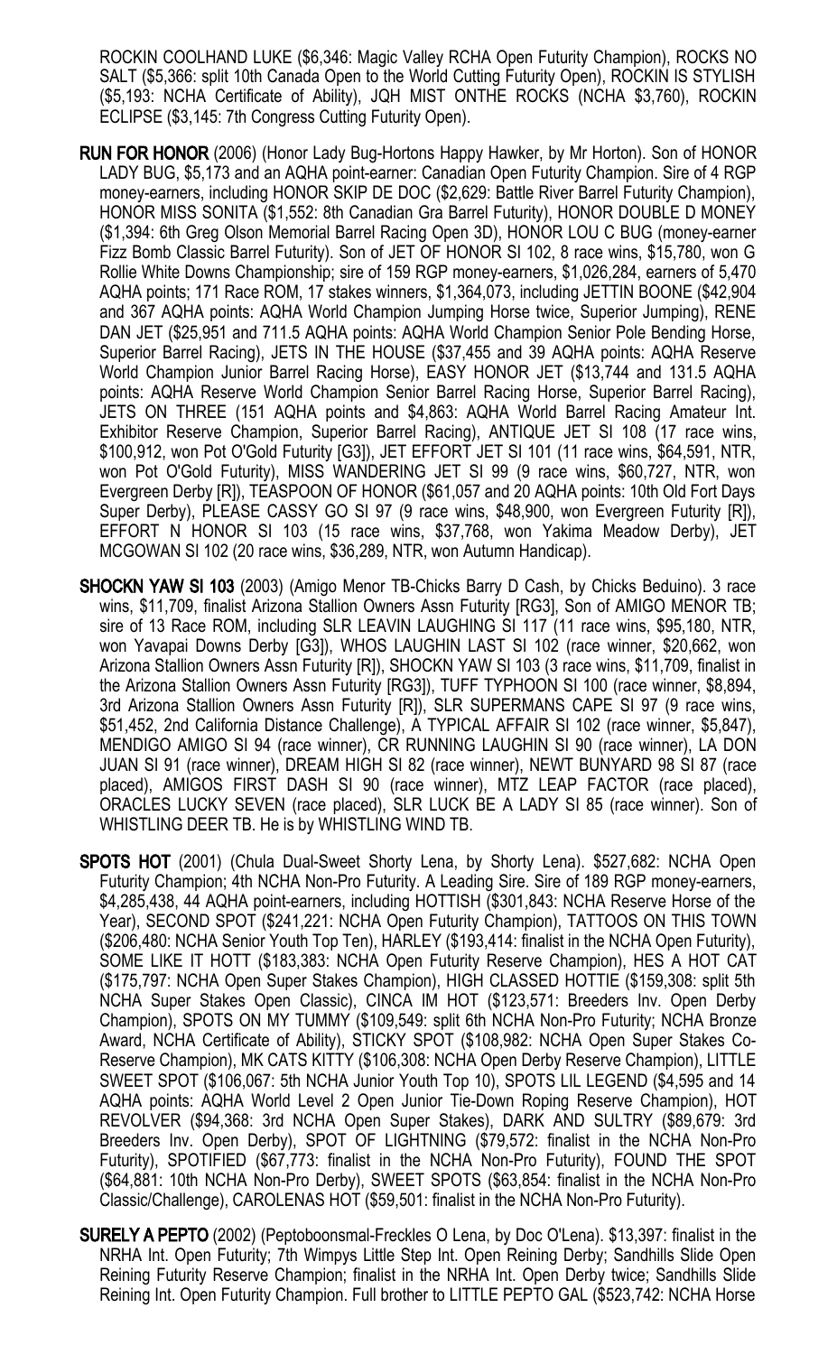ROCKIN COOLHAND LUKE ($6,346: Magic Valley RCHA Open Futurity Champion), ROCKS NO SALT ($5,366: split 10th Canada Open to the World Cutting Futurity Open), ROCKIN IS STYLISH ($5,193: NCHA Certificate of Ability), JQH MIST ONTHE ROCKS (NCHA $3,760), ROCKIN ECLIPSE ($3,145: 7th Congress Cutting Futurity Open).

**RUN FOR HONOR** (2006) (Honor Lady Bug-Hortons Happy Hawker, by Mr Horton). Son of HONOR LADY BUG, $5,173 and an AQHA point-earner: Canadian Open Futurity Champion. Sire of 4 RGP money-earners, including HONOR SKIP DE DOC ($2,629: Battle River Barrel Futurity Champion), HONOR MISS SONITA ($1,552: 8th Canadian Gra Barrel Futurity), HONOR DOUBLE D MONEY ($1,394: 6th Greg Olson Memorial Barrel Racing Open 3D), HONOR LOU C BUG (money-earner Fizz Bomb Classic Barrel Futurity). Son of JET OF HONOR SI 102, 8 race wins, $15,780, won G Rollie White Downs Championship; sire of 159 RGP money-earners, $1,026,284, earners of 5,470 AQHA points; 171 Race ROM, 17 stakes winners, $1,364,073, including JETTIN BOONE ($42,904 and 367 AQHA points: AQHA World Champion Jumping Horse twice, Superior Jumping), RENE DAN JET ($25,951 and 711.5 AQHA points: AQHA World Champion Senior Pole Bending Horse, Superior Barrel Racing), JETS IN THE HOUSE ($37,455 and 39 AQHA points: AQHA Reserve World Champion Junior Barrel Racing Horse), EASY HONOR JET ($13,744 and 131.5 AQHA points: AQHA Reserve World Champion Senior Barrel Racing Horse, Superior Barrel Racing), JETS ON THREE (151 AQHA points and $4,863: AQHA World Barrel Racing Amateur Int. Exhibitor Reserve Champion, Superior Barrel Racing), ANTIQUE JET SI 108 (17 race wins, $100,912, won Pot O'Gold Futurity [G3]), JET EFFORT JET SI 101 (11 race wins, $64,591, NTR, won Pot O'Gold Futurity), MISS WANDERING JET SI 99 (9 race wins, $60,727, NTR, won Evergreen Derby [R]), TEASPOON OF HONOR ($61,057 and 20 AQHA points: 10th Old Fort Days Super Derby), PLEASE CASSY GO SI 97 (9 race wins, $48,900, won Evergreen Futurity [R]), EFFORT N HONOR SI 103 (15 race wins, $37,768, won Yakima Meadow Derby), JET MCGOWAN SI 102 (20 race wins, $36,289, NTR, won Autumn Handicap).

**SHOCKN YAW SI 103** (2003) (Amigo Menor TB-Chicks Barry D Cash, by Chicks Beduino). 3 race wins, $11,709, finalist Arizona Stallion Owners Assn Futurity [RG3], Son of AMIGO MENOR TB; sire of 13 Race ROM, including SLR LEAVIN LAUGHING SI 117 (11 race wins, $95,180, NTR, won Yavapai Downs Derby [G3]), WHOS LAUGHIN LAST SI 102 (race winner, $20,662, won Arizona Stallion Owners Assn Futurity [R]), SHOCKN YAW SI 103 (3 race wins, $11,709, finalist in the Arizona Stallion Owners Assn Futurity [RG3]), TUFF TYPHOON SI 100 (race winner, $8,894, 3rd Arizona Stallion Owners Assn Futurity [R]), SLR SUPERMANS CAPE SI 97 (9 race wins, $51,452, 2nd California Distance Challenge), A TYPICAL AFFAIR SI 102 (race winner, $5,847), MENDIGO AMIGO SI 94 (race winner), CR RUNNING LAUGHIN SI 90 (race winner), LA DON JUAN SI 91 (race winner), DREAM HIGH SI 82 (race winner), NEWT BUNYARD 98 SI 87 (race placed), AMIGOS FIRST DASH SI 90 (race winner), MTZ LEAP FACTOR (race placed), ORACLES LUCKY SEVEN (race placed), SLR LUCK BE A LADY SI 85 (race winner). Son of WHISTLING DEER TB. He is by WHISTLING WIND TB.

**SPOTS HOT** (2001) (Chula Dual-Sweet Shorty Lena, by Shorty Lena). $527,682: NCHA Open Futurity Champion; 4th NCHA Non-Pro Futurity. A Leading Sire. Sire of 189 RGP money-earners, $4,285,438, 44 AQHA point-earners, including HOTTISH ($301,843: NCHA Reserve Horse of the Year), SECOND SPOT ($241,221: NCHA Open Futurity Champion), TATTOOS ON THIS TOWN ($206,480: NCHA Senior Youth Top Ten), HARLEY ($193,414: finalist in the NCHA Open Futurity), SOME LIKE IT HOTT ($183,383: NCHA Open Futurity Reserve Champion), HES A HOT CAT ($175,797: NCHA Open Super Stakes Champion), HIGH CLASSED HOTTIE ($159,308: split 5th NCHA Super Stakes Open Classic), CINCA IM HOT ($123,571: Breeders Inv. Open Derby Champion), SPOTS ON MY TUMMY ($109,549: split 6th NCHA Non-Pro Futurity; NCHA Bronze Award, NCHA Certificate of Ability), STICKY SPOT ($108,982: NCHA Open Super Stakes Co-Reserve Champion), MK CATS KITTY ($106,308: NCHA Open Derby Reserve Champion), LITTLE SWEET SPOT ($106,067: 5th NCHA Junior Youth Top 10), SPOTS LIL LEGEND ($4,595 and 14 AQHA points: AQHA World Level 2 Open Junior Tie-Down Roping Reserve Champion), HOT REVOLVER ($94,368: 3rd NCHA Open Super Stakes), DARK AND SULTRY ($89,679: 3rd Breeders Inv. Open Derby), SPOT OF LIGHTNING ($79,572: finalist in the NCHA Non-Pro Futurity), SPOTIFIED ($67,773: finalist in the NCHA Non-Pro Futurity), FOUND THE SPOT ($64,881: 10th NCHA Non-Pro Derby), SWEET SPOTS ($63,854: finalist in the NCHA Non-Pro Classic/Challenge), CAROLENAS HOT ($59,501: finalist in the NCHA Non-Pro Futurity).

**SURELY A PEPTO** (2002) (Peptoboonsmal-Freckles O Lena, by Doc O'Lena). $13,397: finalist in the NRHA Int. Open Futurity; 7th Wimpys Little Step Int. Open Reining Derby; Sandhills Slide Open Reining Futurity Reserve Champion; finalist in the NRHA Int. Open Derby twice; Sandhills Slide Reining Int. Open Futurity Champion. Full brother to LITTLE PEPTO GAL ($523,742: NCHA Horse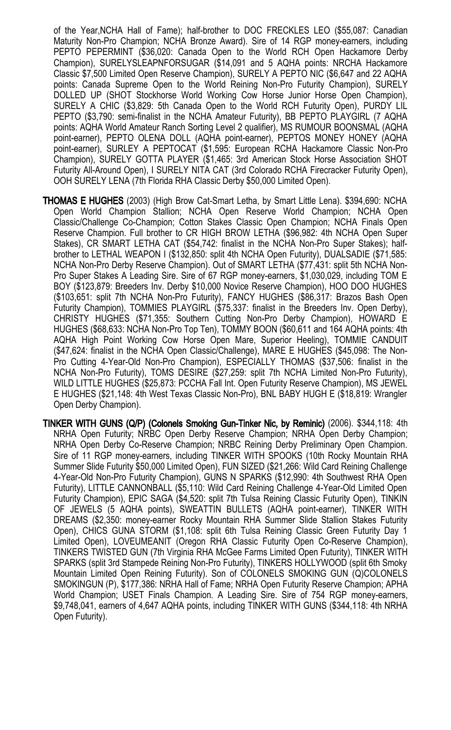of the Year,NCHA Hall of Fame); half-brother to DOC FRECKLES LEO ($55,087: Canadian Maturity Non-Pro Champion; NCHA Bronze Award). Sire of 14 RGP money-earners, including PEPTO PEPERMINT ($36,020: Canada Open to the World RCH Open Hackamore Derby Champion), SURELYSLEAPNFORSUGAR ($14,091 and 5 AQHA points: NRCHA Hackamore Classic $7,500 Limited Open Reserve Champion), SURELY A PEPTO NIC ($6,647 and 22 AQHA points: Canada Supreme Open to the World Reining Non-Pro Futurity Champion), SURELY DOLLED UP (SHOT Stockhorse World Working Cow Horse Junior Horse Open Champion), SURELY A CHIC ($3,829: 5th Canada Open to the World RCH Futurity Open), PURDY LIL PEPTO ($3,790: semi-finalist in the NCHA Amateur Futurity), BB PEPTO PLAYGIRL (7 AQHA points: AQHA World Amateur Ranch Sorting Level 2 qualifier), MS RUMOUR BOONSMAL (AQHA point-earner), PEPTO OLENA DOLL (AQHA point-earner), PEPTOS MONEY HONEY (AQHA point-earner), SURLEY A PEPTOCAT ($1,595: European RCHA Hackamore Classic Non-Pro Champion), SURELY GOTTA PLAYER ($1,465: 3rd American Stock Horse Association SHOT Futurity All-Around Open), I SURELY NITA CAT (3rd Colorado RCHA Firecracker Futurity Open), OOH SURELY LENA (7th Florida RHA Classic Derby $50,000 Limited Open).

**THOMAS E HUGHES** (2003) (High Brow Cat-Smart Letha, by Smart Little Lena). $394,690: NCHA Open World Champion Stallion; NCHA Open Reserve World Champion; NCHA Open Classic/Challenge Co-Champion; Cotton Stakes Classic Open Champion; NCHA Finals Open Reserve Champion. Full brother to CR HIGH BROW LETHA ($96,982: 4th NCHA Open Super Stakes), CR SMART LETHA CAT ($54,742: finalist in the NCHA Non-Pro Super Stakes); half-brother to LETHAL WEAPON I ($132,850: split 4th NCHA Open Futurity), DUALSADIE ($71,585: NCHA Non-Pro Derby Reserve Champion). Out of SMART LETHA ($77,431: split 5th NCHA Non-Pro Super Stakes A Leading Sire. Sire of 67 RGP money-earners, $1,030,029, including TOM E BOY ($123,879: Breeders Inv. Derby $10,000 Novice Reserve Champion), HOO DOO HUGHES ($103,651: split 7th NCHA Non-Pro Futurity), FANCY HUGHES ($86,317: Brazos Bash Open Futurity Champion), TOMMIES PLAYGIRL ($75,337: finalist in the Breeders Inv. Open Derby), CHRISTY HUGHES ($71,355: Southern Cutting Non-Pro Derby Champion), HOWARD E HUGHES ($68,633: NCHA Non-Pro Top Ten), TOMMY BOON ($60,611 and 164 AQHA points: 4th AQHA High Point Working Cow Horse Open Mare, Superior Heeling), TOMMIE CANDUIT ($47,624: finalist in the NCHA Open Classic/Challenge), MARE E HUGHES ($45,098: The Non-Pro Cutting 4-Year-Old Non-Pro Champion), ESPECIALLY THOMAS ($37,506: finalist in the NCHA Non-Pro Futurity), TOMS DESIRE ($27,259: split 7th NCHA Limited Non-Pro Futurity), WILD LITTLE HUGHES ($25,873: PCCHA Fall Int. Open Futurity Reserve Champion), MS JEWEL E HUGHES ($21,148: 4th West Texas Classic Non-Pro), BNL BABY HUGH E ($18,819: Wrangler Open Derby Champion).

**TINKER WITH GUNS (Q/P) (Colonels Smoking Gun-Tinker Nic, by Reminic)** (2006). $344,118: 4th NRHA Open Futurity; NRBC Open Derby Reserve Champion; NRHA Open Derby Champion; NRHA Open Derby Co-Reserve Champion; NRBC Reining Derby Preliminary Open Champion. Sire of 11 RGP money-earners, including TINKER WITH SPOOKS (10th Rocky Mountain RHA Summer Slide Futurity $50,000 Limited Open), FUN SIZED ($21,266: Wild Card Reining Challenge 4-Year-Old Non-Pro Futurity Champion), GUNS N SPARKS ($12,990: 4th Southwest RHA Open Futurity), LITTLE CANNONBALL ($5,110: Wild Card Reining Challenge 4-Year-Old Limited Open Futurity Champion), EPIC SAGA ($4,520: split 7th Tulsa Reining Classic Futurity Open), TINKIN OF JEWELS (5 AQHA points), SWEATTIN BULLETS (AQHA point-earner), TINKER WITH DREAMS ($2,350: money-earner Rocky Mountain RHA Summer Slide Stallion Stakes Futurity Open), CHICS GUNA STORM ($1,108: split 6th Tulsa Reining Classic Green Futurity Day 1 Limited Open), LOVEUMEANIT (Oregon RHA Classic Futurity Open Co-Reserve Champion), TINKERS TWISTED GUN (7th Virginia RHA McGee Farms Limited Open Futurity), TINKER WITH SPARKS (split 3rd Stampede Reining Non-Pro Futurity), TINKERS HOLLYWOOD (split 6th Smoky Mountain Limited Open Reining Futurity). Son of COLONELS SMOKING GUN (Q)COLONELS SMOKINGUN (P), $177,386: NRHA Hall of Fame; NRHA Open Futurity Reserve Champion; APHA World Champion; USET Finals Champion. A Leading Sire. Sire of 754 RGP money-earners, $9,748,041, earners of 4,647 AQHA points, including TINKER WITH GUNS ($344,118: 4th NRHA Open Futurity).